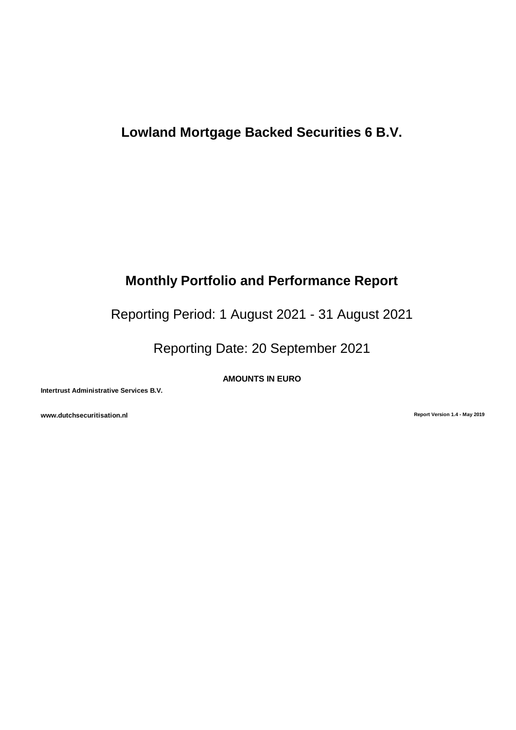# Lowland Mortgage Backed Securities 6 B.V.

## Monthly Portfolio and Performance Report

Reporting Period: 1 August 2021 - 31 August 2021

Reporting Date: 20 September 2021

**AMOUNTS IN EURO**

**Intertrust Administrative Services B.V.**

**www.dutchsecuritisation.nl**

**Report Version 1.4 - May 2019**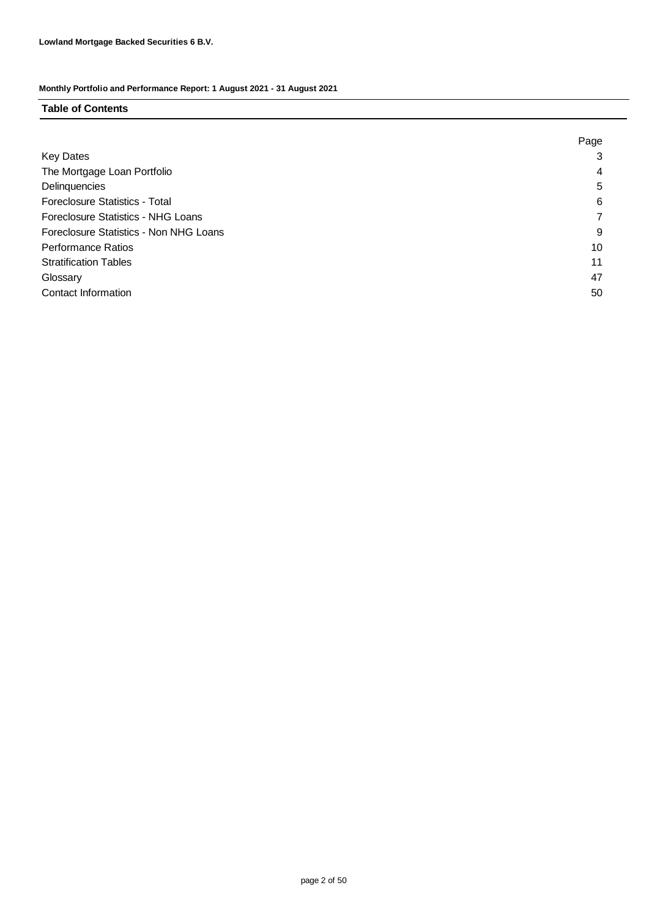**Lowland Mortgage Backed Securities 6 B.V.**

**Monthly Portfolio and Performance Report: 1 August 2021 - 31 August 2021**

## Table of Contents

| | Page |
|---|---|
| Key Dates | 3 |
| The Mortgage Loan Portfolio | 4 |
| Delinquencies | 5 |
| Foreclosure Statistics - Total | 6 |
| Foreclosure Statistics - NHG Loans | 7 |
| Foreclosure Statistics - Non NHG Loans | 9 |
| Performance Ratios | 10 |
| Stratification Tables | 11 |
| Glossary | 47 |
| Contact Information | 50 |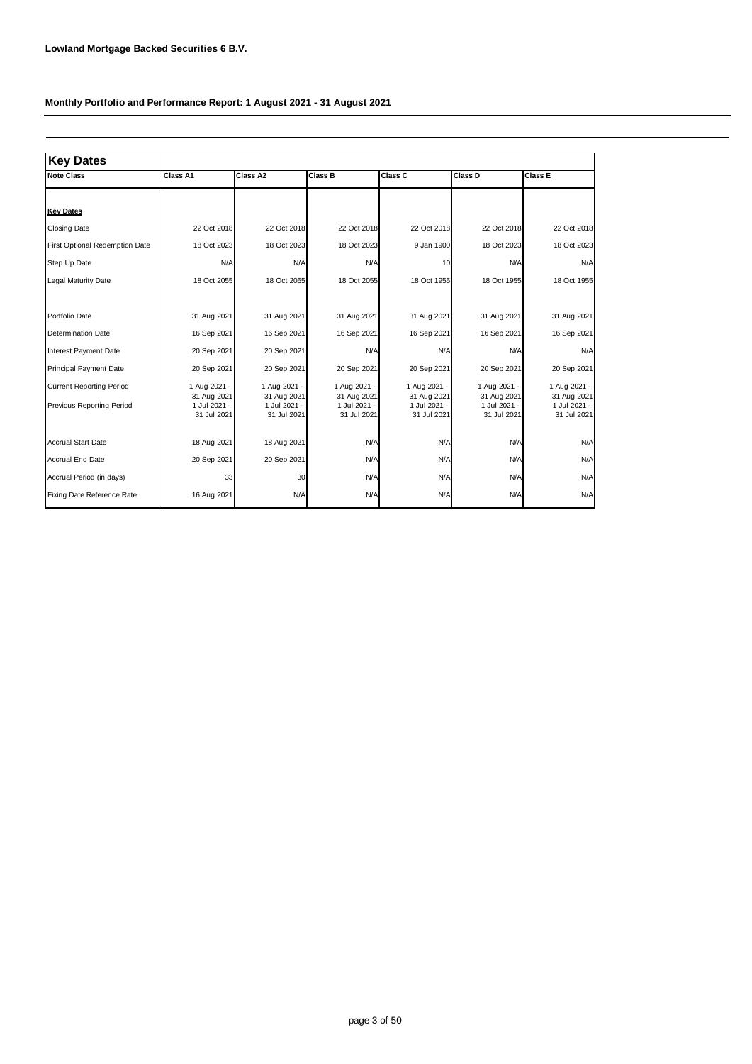**Lowland Mortgage Backed Securities 6 B.V.**

**Monthly Portfolio and Performance Report: 1 August 2021 - 31 August 2021**

| **Key Dates** | | | | | | |
|---|---|---|---|---|---|---|
| **Note Class** | **Class A1** | **Class A2** | **Class B** | **Class C** | **Class D** | **Class E** |
| **Key Dates** | | | | | | |
| Closing Date | 22 Oct 2018 | 22 Oct 2018 | 22 Oct 2018 | 22 Oct 2018 | 22 Oct 2018 | 22 Oct 2018 |
| First Optional Redemption Date | 18 Oct 2023 | 18 Oct 2023 | 18 Oct 2023 | 9 Jan 1900 | 18 Oct 2023 | 18 Oct 2023 |
| Step Up Date | N/A | N/A | N/A | 10 | N/A | N/A |
| Legal Maturity Date | 18 Oct 2055 | 18 Oct 2055 | 18 Oct 2055 | 18 Oct 1955 | 18 Oct 1955 | 18 Oct 1955 |
| Portfolio Date | 31 Aug 2021 | 31 Aug 2021 | 31 Aug 2021 | 31 Aug 2021 | 31 Aug 2021 | 31 Aug 2021 |
| Determination Date | 16 Sep 2021 | 16 Sep 2021 | 16 Sep 2021 | 16 Sep 2021 | 16 Sep 2021 | 16 Sep 2021 |
| Interest Payment Date | 20 Sep 2021 | 20 Sep 2021 | N/A | N/A | N/A | N/A |
| Principal Payment Date | 20 Sep 2021 | 20 Sep 2021 | 20 Sep 2021 | 20 Sep 2021 | 20 Sep 2021 | 20 Sep 2021 |
| Current Reporting Period | 1 Aug 2021 - 31 Aug 2021 | 1 Aug 2021 - 31 Aug 2021 | 1 Aug 2021 - 31 Aug 2021 | 1 Aug 2021 - 31 Aug 2021 | 1 Aug 2021 - 31 Aug 2021 | 1 Aug 2021 - 31 Aug 2021 |
| Previous Reporting Period | 1 Jul 2021 - 31 Jul 2021 | 1 Jul 2021 - 31 Jul 2021 | 1 Jul 2021 - 31 Jul 2021 | 1 Jul 2021 - 31 Jul 2021 | 1 Jul 2021 - 31 Jul 2021 | 1 Jul 2021 - 31 Jul 2021 |
| Accrual Start Date | 18 Aug 2021 | 18 Aug 2021 | N/A | N/A | N/A | N/A |
| Accrual End Date | 20 Sep 2021 | 20 Sep 2021 | N/A | N/A | N/A | N/A |
| Accrual Period (in days) | 33 | 30 | N/A | N/A | N/A | N/A |
| Fixing Date Reference Rate | 16 Aug 2021 | N/A | N/A | N/A | N/A | N/A |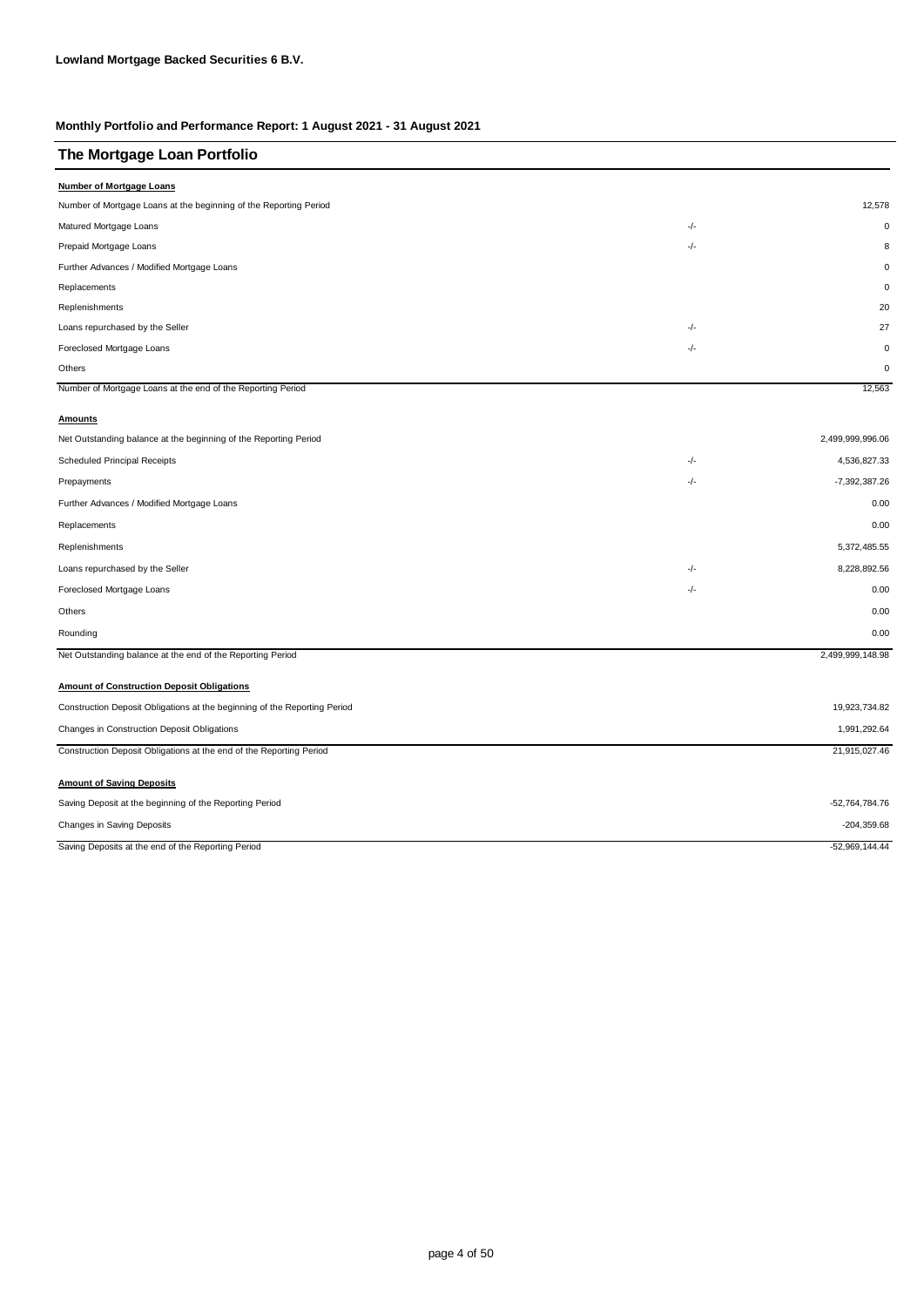**Lowland Mortgage Backed Securities 6 B.V.**

**Monthly Portfolio and Performance Report: 1 August 2021 - 31 August 2021**

## The Mortgage Loan Portfolio

**Number of Mortgage Loans**

| | | |
|---|---|---|
| Number of Mortgage Loans at the beginning of the Reporting Period | | 12,578 |
| Matured Mortgage Loans | -/- | 0 |
| Prepaid Mortgage Loans | -/- | 8 |
| Further Advances / Modified Mortgage Loans | | 0 |
| Replacements | | 0 |
| Replenishments | | 20 |
| Loans repurchased by the Seller | -/- | 27 |
| Foreclosed Mortgage Loans | -/- | 0 |
| Others | | 0 |
| Number of Mortgage Loans at the end of the Reporting Period | | 12,563 |

**Amounts**

| | | |
|---|---|---|
| Net Outstanding balance at the beginning of the Reporting Period | | 2,499,999,996.06 |
| Scheduled Principal Receipts | -/- | 4,536,827.33 |
| Prepayments | -/- | -7,392,387.26 |
| Further Advances / Modified Mortgage Loans | | 0.00 |
| Replacements | | 0.00 |
| Replenishments | | 5,372,485.55 |
| Loans repurchased by the Seller | -/- | 8,228,892.56 |
| Foreclosed Mortgage Loans | -/- | 0.00 |
| Others | | 0.00 |
| Rounding | | 0.00 |
| Net Outstanding balance at the end of the Reporting Period | | 2,499,999,148.98 |

**Amount of Construction Deposit Obligations**

| | |
|---|---|
| Construction Deposit Obligations at the beginning of the Reporting Period | 19,923,734.82 |
| Changes in Construction Deposit Obligations | 1,991,292.64 |
| Construction Deposit Obligations at the end of the Reporting Period | 21,915,027.46 |

**Amount of Saving Deposits**

| | |
|---|---|
| Saving Deposit at the beginning of the Reporting Period | -52,764,784.76 |
| Changes in Saving Deposits | -204,359.68 |
| Saving Deposits at the end of the Reporting Period | -52,969,144.44 |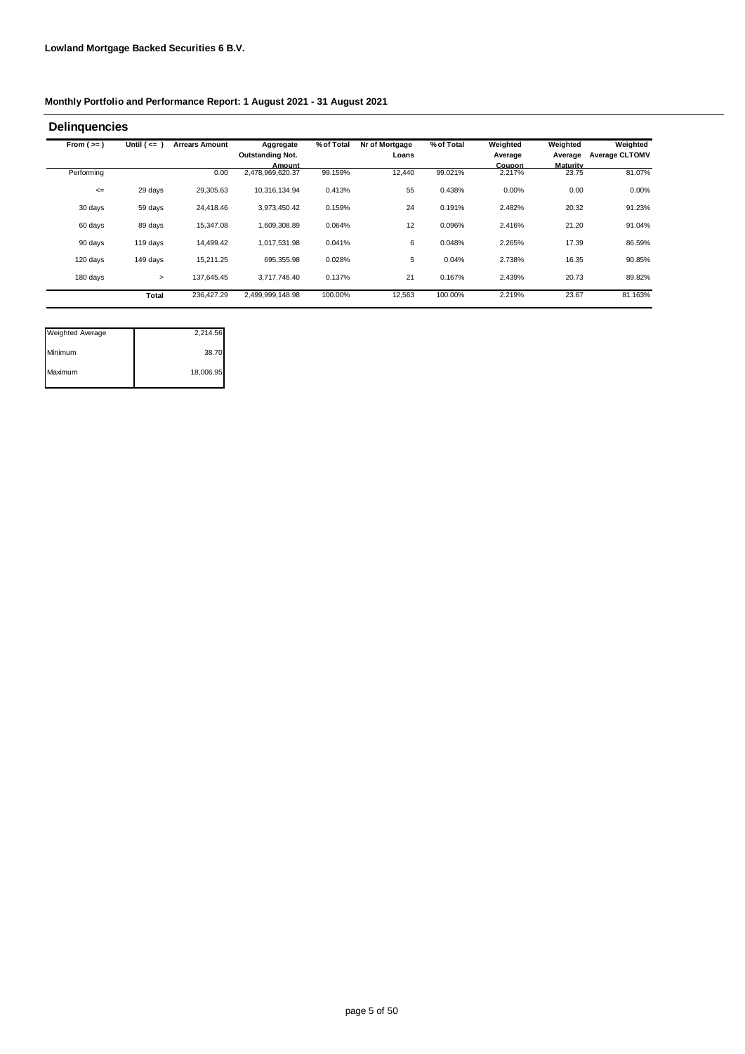**Lowland Mortgage Backed Securities 6 B.V.**

**Monthly Portfolio and Performance Report: 1 August 2021 - 31 August 2021**

## Delinquencies

| From ( >= ) | Until ( <= ) | Arrears Amount | Aggregate Outstanding Not. Amount | % of Total | Nr of Mortgage Loans | % of Total | Weighted Average Coupon | Weighted Average Maturity | Weighted Average CLTOMV |
|---|---|---|---|---|---|---|---|---|---|
| Performing | | 0.00 | 2,478,969,620.37 | 99.159% | 12,440 | 99.021% | 2.217% | 23.75 | 81.07% |
| <= | 29 days | 29,305.63 | 10,316,134.94 | 0.413% | 55 | 0.438% | 0.00% | 0.00 | 0.00% |
| 30 days | 59 days | 24,418.46 | 3,973,450.42 | 0.159% | 24 | 0.191% | 2.482% | 20.32 | 91.23% |
| 60 days | 89 days | 15,347.08 | 1,609,308.89 | 0.064% | 12 | 0.096% | 2.416% | 21.20 | 91.04% |
| 90 days | 119 days | 14,499.42 | 1,017,531.98 | 0.041% | 6 | 0.048% | 2.265% | 17.39 | 86.59% |
| 120 days | 149 days | 15,211.25 | 695,355.98 | 0.028% | 5 | 0.04% | 2.738% | 16.35 | 90.85% |
| 180 days | > | 137,645.45 | 3,717,746.40 | 0.137% | 21 | 0.167% | 2.439% | 20.73 | 89.82% |
| | **Total** | 236,427.29 | 2,499,999,148.98 | 100.00% | 12,563 | 100.00% | 2.219% | 23.67 | 81.163% |

| | |
|---|---|
| Weighted Average | 2,214.56 |
| Minimum | 38.70 |
| Maximum | 18,006.95 |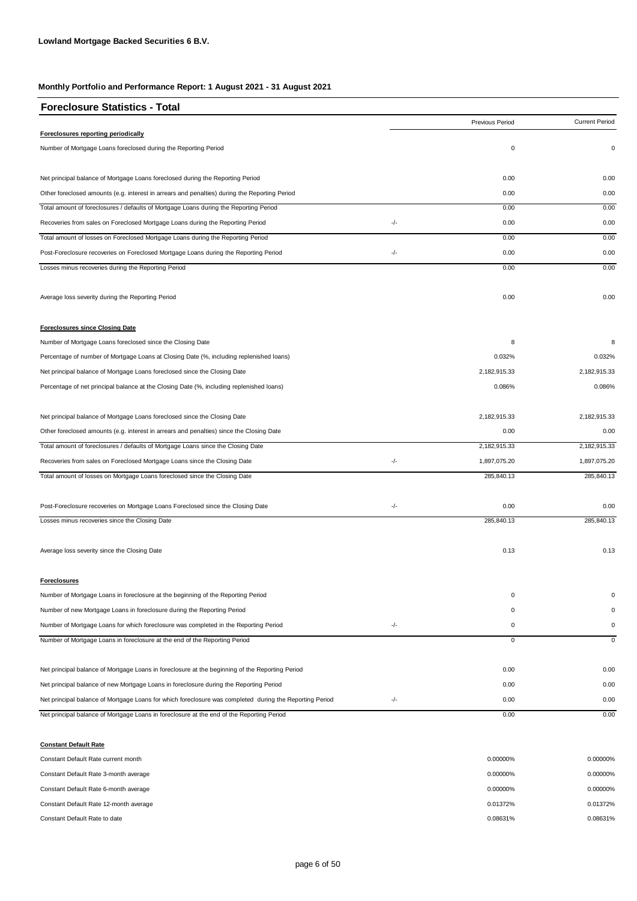**Lowland Mortgage Backed Securities 6 B.V.**

**Monthly Portfolio and Performance Report: 1 August 2021 - 31 August 2021**

## Foreclosure Statistics - Total

| | | Previous Period | Current Period |
|---|---|---|---|
| **Foreclosures reporting periodically** | | | |
| Number of Mortgage Loans foreclosed during the Reporting Period | | 0 | 0 |
| Net principal balance of Mortgage Loans foreclosed during the Reporting Period | | 0.00 | 0.00 |
| Other foreclosed amounts (e.g. interest in arrears and penalties) during the Reporting Period | | 0.00 | 0.00 |
| Total amount of foreclosures / defaults of Mortgage Loans during the Reporting Period | | 0.00 | 0.00 |
| Recoveries from sales on Foreclosed Mortgage Loans during the Reporting Period | -/- | 0.00 | 0.00 |
| Total amount of losses on Foreclosed Mortgage Loans during the Reporting Period | | 0.00 | 0.00 |
| Post-Foreclosure recoveries on Foreclosed Mortgage Loans during the Reporting Period | -/- | 0.00 | 0.00 |
| Losses minus recoveries during the Reporting Period | | 0.00 | 0.00 |
| Average loss severity during the Reporting Period | | 0.00 | 0.00 |
| **Foreclosures since Closing Date** | | | |
| Number of Mortgage Loans foreclosed since the Closing Date | | 8 | 8 |
| Percentage of number of Mortgage Loans at Closing Date (%, including replenished loans) | | 0.032% | 0.032% |
| Net principal balance of Mortgage Loans foreclosed since the Closing Date | | 2,182,915.33 | 2,182,915.33 |
| Percentage of net principal balance at the Closing Date (%, including replenished loans) | | 0.086% | 0.086% |
| Net principal balance of Mortgage Loans foreclosed since the Closing Date | | 2,182,915.33 | 2,182,915.33 |
| Other foreclosed amounts (e.g. interest in arrears and penalties) since the Closing Date | | 0.00 | 0.00 |
| Total amount of foreclosures / defaults of Mortgage Loans since the Closing Date | | 2,182,915.33 | 2,182,915.33 |
| Recoveries from sales on Foreclosed Mortgage Loans since the Closing Date | -/- | 1,897,075.20 | 1,897,075.20 |
| Total amount of losses on Mortgage Loans foreclosed since the Closing Date | | 285,840.13 | 285,840.13 |
| Post-Foreclosure recoveries on Mortgage Loans Foreclosed since the Closing Date | -/- | 0.00 | 0.00 |
| Losses minus recoveries since the Closing Date | | 285,840.13 | 285,840.13 |
| Average loss severity since the Closing Date | | 0.13 | 0.13 |
| **Foreclosures** | | | |
| Number of Mortgage Loans in foreclosure at the beginning of the Reporting Period | | 0 | 0 |
| Number of new Mortgage Loans in foreclosure during the Reporting Period | | 0 | 0 |
| Number of Mortgage Loans for which foreclosure was completed in the Reporting Period | -/- | 0 | 0 |
| Number of Mortgage Loans in foreclosure at the end of the Reporting Period | | 0 | 0 |
| Net principal balance of Mortgage Loans in foreclosure at the beginning of the Reporting Period | | 0.00 | 0.00 |
| Net principal balance of new Mortgage Loans in foreclosure during the Reporting Period | | 0.00 | 0.00 |
| Net principal balance of Mortgage Loans for which foreclosure was completed during the Reporting Period | -/- | 0.00 | 0.00 |
| Net principal balance of Mortgage Loans in foreclosure at the end of the Reporting Period | | 0.00 | 0.00 |
| **Constant Default Rate** | | | |
| Constant Default Rate current month | | 0.00000% | 0.00000% |
| Constant Default Rate 3-month average | | 0.00000% | 0.00000% |
| Constant Default Rate 6-month average | | 0.00000% | 0.00000% |
| Constant Default Rate 12-month average | | 0.01372% | 0.01372% |
| Constant Default Rate to date | | 0.08631% | 0.08631% |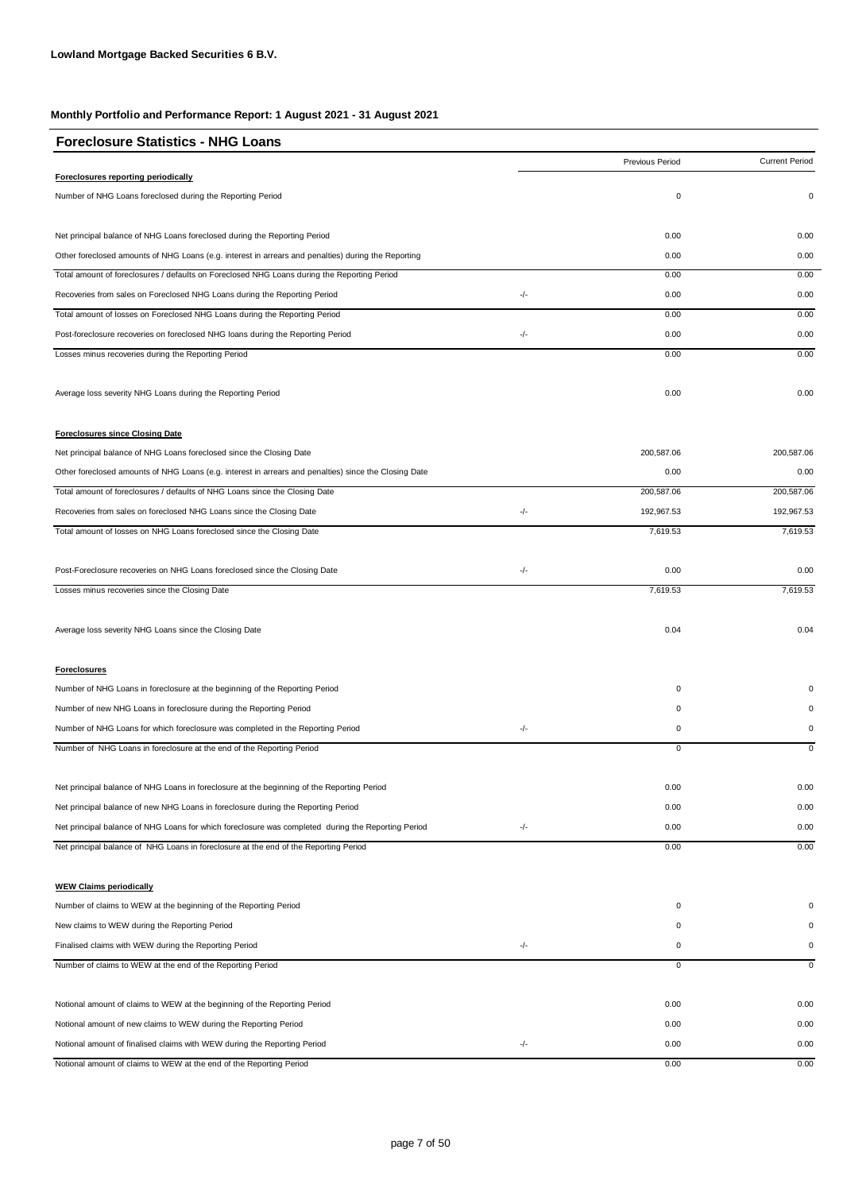**Lowland Mortgage Backed Securities 6 B.V.**

**Monthly Portfolio and Performance Report: 1 August 2021 - 31 August 2021**

## Foreclosure Statistics - NHG Loans

| | | Previous Period | Current Period |
|---|---|---|---|
| **Foreclosures reporting periodically** | | | |
| Number of NHG Loans foreclosed during the Reporting Period | | 0 | 0 |
| Net principal balance of NHG Loans foreclosed during the Reporting Period | | 0.00 | 0.00 |
| Other foreclosed amounts of NHG Loans (e.g. interest in arrears and penalties) during the Reporting | | 0.00 | 0.00 |
| Total amount of foreclosures / defaults on Foreclosed NHG Loans during the Reporting Period | | 0.00 | 0.00 |
| Recoveries from sales on Foreclosed NHG Loans during the Reporting Period | -/- | 0.00 | 0.00 |
| Total amount of losses on Foreclosed NHG Loans during the Reporting Period | | 0.00 | 0.00 |
| Post-foreclosure recoveries on foreclosed NHG loans during the Reporting Period | -/- | 0.00 | 0.00 |
| Losses minus recoveries during the Reporting Period | | 0.00 | 0.00 |
| Average loss severity NHG Loans during the Reporting Period | | 0.00 | 0.00 |
| **Foreclosures since Closing Date** | | | |
| Net principal balance of NHG Loans foreclosed since the Closing Date | | 200,587.06 | 200,587.06 |
| Other foreclosed amounts of NHG Loans (e.g. interest in arrears and penalties) since the Closing Date | | 0.00 | 0.00 |
| Total amount of foreclosures / defaults of NHG Loans since the Closing Date | | 200,587.06 | 200,587.06 |
| Recoveries from sales on foreclosed NHG Loans since the Closing Date | -/- | 192,967.53 | 192,967.53 |
| Total amount of losses on NHG Loans foreclosed since the Closing Date | | 7,619.53 | 7,619.53 |
| Post-Foreclosure recoveries on NHG Loans foreclosed since the Closing Date | -/- | 0.00 | 0.00 |
| Losses minus recoveries since the Closing Date | | 7,619.53 | 7,619.53 |
| Average loss severity NHG Loans since the Closing Date | | 0.04 | 0.04 |
| **Foreclosures** | | | |
| Number of NHG Loans in foreclosure at the beginning of the Reporting Period | | 0 | 0 |
| Number of new NHG Loans in foreclosure during the Reporting Period | | 0 | 0 |
| Number of NHG Loans for which foreclosure was completed in the Reporting Period | -/- | 0 | 0 |
| Number of NHG Loans in foreclosure at the end of the Reporting Period | | 0 | 0 |
| Net principal balance of NHG Loans in foreclosure at the beginning of the Reporting Period | | 0.00 | 0.00 |
| Net principal balance of new NHG Loans in foreclosure during the Reporting Period | | 0.00 | 0.00 |
| Net principal balance of NHG Loans for which foreclosure was completed during the Reporting Period | -/- | 0.00 | 0.00 |
| Net principal balance of NHG Loans in foreclosure at the end of the Reporting Period | | 0.00 | 0.00 |
| **WEW Claims periodically** | | | |
| Number of claims to WEW at the beginning of the Reporting Period | | 0 | 0 |
| New claims to WEW during the Reporting Period | | 0 | 0 |
| Finalised claims with WEW during the Reporting Period | -/- | 0 | 0 |
| Number of claims to WEW at the end of the Reporting Period | | 0 | 0 |
| Notional amount of claims to WEW at the beginning of the Reporting Period | | 0.00 | 0.00 |
| Notional amount of new claims to WEW during the Reporting Period | | 0.00 | 0.00 |
| Notional amount of finalised claims with WEW during the Reporting Period | -/- | 0.00 | 0.00 |
| Notional amount of claims to WEW at the end of the Reporting Period | | 0.00 | 0.00 |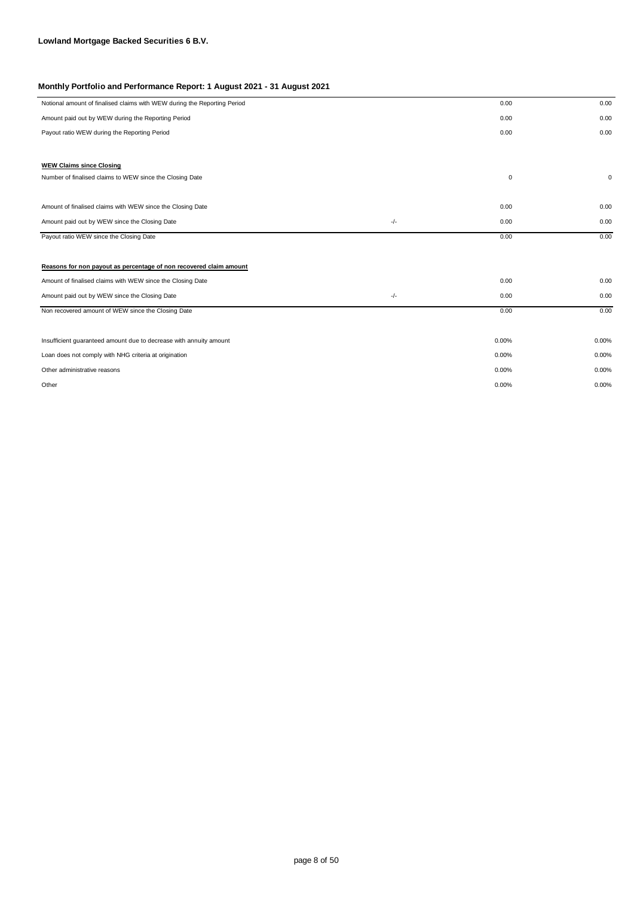**Lowland Mortgage Backed Securities 6 B.V.**

**Monthly Portfolio and Performance Report: 1 August 2021 - 31 August 2021**

| | | | |
|---|---|---|---|
| Notional amount of finalised claims with WEW during the Reporting Period | | 0.00 | 0.00 |
| Amount paid out by WEW during the Reporting Period | | 0.00 | 0.00 |
| Payout ratio WEW during the Reporting Period | | 0.00 | 0.00 |
| | | | |
| **WEW Claims since Closing** | | | |
| Number of finalised claims to WEW since the Closing Date | | 0 | 0 |
| | | | |
| Amount of finalised claims with WEW since the Closing Date | | 0.00 | 0.00 |
| Amount paid out by WEW since the Closing Date | -/- | 0.00 | 0.00 |
| Payout ratio WEW since the Closing Date | | 0.00 | 0.00 |
| | | | |
| **Reasons for non payout as percentage of non recovered claim amount** | | | |
| Amount of finalised claims with WEW since the Closing Date | | 0.00 | 0.00 |
| Amount paid out by WEW since the Closing Date | -/- | 0.00 | 0.00 |
| Non recovered amount of WEW since the Closing Date | | 0.00 | 0.00 |
| | | | |
| Insufficient guaranteed amount due to decrease with annuity amount | | 0.00% | 0.00% |
| Loan does not comply with NHG criteria at origination | | 0.00% | 0.00% |
| Other administrative reasons | | 0.00% | 0.00% |
| Other | | 0.00% | 0.00% |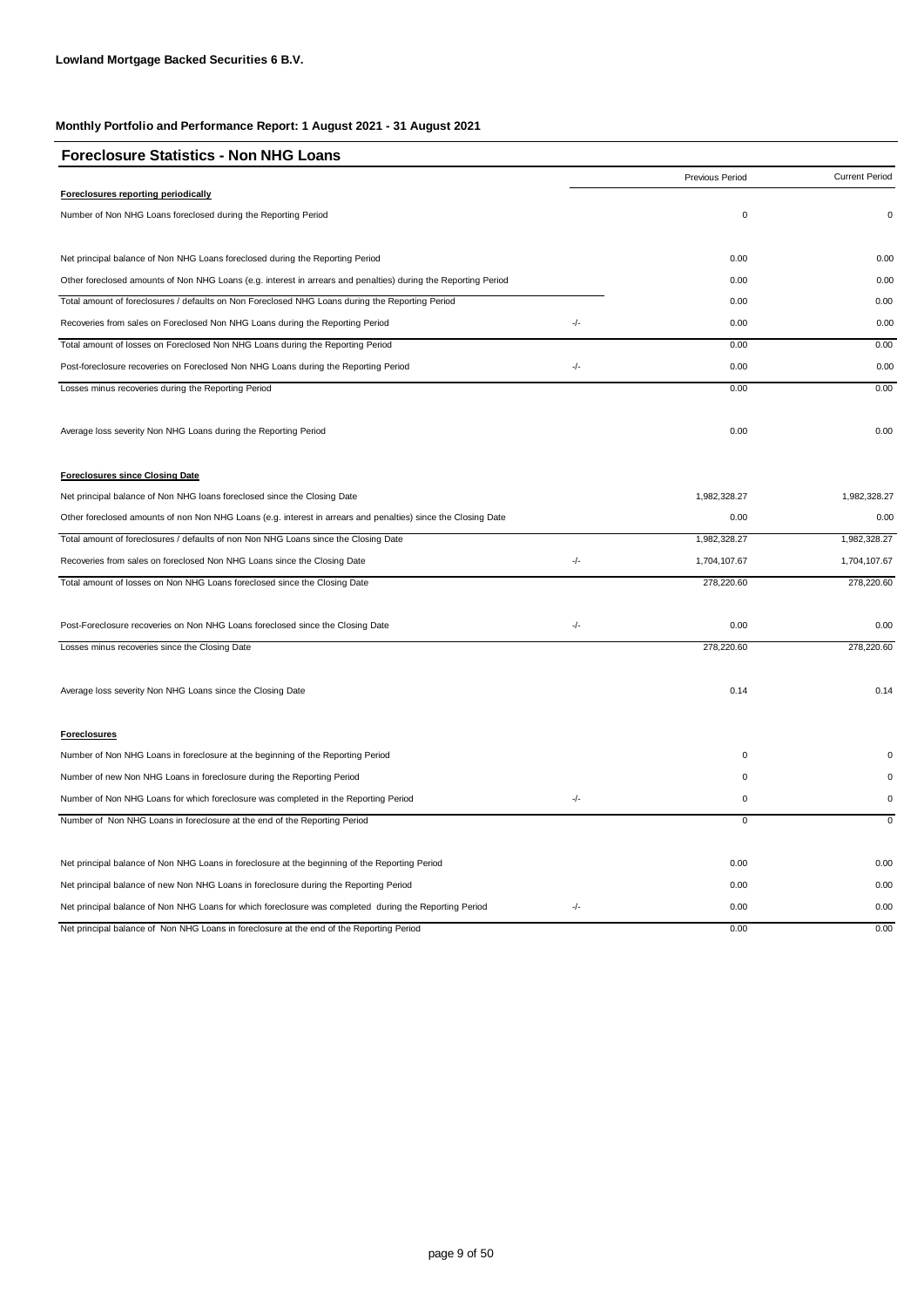**Lowland Mortgage Backed Securities 6 B.V.**

**Monthly Portfolio and Performance Report: 1 August 2021 - 31 August 2021**

## Foreclosure Statistics - Non NHG Loans

| | | Previous Period | Current Period |
|---|---|---|---|
| **Foreclosures reporting periodically** | | | |
| Number of Non NHG Loans foreclosed during the Reporting Period | | 0 | 0 |
| Net principal balance of Non NHG Loans foreclosed during the Reporting Period | | 0.00 | 0.00 |
| Other foreclosed amounts of Non NHG Loans (e.g. interest in arrears and penalties) during the Reporting Period | | 0.00 | 0.00 |
| Total amount of foreclosures / defaults on Non Foreclosed NHG Loans during the Reporting Period | | 0.00 | 0.00 |
| Recoveries from sales on Foreclosed Non NHG Loans during the Reporting Period | -/- | 0.00 | 0.00 |
| Total amount of losses on Foreclosed Non NHG Loans during the Reporting Period | | 0.00 | 0.00 |
| Post-foreclosure recoveries on Foreclosed Non NHG Loans during the Reporting Period | -/- | 0.00 | 0.00 |
| Losses minus recoveries during the Reporting Period | | 0.00 | 0.00 |
| Average loss severity Non NHG Loans during the Reporting Period | | 0.00 | 0.00 |
| **Foreclosures since Closing Date** | | | |
| Net principal balance of Non NHG loans foreclosed since the Closing Date | | 1,982,328.27 | 1,982,328.27 |
| Other foreclosed amounts of non Non NHG Loans (e.g. interest in arrears and penalties) since the Closing Date | | 0.00 | 0.00 |
| Total amount of foreclosures / defaults of non Non NHG Loans since the Closing Date | | 1,982,328.27 | 1,982,328.27 |
| Recoveries from sales on foreclosed Non NHG Loans since the Closing Date | -/- | 1,704,107.67 | 1,704,107.67 |
| Total amount of losses on Non NHG Loans foreclosed since the Closing Date | | 278,220.60 | 278,220.60 |
| Post-Foreclosure recoveries on Non NHG Loans foreclosed since the Closing Date | -/- | 0.00 | 0.00 |
| Losses minus recoveries since the Closing Date | | 278,220.60 | 278,220.60 |
| Average loss severity Non NHG Loans since the Closing Date | | 0.14 | 0.14 |
| **Foreclosures** | | | |
| Number of Non NHG Loans in foreclosure at the beginning of the Reporting Period | | 0 | 0 |
| Number of new Non NHG Loans in foreclosure during the Reporting Period | | 0 | 0 |
| Number of Non NHG Loans for which foreclosure was completed in the Reporting Period | -/- | 0 | 0 |
| Number of Non NHG Loans in foreclosure at the end of the Reporting Period | | 0 | 0 |
| Net principal balance of Non NHG Loans in foreclosure at the beginning of the Reporting Period | | 0.00 | 0.00 |
| Net principal balance of new Non NHG Loans in foreclosure during the Reporting Period | | 0.00 | 0.00 |
| Net principal balance of Non NHG Loans for which foreclosure was completed during the Reporting Period | -/- | 0.00 | 0.00 |
| Net principal balance of Non NHG Loans in foreclosure at the end of the Reporting Period | | 0.00 | 0.00 |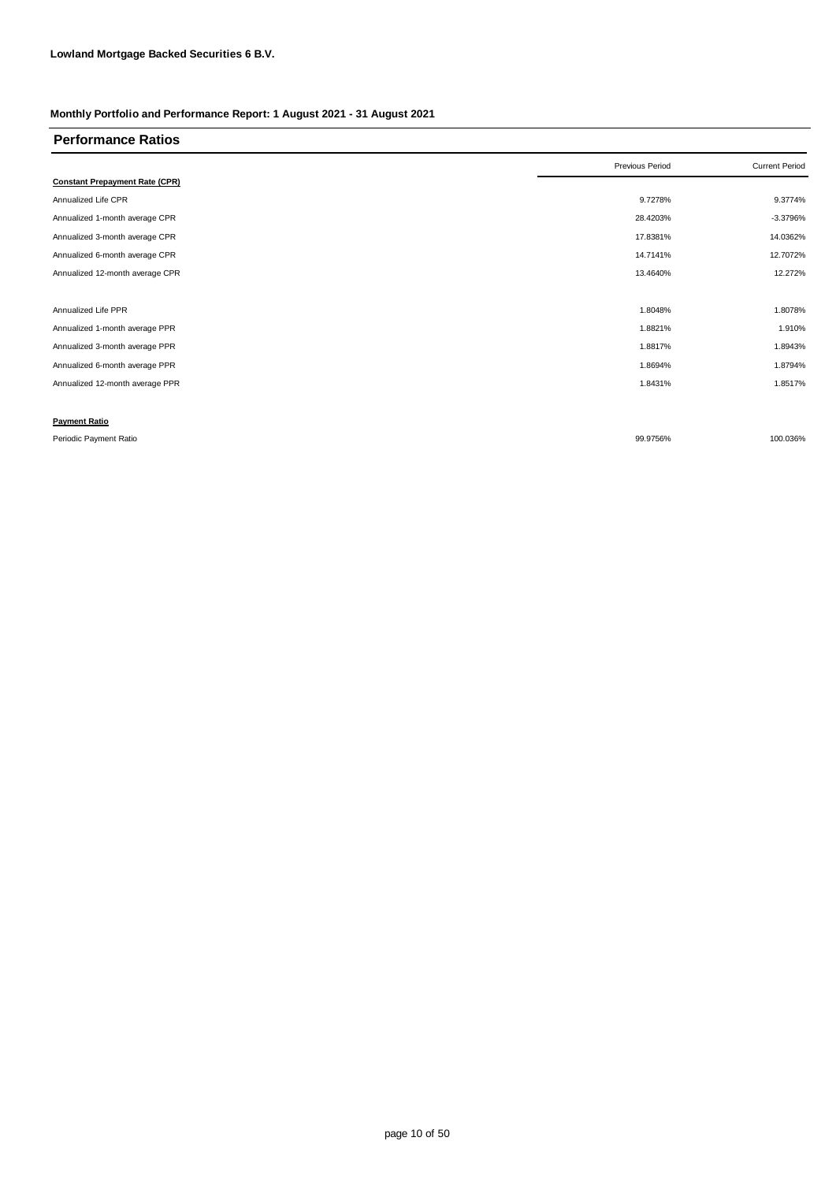**Lowland Mortgage Backed Securities 6 B.V.**

**Monthly Portfolio and Performance Report: 1 August 2021 - 31 August 2021**

## Performance Ratios

| | Previous Period | Current Period |
|---|---|---|
| **Constant Prepayment Rate (CPR)** | | |
| Annualized Life CPR | 9.7278% | 9.3774% |
| Annualized 1-month average CPR | 28.4203% | -3.3796% |
| Annualized 3-month average CPR | 17.8381% | 14.0362% |
| Annualized 6-month average CPR | 14.7141% | 12.7072% |
| Annualized 12-month average CPR | 13.4640% | 12.272% |
| | | |
| Annualized Life PPR | 1.8048% | 1.8078% |
| Annualized 1-month average PPR | 1.8821% | 1.910% |
| Annualized 3-month average PPR | 1.8817% | 1.8943% |
| Annualized 6-month average PPR | 1.8694% | 1.8794% |
| Annualized 12-month average PPR | 1.8431% | 1.8517% |
| | | |
| **Payment Ratio** | | |
| Periodic Payment Ratio | 99.9756% | 100.036% |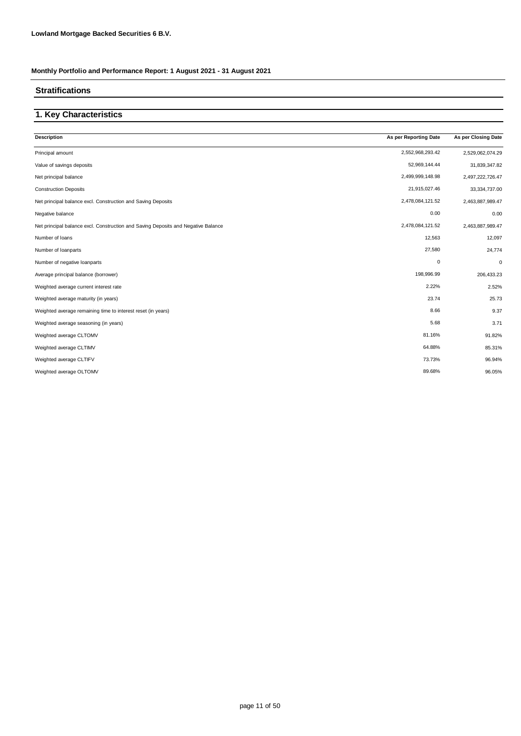**Lowland Mortgage Backed Securities 6 B.V.**

**Monthly Portfolio and Performance Report: 1 August 2021 - 31 August 2021**

## Stratifications

## 1. Key Characteristics

| Description | As per Reporting Date | As per Closing Date |
|---|---|---|
| Principal amount | 2,552,968,293.42 | 2,529,062,074.29 |
| Value of savings deposits | 52,969,144.44 | 31,839,347.82 |
| Net principal balance | 2,499,999,148.98 | 2,497,222,726.47 |
| Construction Deposits | 21,915,027.46 | 33,334,737.00 |
| Net principal balance excl. Construction and Saving Deposits | 2,478,084,121.52 | 2,463,887,989.47 |
| Negative balance | 0.00 | 0.00 |
| Net principal balance excl. Construction and Saving Deposits and Negative Balance | 2,478,084,121.52 | 2,463,887,989.47 |
| Number of loans | 12,563 | 12,097 |
| Number of loanparts | 27,580 | 24,774 |
| Number of negative loanparts | 0 | 0 |
| Average principal balance (borrower) | 198,996.99 | 206,433.23 |
| Weighted average current interest rate | 2.22% | 2.52% |
| Weighted average maturity (in years) | 23.74 | 25.73 |
| Weighted average remaining time to interest reset (in years) | 8.66 | 9.37 |
| Weighted average seasoning (in years) | 5.68 | 3.71 |
| Weighted average CLTOMV | 81.16% | 91.82% |
| Weighted average CLTIMV | 64.88% | 85.31% |
| Weighted average CLTIFV | 73.73% | 96.94% |
| Weighted average OLTOMV | 89.68% | 96.05% |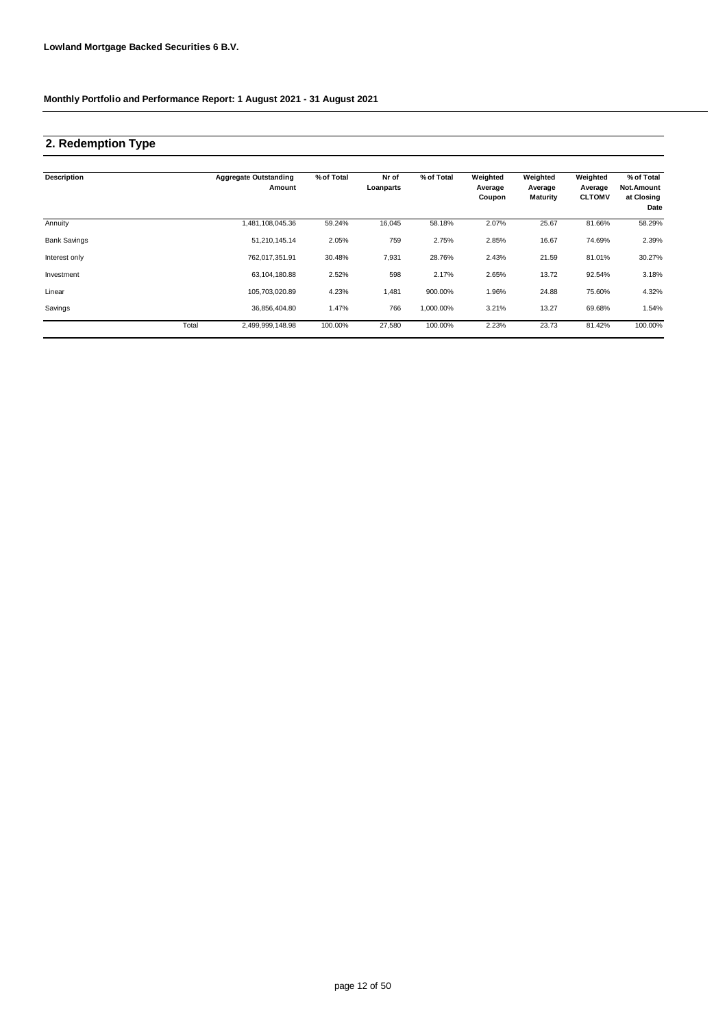**Lowland Mortgage Backed Securities 6 B.V.**

**Monthly Portfolio and Performance Report: 1 August 2021 - 31 August 2021**

## 2. Redemption Type

| Description | | Aggregate Outstanding Amount | % of Total | Nr of Loanparts | % of Total | Weighted Average Coupon | Weighted Average Maturity | Weighted Average CLTOMV | % of Total Not.Amount at Closing Date |
|---|---|---|---|---|---|---|---|---|---|
| Annuity | | 1,481,108,045.36 | 59.24% | 16,045 | 58.18% | 2.07% | 25.67 | 81.66% | 58.29% |
| Bank Savings | | 51,210,145.14 | 2.05% | 759 | 2.75% | 2.85% | 16.67 | 74.69% | 2.39% |
| Interest only | | 762,017,351.91 | 30.48% | 7,931 | 28.76% | 2.43% | 21.59 | 81.01% | 30.27% |
| Investment | | 63,104,180.88 | 2.52% | 598 | 2.17% | 2.65% | 13.72 | 92.54% | 3.18% |
| Linear | | 105,703,020.89 | 4.23% | 1,481 | 900.00% | 1.96% | 24.88 | 75.60% | 4.32% |
| Savings | | 36,856,404.80 | 1.47% | 766 | 1,000.00% | 3.21% | 13.27 | 69.68% | 1.54% |
| | Total | 2,499,999,148.98 | 100.00% | 27,580 | 100.00% | 2.23% | 23.73 | 81.42% | 100.00% |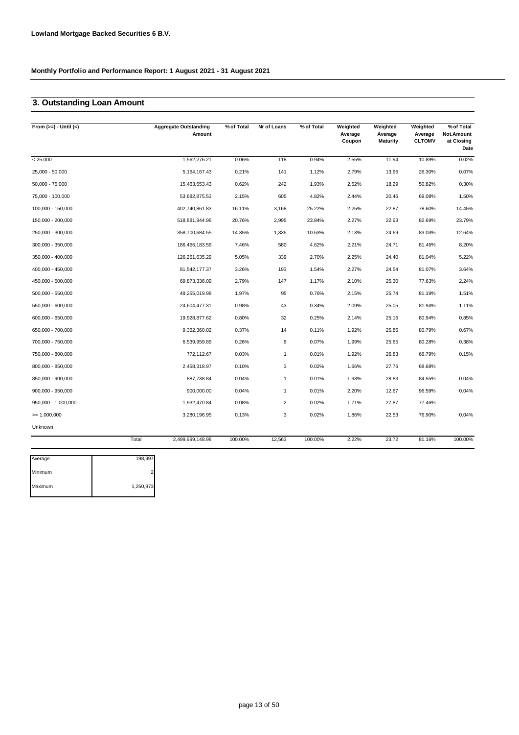**Lowland Mortgage Backed Securities 6 B.V.**

**Monthly Portfolio and Performance Report: 1 August 2021 - 31 August 2021**

## 3. Outstanding Loan Amount

| From (>=) - Until (<) | Aggregate Outstanding Amount | % of Total | Nr of Loans | % of Total | Weighted Average Coupon | Weighted Average Maturity | Weighted Average CLTOMV | % of Total Not.Amount at Closing Date |
|---|---|---|---|---|---|---|---|---|
| < 25.000 | 1,562,276.21 | 0.06% | 118 | 0.94% | 2.55% | 11.94 | 10.89% | 0.02% |
| 25,000 - 50,000 | 5,164,167.43 | 0.21% | 141 | 1.12% | 2.79% | 13.96 | 26.30% | 0.07% |
| 50,000 - 75,000 | 15,463,553.43 | 0.62% | 242 | 1.93% | 2.52% | 18.29 | 50.82% | 0.30% |
| 75,000 - 100,000 | 53,682,875.53 | 2.15% | 605 | 4.82% | 2.44% | 20.46 | 69.08% | 1.50% |
| 100,000 - 150,000 | 402,740,861.83 | 16.11% | 3,168 | 25.22% | 2.25% | 22.87 | 78.60% | 14.45% |
| 150,000 - 200,000 | 518,881,944.96 | 20.76% | 2,995 | 23.84% | 2.27% | 22.93 | 82.69% | 23.79% |
| 250,000 - 300,000 | 358,700,684.55 | 14.35% | 1,335 | 10.63% | 2.13% | 24.69 | 83.03% | 12.64% |
| 300,000 - 350,000 | 186,466,183.59 | 7.46% | 580 | 4.62% | 2.21% | 24.71 | 81.46% | 8.20% |
| 350,000 - 400,000 | 126,251,635.29 | 5.05% | 339 | 2.70% | 2.25% | 24.40 | 81.04% | 5.22% |
| 400,000 - 450,000 | 81,542,177.37 | 3.26% | 193 | 1.54% | 2.27% | 24.54 | 81.07% | 3.64% |
| 450,000 - 500,000 | 69,873,336.09 | 2.79% | 147 | 1.17% | 2.10% | 25.30 | 77.63% | 2.24% |
| 500,000 - 550,000 | 49,255,019.98 | 1.97% | 95 | 0.76% | 2.15% | 25.74 | 81.19% | 1.51% |
| 550,000 - 600,000 | 24,604,477.31 | 0.98% | 43 | 0.34% | 2.09% | 25.05 | 81.94% | 1.11% |
| 600,000 - 650,000 | 19,928,877.62 | 0.80% | 32 | 0.25% | 2.14% | 25.16 | 80.94% | 0.85% |
| 650,000 - 700,000 | 9,362,360.02 | 0.37% | 14 | 0.11% | 1.92% | 25.86 | 80.79% | 0.67% |
| 700,000 - 750,000 | 6,539,959.89 | 0.26% | 9 | 0.07% | 1.99% | 25.65 | 80.28% | 0.38% |
| 750,000 - 800,000 | 772,112.67 | 0.03% | 1 | 0.01% | 1.92% | 26.83 | 66.79% | 0.15% |
| 800,000 - 850,000 | 2,458,318.97 | 0.10% | 3 | 0.02% | 1.66% | 27.76 | 68.68% | |
| 850,000 - 900,000 | 887,738.84 | 0.04% | 1 | 0.01% | 1.93% | 28.83 | 84.55% | 0.04% |
| 900,000 - 950,000 | 900,000.00 | 0.04% | 1 | 0.01% | 2.20% | 12.67 | 96.59% | 0.04% |
| 950,000 - 1,000,000 | 1,932,470.84 | 0.08% | 2 | 0.02% | 1.71% | 27.87 | 77.46% | |
| >= 1.000.000 | 3,280,196.95 | 0.13% | 3 | 0.02% | 1.86% | 22.53 | 76.90% | 0.04% |
| Unknown | | | | | | | | |
| Total | 2,499,999,148.98 | 100.00% | 12,563 | 100.00% | 2.22% | 23.72 | 81.16% | 100.00% |

| | |
|---|---|
| Average | 198,997 |
| Minimum | 2 |
| Maximum | 1,250,973 |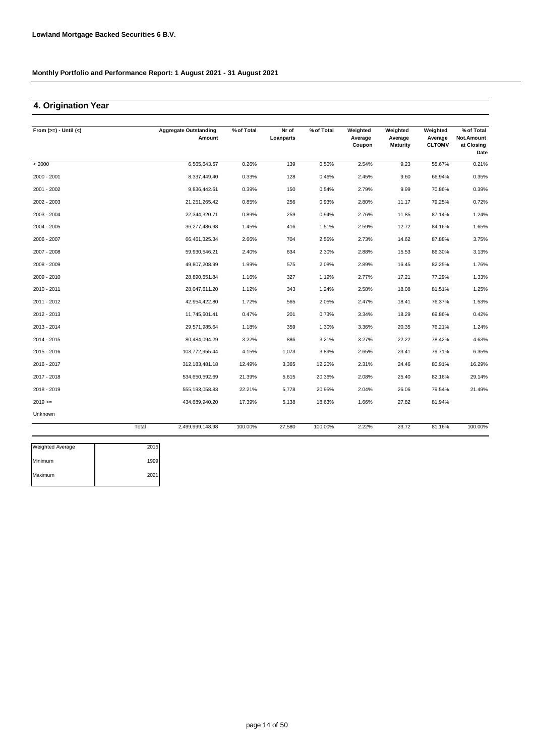**Lowland Mortgage Backed Securities 6 B.V.**

**Monthly Portfolio and Performance Report: 1 August 2021 - 31 August 2021**

## 4. Origination Year

| From (>=) - Until (<) | | Aggregate Outstanding Amount | % of Total | Nr of Loanparts | % of Total | Weighted Average Coupon | Weighted Average Maturity | Weighted Average CLTOMV | % of Total Not.Amount at Closing Date |
|---|---|---|---|---|---|---|---|---|---|
| < 2000 | | 6,565,643.57 | 0.26% | 139 | 0.50% | 2.54% | 9.23 | 55.67% | 0.21% |
| 2000 - 2001 | | 8,337,449.40 | 0.33% | 128 | 0.46% | 2.45% | 9.60 | 66.94% | 0.35% |
| 2001 - 2002 | | 9,836,442.61 | 0.39% | 150 | 0.54% | 2.79% | 9.99 | 70.86% | 0.39% |
| 2002 - 2003 | | 21,251,265.42 | 0.85% | 256 | 0.93% | 2.80% | 11.17 | 79.25% | 0.72% |
| 2003 - 2004 | | 22,344,320.71 | 0.89% | 259 | 0.94% | 2.76% | 11.85 | 87.14% | 1.24% |
| 2004 - 2005 | | 36,277,486.98 | 1.45% | 416 | 1.51% | 2.59% | 12.72 | 84.16% | 1.65% |
| 2006 - 2007 | | 66,461,325.34 | 2.66% | 704 | 2.55% | 2.73% | 14.62 | 87.88% | 3.75% |
| 2007 - 2008 | | 59,930,546.21 | 2.40% | 634 | 2.30% | 2.88% | 15.53 | 86.30% | 3.13% |
| 2008 - 2009 | | 49,807,208.99 | 1.99% | 575 | 2.08% | 2.89% | 16.45 | 82.25% | 1.76% |
| 2009 - 2010 | | 28,890,651.84 | 1.16% | 327 | 1.19% | 2.77% | 17.21 | 77.29% | 1.33% |
| 2010 - 2011 | | 28,047,611.20 | 1.12% | 343 | 1.24% | 2.58% | 18.08 | 81.51% | 1.25% |
| 2011 - 2012 | | 42,954,422.80 | 1.72% | 565 | 2.05% | 2.47% | 18.41 | 76.37% | 1.53% |
| 2012 - 2013 | | 11,745,601.41 | 0.47% | 201 | 0.73% | 3.34% | 18.29 | 69.86% | 0.42% |
| 2013 - 2014 | | 29,571,985.64 | 1.18% | 359 | 1.30% | 3.36% | 20.35 | 76.21% | 1.24% |
| 2014 - 2015 | | 80,484,094.29 | 3.22% | 886 | 3.21% | 3.27% | 22.22 | 78.42% | 4.63% |
| 2015 - 2016 | | 103,772,955.44 | 4.15% | 1,073 | 3.89% | 2.65% | 23.41 | 79.71% | 6.35% |
| 2016 - 2017 | | 312,183,481.18 | 12.49% | 3,365 | 12.20% | 2.31% | 24.46 | 80.91% | 16.29% |
| 2017 - 2018 | | 534,650,592.69 | 21.39% | 5,615 | 20.36% | 2.08% | 25.40 | 82.16% | 29.14% |
| 2018 - 2019 | | 555,193,058.83 | 22.21% | 5,778 | 20.95% | 2.04% | 26.06 | 79.54% | 21.49% |
| 2019 >= | | 434,689,940.20 | 17.39% | 5,138 | 18.63% | 1.66% | 27.82 | 81.94% | |
| Unknown | | | | | | | | | |
| | Total | 2,499,999,148.98 | 100.00% | 27,580 | 100.00% | 2.22% | 23.72 | 81.16% | 100.00% |

| | |
|---|---|
| Weighted Average | 2015 |
| Minimum | 1999 |
| Maximum | 2021 |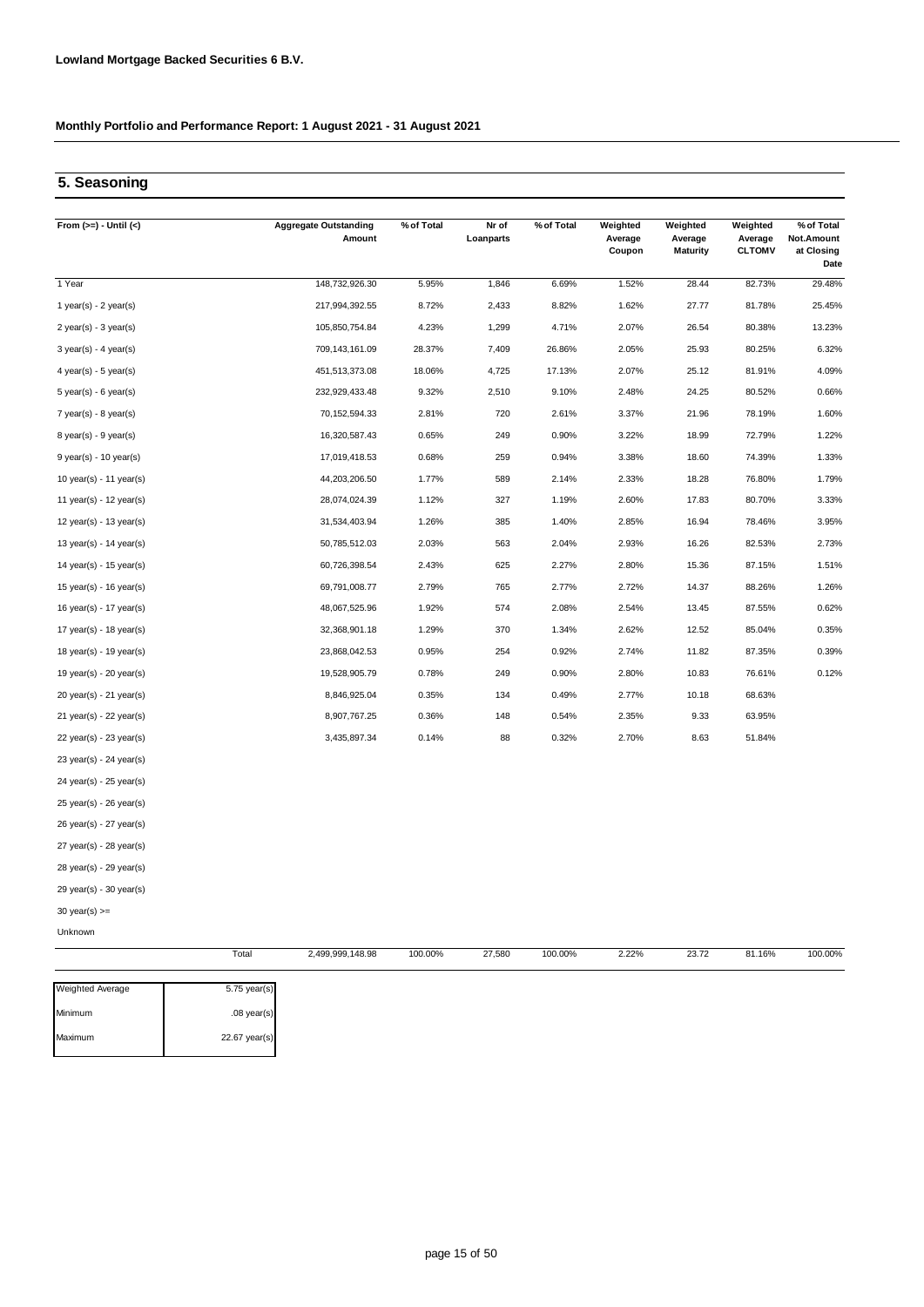**Lowland Mortgage Backed Securities 6 B.V.**

**Monthly Portfolio and Performance Report: 1 August 2021 - 31 August 2021**

## 5. Seasoning

| From (>=) - Until (<) | Aggregate Outstanding Amount | % of Total | Nr of Loanparts | % of Total | Weighted Average Coupon | Weighted Average Maturity | Weighted Average CLTOMV | % of Total Not.Amount at Closing Date |
|---|---|---|---|---|---|---|---|---|
| 1 Year | 148,732,926.30 | 5.95% | 1,846 | 6.69% | 1.52% | 28.44 | 82.73% | 29.48% |
| 1 year(s) - 2 year(s) | 217,994,392.55 | 8.72% | 2,433 | 8.82% | 1.62% | 27.77 | 81.78% | 25.45% |
| 2 year(s) - 3 year(s) | 105,850,754.84 | 4.23% | 1,299 | 4.71% | 2.07% | 26.54 | 80.38% | 13.23% |
| 3 year(s) - 4 year(s) | 709,143,161.09 | 28.37% | 7,409 | 26.86% | 2.05% | 25.93 | 80.25% | 6.32% |
| 4 year(s) - 5 year(s) | 451,513,373.08 | 18.06% | 4,725 | 17.13% | 2.07% | 25.12 | 81.91% | 4.09% |
| 5 year(s) - 6 year(s) | 232,929,433.48 | 9.32% | 2,510 | 9.10% | 2.48% | 24.25 | 80.52% | 0.66% |
| 7 year(s) - 8 year(s) | 70,152,594.33 | 2.81% | 720 | 2.61% | 3.37% | 21.96 | 78.19% | 1.60% |
| 8 year(s) - 9 year(s) | 16,320,587.43 | 0.65% | 249 | 0.90% | 3.22% | 18.99 | 72.79% | 1.22% |
| 9 year(s) - 10 year(s) | 17,019,418.53 | 0.68% | 259 | 0.94% | 3.38% | 18.60 | 74.39% | 1.33% |
| 10 year(s) - 11 year(s) | 44,203,206.50 | 1.77% | 589 | 2.14% | 2.33% | 18.28 | 76.80% | 1.79% |
| 11 year(s) - 12 year(s) | 28,074,024.39 | 1.12% | 327 | 1.19% | 2.60% | 17.83 | 80.70% | 3.33% |
| 12 year(s) - 13 year(s) | 31,534,403.94 | 1.26% | 385 | 1.40% | 2.85% | 16.94 | 78.46% | 3.95% |
| 13 year(s) - 14 year(s) | 50,785,512.03 | 2.03% | 563 | 2.04% | 2.93% | 16.26 | 82.53% | 2.73% |
| 14 year(s) - 15 year(s) | 60,726,398.54 | 2.43% | 625 | 2.27% | 2.80% | 15.36 | 87.15% | 1.51% |
| 15 year(s) - 16 year(s) | 69,791,008.77 | 2.79% | 765 | 2.77% | 2.72% | 14.37 | 88.26% | 1.26% |
| 16 year(s) - 17 year(s) | 48,067,525.96 | 1.92% | 574 | 2.08% | 2.54% | 13.45 | 87.55% | 0.62% |
| 17 year(s) - 18 year(s) | 32,368,901.18 | 1.29% | 370 | 1.34% | 2.62% | 12.52 | 85.04% | 0.35% |
| 18 year(s) - 19 year(s) | 23,868,042.53 | 0.95% | 254 | 0.92% | 2.74% | 11.82 | 87.35% | 0.39% |
| 19 year(s) - 20 year(s) | 19,528,905.79 | 0.78% | 249 | 0.90% | 2.80% | 10.83 | 76.61% | 0.12% |
| 20 year(s) - 21 year(s) | 8,846,925.04 | 0.35% | 134 | 0.49% | 2.77% | 10.18 | 68.63% | |
| 21 year(s) - 22 year(s) | 8,907,767.25 | 0.36% | 148 | 0.54% | 2.35% | 9.33 | 63.95% | |
| 22 year(s) - 23 year(s) | 3,435,897.34 | 0.14% | 88 | 0.32% | 2.70% | 8.63 | 51.84% | |
| 23 year(s) - 24 year(s) | | | | | | | | |
| 24 year(s) - 25 year(s) | | | | | | | | |
| 25 year(s) - 26 year(s) | | | | | | | | |
| 26 year(s) - 27 year(s) | | | | | | | | |
| 27 year(s) - 28 year(s) | | | | | | | | |
| 28 year(s) - 29 year(s) | | | | | | | | |
| 29 year(s) - 30 year(s) | | | | | | | | |
| 30 year(s) >= | | | | | | | | |
| Unknown | | | | | | | | |
| Total | 2,499,999,148.98 | 100.00% | 27,580 | 100.00% | 2.22% | 23.72 | 81.16% | 100.00% |

| | |
|---|---|
| Weighted Average | 5.75 year(s) |
| Minimum | .08 year(s) |
| Maximum | 22.67 year(s) |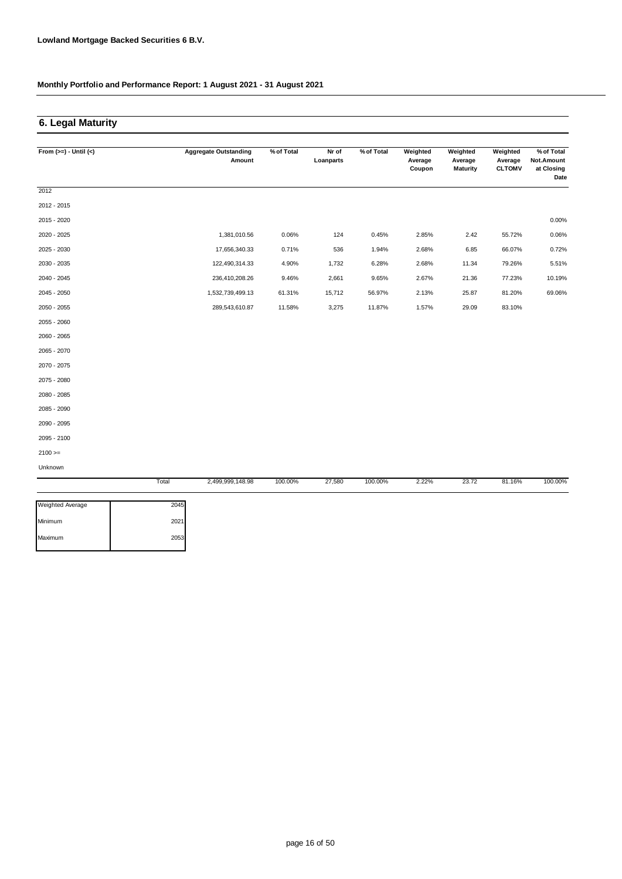**Lowland Mortgage Backed Securities 6 B.V.**

**Monthly Portfolio and Performance Report: 1 August 2021 - 31 August 2021**

## 6. Legal Maturity

| From (>=) - Until (<) | Aggregate Outstanding Amount | % of Total | Nr of Loanparts | % of Total | Weighted Average Coupon | Weighted Average Maturity | Weighted Average CLTOMV | % of Total Not.Amount at Closing Date |
|---|---|---|---|---|---|---|---|---|
| 2012 | | | | | | | | |
| 2012 - 2015 | | | | | | | | |
| 2015 - 2020 | | | | | | | | 0.00% |
| 2020 - 2025 | 1,381,010.56 | 0.06% | 124 | 0.45% | 2.85% | 2.42 | 55.72% | 0.06% |
| 2025 - 2030 | 17,656,340.33 | 0.71% | 536 | 1.94% | 2.68% | 6.85 | 66.07% | 0.72% |
| 2030 - 2035 | 122,490,314.33 | 4.90% | 1,732 | 6.28% | 2.68% | 11.34 | 79.26% | 5.51% |
| 2040 - 2045 | 236,410,208.26 | 9.46% | 2,661 | 9.65% | 2.67% | 21.36 | 77.23% | 10.19% |
| 2045 - 2050 | 1,532,739,499.13 | 61.31% | 15,712 | 56.97% | 2.13% | 25.87 | 81.20% | 69.06% |
| 2050 - 2055 | 289,543,610.87 | 11.58% | 3,275 | 11.87% | 1.57% | 29.09 | 83.10% | |
| 2055 - 2060 | | | | | | | | |
| 2060 - 2065 | | | | | | | | |
| 2065 - 2070 | | | | | | | | |
| 2070 - 2075 | | | | | | | | |
| 2075 - 2080 | | | | | | | | |
| 2080 - 2085 | | | | | | | | |
| 2085 - 2090 | | | | | | | | |
| 2090 - 2095 | | | | | | | | |
| 2095 - 2100 | | | | | | | | |
| 2100 >= | | | | | | | | |
| Unknown | | | | | | | | |
| Total | 2,499,999,148.98 | 100.00% | 27,580 | 100.00% | 2.22% | 23.72 | 81.16% | 100.00% |

| | |
|---|---|
| Weighted Average | 2045 |
| Minimum | 2021 |
| Maximum | 2053 |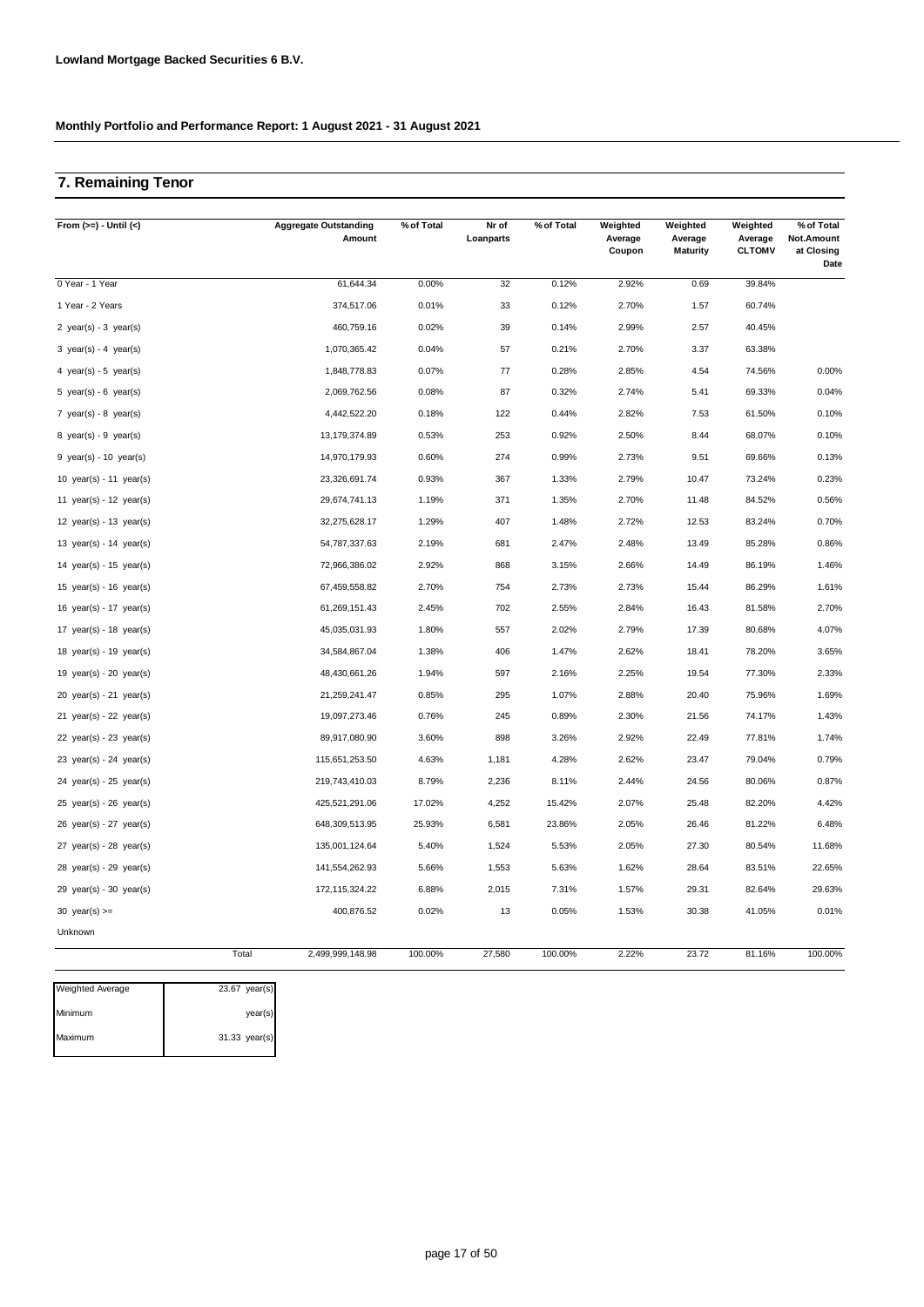**Lowland Mortgage Backed Securities 6 B.V.**

**Monthly Portfolio and Performance Report: 1 August 2021 - 31 August 2021**

## 7. Remaining Tenor

| From (>=) - Until (<) | Aggregate Outstanding Amount | % of Total | Nr of Loanparts | % of Total | Weighted Average Coupon | Weighted Average Maturity | Weighted Average CLTOMV | % of Total Not.Amount at Closing Date |
|---|---|---|---|---|---|---|---|---|
| 0 Year - 1 Year | 61,644.34 | 0.00% | 32 | 0.12% | 2.92% | 0.69 | 39.84% | |
| 1 Year - 2 Years | 374,517.06 | 0.01% | 33 | 0.12% | 2.70% | 1.57 | 60.74% | |
| 2 year(s) - 3 year(s) | 460,759.16 | 0.02% | 39 | 0.14% | 2.99% | 2.57 | 40.45% | |
| 3 year(s) - 4 year(s) | 1,070,365.42 | 0.04% | 57 | 0.21% | 2.70% | 3.37 | 63.38% | |
| 4 year(s) - 5 year(s) | 1,848,778.83 | 0.07% | 77 | 0.28% | 2.85% | 4.54 | 74.56% | 0.00% |
| 5 year(s) - 6 year(s) | 2,069,762.56 | 0.08% | 87 | 0.32% | 2.74% | 5.41 | 69.33% | 0.04% |
| 7 year(s) - 8 year(s) | 4,442,522.20 | 0.18% | 122 | 0.44% | 2.82% | 7.53 | 61.50% | 0.10% |
| 8 year(s) - 9 year(s) | 13,179,374.89 | 0.53% | 253 | 0.92% | 2.50% | 8.44 | 68.07% | 0.10% |
| 9 year(s) - 10 year(s) | 14,970,179.93 | 0.60% | 274 | 0.99% | 2.73% | 9.51 | 69.66% | 0.13% |
| 10 year(s) - 11 year(s) | 23,326,691.74 | 0.93% | 367 | 1.33% | 2.79% | 10.47 | 73.24% | 0.23% |
| 11 year(s) - 12 year(s) | 29,674,741.13 | 1.19% | 371 | 1.35% | 2.70% | 11.48 | 84.52% | 0.56% |
| 12 year(s) - 13 year(s) | 32,275,628.17 | 1.29% | 407 | 1.48% | 2.72% | 12.53 | 83.24% | 0.70% |
| 13 year(s) - 14 year(s) | 54,787,337.63 | 2.19% | 681 | 2.47% | 2.48% | 13.49 | 85.28% | 0.86% |
| 14 year(s) - 15 year(s) | 72,966,386.02 | 2.92% | 868 | 3.15% | 2.66% | 14.49 | 86.19% | 1.46% |
| 15 year(s) - 16 year(s) | 67,459,558.82 | 2.70% | 754 | 2.73% | 2.73% | 15.44 | 86.29% | 1.61% |
| 16 year(s) - 17 year(s) | 61,269,151.43 | 2.45% | 702 | 2.55% | 2.84% | 16.43 | 81.58% | 2.70% |
| 17 year(s) - 18 year(s) | 45,035,031.93 | 1.80% | 557 | 2.02% | 2.79% | 17.39 | 80.68% | 4.07% |
| 18 year(s) - 19 year(s) | 34,584,867.04 | 1.38% | 406 | 1.47% | 2.62% | 18.41 | 78.20% | 3.65% |
| 19 year(s) - 20 year(s) | 48,430,661.26 | 1.94% | 597 | 2.16% | 2.25% | 19.54 | 77.30% | 2.33% |
| 20 year(s) - 21 year(s) | 21,259,241.47 | 0.85% | 295 | 1.07% | 2.88% | 20.40 | 75.96% | 1.69% |
| 21 year(s) - 22 year(s) | 19,097,273.46 | 0.76% | 245 | 0.89% | 2.30% | 21.56 | 74.17% | 1.43% |
| 22 year(s) - 23 year(s) | 89,917,080.90 | 3.60% | 898 | 3.26% | 2.92% | 22.49 | 77.81% | 1.74% |
| 23 year(s) - 24 year(s) | 115,651,253.50 | 4.63% | 1,181 | 4.28% | 2.62% | 23.47 | 79.04% | 0.79% |
| 24 year(s) - 25 year(s) | 219,743,410.03 | 8.79% | 2,236 | 8.11% | 2.44% | 24.56 | 80.06% | 0.87% |
| 25 year(s) - 26 year(s) | 425,521,291.06 | 17.02% | 4,252 | 15.42% | 2.07% | 25.48 | 82.20% | 4.42% |
| 26 year(s) - 27 year(s) | 648,309,513.95 | 25.93% | 6,581 | 23.86% | 2.05% | 26.46 | 81.22% | 6.48% |
| 27 year(s) - 28 year(s) | 135,001,124.64 | 5.40% | 1,524 | 5.53% | 2.05% | 27.30 | 80.54% | 11.68% |
| 28 year(s) - 29 year(s) | 141,554,262.93 | 5.66% | 1,553 | 5.63% | 1.62% | 28.64 | 83.51% | 22.65% |
| 29 year(s) - 30 year(s) | 172,115,324.22 | 6.88% | 2,015 | 7.31% | 1.57% | 29.31 | 82.64% | 29.63% |
| 30 year(s) >= | 400,876.52 | 0.02% | 13 | 0.05% | 1.53% | 30.38 | 41.05% | 0.01% |
| Unknown | | | | | | | | |
| Total | 2,499,999,148.98 | 100.00% | 27,580 | 100.00% | 2.22% | 23.72 | 81.16% | 100.00% |

| | |
|---|---|
| Weighted Average | 23.67 year(s) |
| Minimum | year(s) |
| Maximum | 31.33 year(s) |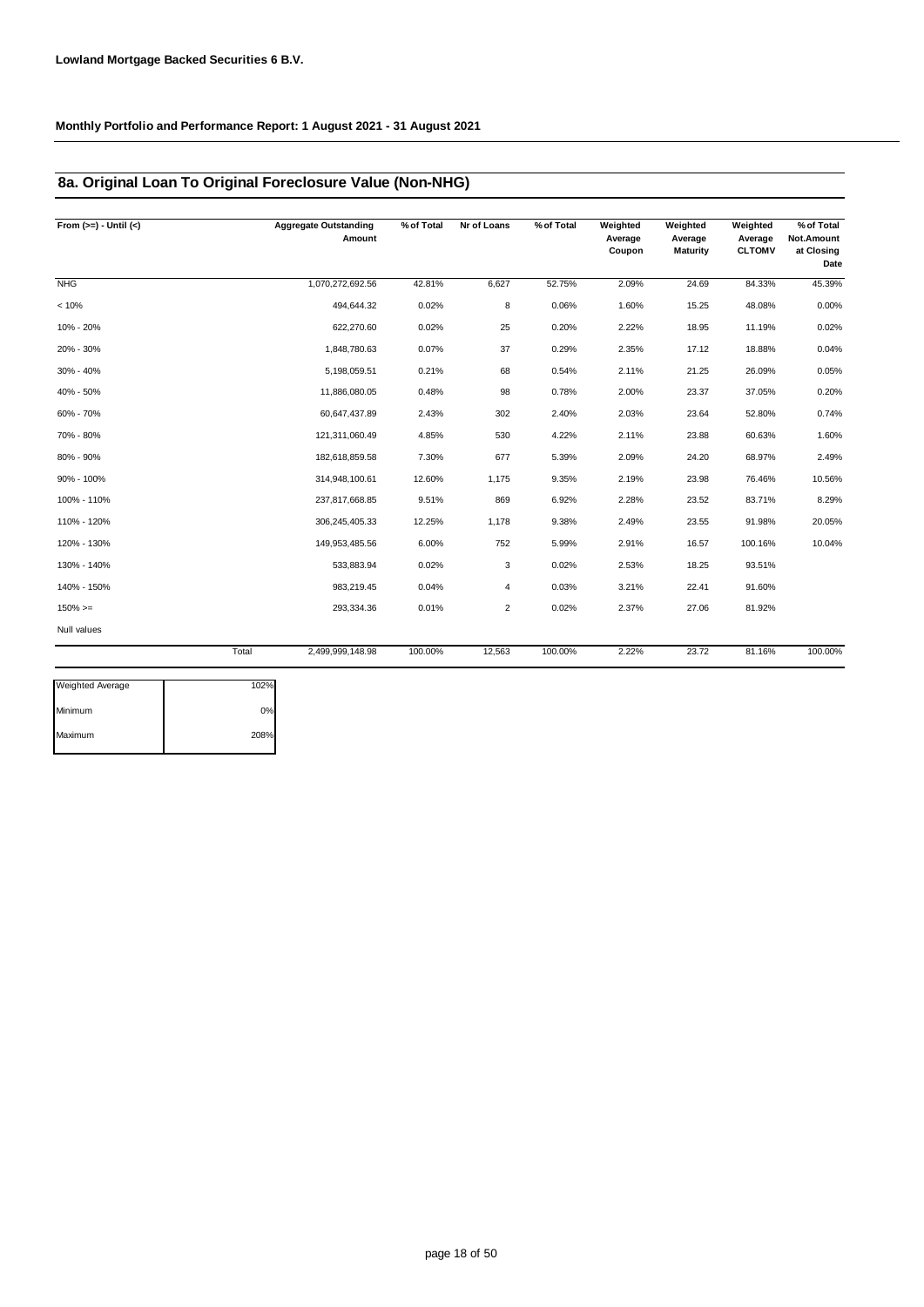**Lowland Mortgage Backed Securities 6 B.V.**

**Monthly Portfolio and Performance Report: 1 August 2021 - 31 August 2021**

## 8a. Original Loan To Original Foreclosure Value (Non-NHG)

| From (>=) - Until (<) | Aggregate Outstanding Amount | % of Total | Nr of Loans | % of Total | Weighted Average Coupon | Weighted Average Maturity | Weighted Average CLTOMV | % of Total Not.Amount at Closing Date |
|---|---|---|---|---|---|---|---|---|
| NHG | 1,070,272,692.56 | 42.81% | 6,627 | 52.75% | 2.09% | 24.69 | 84.33% | 45.39% |
| < 10% | 494,644.32 | 0.02% | 8 | 0.06% | 1.60% | 15.25 | 48.08% | 0.00% |
| 10% - 20% | 622,270.60 | 0.02% | 25 | 0.20% | 2.22% | 18.95 | 11.19% | 0.02% |
| 20% - 30% | 1,848,780.63 | 0.07% | 37 | 0.29% | 2.35% | 17.12 | 18.88% | 0.04% |
| 30% - 40% | 5,198,059.51 | 0.21% | 68 | 0.54% | 2.11% | 21.25 | 26.09% | 0.05% |
| 40% - 50% | 11,886,080.05 | 0.48% | 98 | 0.78% | 2.00% | 23.37 | 37.05% | 0.20% |
| 60% - 70% | 60,647,437.89 | 2.43% | 302 | 2.40% | 2.03% | 23.64 | 52.80% | 0.74% |
| 70% - 80% | 121,311,060.49 | 4.85% | 530 | 4.22% | 2.11% | 23.88 | 60.63% | 1.60% |
| 80% - 90% | 182,618,859.58 | 7.30% | 677 | 5.39% | 2.09% | 24.20 | 68.97% | 2.49% |
| 90% - 100% | 314,948,100.61 | 12.60% | 1,175 | 9.35% | 2.19% | 23.98 | 76.46% | 10.56% |
| 100% - 110% | 237,817,668.85 | 9.51% | 869 | 6.92% | 2.28% | 23.52 | 83.71% | 8.29% |
| 110% - 120% | 306,245,405.33 | 12.25% | 1,178 | 9.38% | 2.49% | 23.55 | 91.98% | 20.05% |
| 120% - 130% | 149,953,485.56 | 6.00% | 752 | 5.99% | 2.91% | 16.57 | 100.16% | 10.04% |
| 130% - 140% | 533,883.94 | 0.02% | 3 | 0.02% | 2.53% | 18.25 | 93.51% | |
| 140% - 150% | 983,219.45 | 0.04% | 4 | 0.03% | 3.21% | 22.41 | 91.60% | |
| 150% >= | 293,334.36 | 0.01% | 2 | 0.02% | 2.37% | 27.06 | 81.92% | |
| Null values | | | | | | | | |
| Total | 2,499,999,148.98 | 100.00% | 12,563 | 100.00% | 2.22% | 23.72 | 81.16% | 100.00% |

| | |
|---|---|
| Weighted Average | 102% |
| Minimum | 0% |
| Maximum | 208% |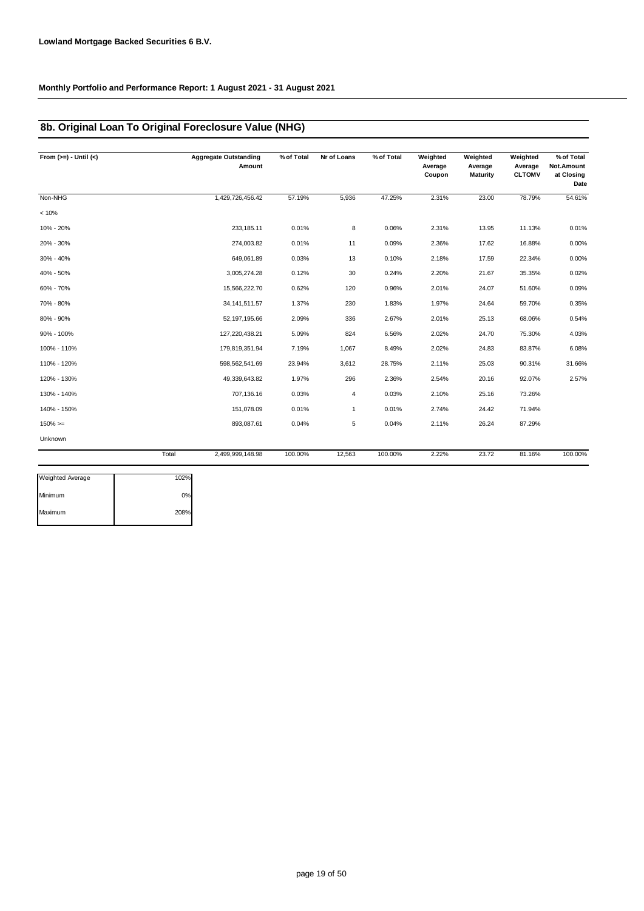**Lowland Mortgage Backed Securities 6 B.V.**

**Monthly Portfolio and Performance Report: 1 August 2021 - 31 August 2021**

## 8b. Original Loan To Original Foreclosure Value (NHG)

| From (>=) - Until (<) | Aggregate Outstanding Amount | % of Total | Nr of Loans | % of Total | Weighted Average Coupon | Weighted Average Maturity | Weighted Average CLTOMV | % of Total Not.Amount at Closing Date |
|---|---|---|---|---|---|---|---|---|
| Non-NHG | 1,429,726,456.42 | 57.19% | 5,936 | 47.25% | 2.31% | 23.00 | 78.79% | 54.61% |
| < 10% | | | | | | | | |
| 10% - 20% | 233,185.11 | 0.01% | 8 | 0.06% | 2.31% | 13.95 | 11.13% | 0.01% |
| 20% - 30% | 274,003.82 | 0.01% | 11 | 0.09% | 2.36% | 17.62 | 16.88% | 0.00% |
| 30% - 40% | 649,061.89 | 0.03% | 13 | 0.10% | 2.18% | 17.59 | 22.34% | 0.00% |
| 40% - 50% | 3,005,274.28 | 0.12% | 30 | 0.24% | 2.20% | 21.67 | 35.35% | 0.02% |
| 60% - 70% | 15,566,222.70 | 0.62% | 120 | 0.96% | 2.01% | 24.07 | 51.60% | 0.09% |
| 70% - 80% | 34,141,511.57 | 1.37% | 230 | 1.83% | 1.97% | 24.64 | 59.70% | 0.35% |
| 80% - 90% | 52,197,195.66 | 2.09% | 336 | 2.67% | 2.01% | 25.13 | 68.06% | 0.54% |
| 90% - 100% | 127,220,438.21 | 5.09% | 824 | 6.56% | 2.02% | 24.70 | 75.30% | 4.03% |
| 100% - 110% | 179,819,351.94 | 7.19% | 1,067 | 8.49% | 2.02% | 24.83 | 83.87% | 6.08% |
| 110% - 120% | 598,562,541.69 | 23.94% | 3,612 | 28.75% | 2.11% | 25.03 | 90.31% | 31.66% |
| 120% - 130% | 49,339,643.82 | 1.97% | 296 | 2.36% | 2.54% | 20.16 | 92.07% | 2.57% |
| 130% - 140% | 707,136.16 | 0.03% | 4 | 0.03% | 2.10% | 25.16 | 73.26% | |
| 140% - 150% | 151,078.09 | 0.01% | 1 | 0.01% | 2.74% | 24.42 | 71.94% | |
| 150% >= | 893,087.61 | 0.04% | 5 | 0.04% | 2.11% | 26.24 | 87.29% | |
| Unknown | | | | | | | | |
| Total | 2,499,999,148.98 | 100.00% | 12,563 | 100.00% | 2.22% | 23.72 | 81.16% | 100.00% |

| | |
|---|---|
| Weighted Average | 102% |
| Minimum | 0% |
| Maximum | 208% |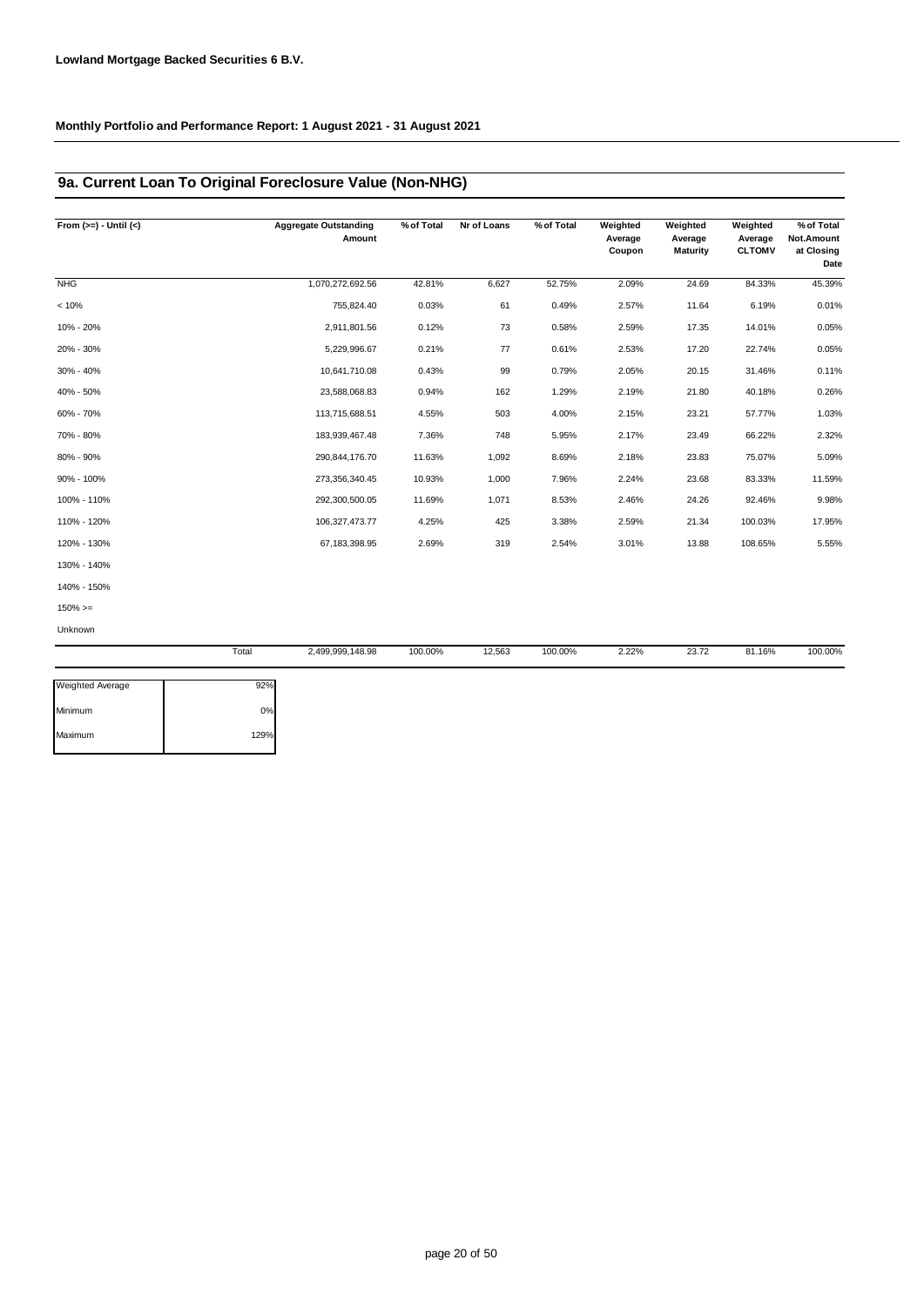**Lowland Mortgage Backed Securities 6 B.V.**

**Monthly Portfolio and Performance Report: 1 August 2021 - 31 August 2021**

## 9a. Current Loan To Original Foreclosure Value (Non-NHG)

| From (>=) - Until (<) | | Aggregate Outstanding Amount | % of Total | Nr of Loans | % of Total | Weighted Average Coupon | Weighted Average Maturity | Weighted Average CLTOMV | % of Total Not.Amount at Closing Date |
|---|---|---|---|---|---|---|---|---|---|
| NHG | | 1,070,272,692.56 | 42.81% | 6,627 | 52.75% | 2.09% | 24.69 | 84.33% | 45.39% |
| < 10% | | 755,824.40 | 0.03% | 61 | 0.49% | 2.57% | 11.64 | 6.19% | 0.01% |
| 10% - 20% | | 2,911,801.56 | 0.12% | 73 | 0.58% | 2.59% | 17.35 | 14.01% | 0.05% |
| 20% - 30% | | 5,229,996.67 | 0.21% | 77 | 0.61% | 2.53% | 17.20 | 22.74% | 0.05% |
| 30% - 40% | | 10,641,710.08 | 0.43% | 99 | 0.79% | 2.05% | 20.15 | 31.46% | 0.11% |
| 40% - 50% | | 23,588,068.83 | 0.94% | 162 | 1.29% | 2.19% | 21.80 | 40.18% | 0.26% |
| 60% - 70% | | 113,715,688.51 | 4.55% | 503 | 4.00% | 2.15% | 23.21 | 57.77% | 1.03% |
| 70% - 80% | | 183,939,467.48 | 7.36% | 748 | 5.95% | 2.17% | 23.49 | 66.22% | 2.32% |
| 80% - 90% | | 290,844,176.70 | 11.63% | 1,092 | 8.69% | 2.18% | 23.83 | 75.07% | 5.09% |
| 90% - 100% | | 273,356,340.45 | 10.93% | 1,000 | 7.96% | 2.24% | 23.68 | 83.33% | 11.59% |
| 100% - 110% | | 292,300,500.05 | 11.69% | 1,071 | 8.53% | 2.46% | 24.26 | 92.46% | 9.98% |
| 110% - 120% | | 106,327,473.77 | 4.25% | 425 | 3.38% | 2.59% | 21.34 | 100.03% | 17.95% |
| 120% - 130% | | 67,183,398.95 | 2.69% | 319 | 2.54% | 3.01% | 13.88 | 108.65% | 5.55% |
| 130% - 140% | | | | | | | | | |
| 140% - 150% | | | | | | | | | |
| 150% >= | | | | | | | | | |
| Unknown | | | | | | | | | |
| | Total | 2,499,999,148.98 | 100.00% | 12,563 | 100.00% | 2.22% | 23.72 | 81.16% | 100.00% |

| | |
|---|---|
| Weighted Average | 92% |
| Minimum | 0% |
| Maximum | 129% |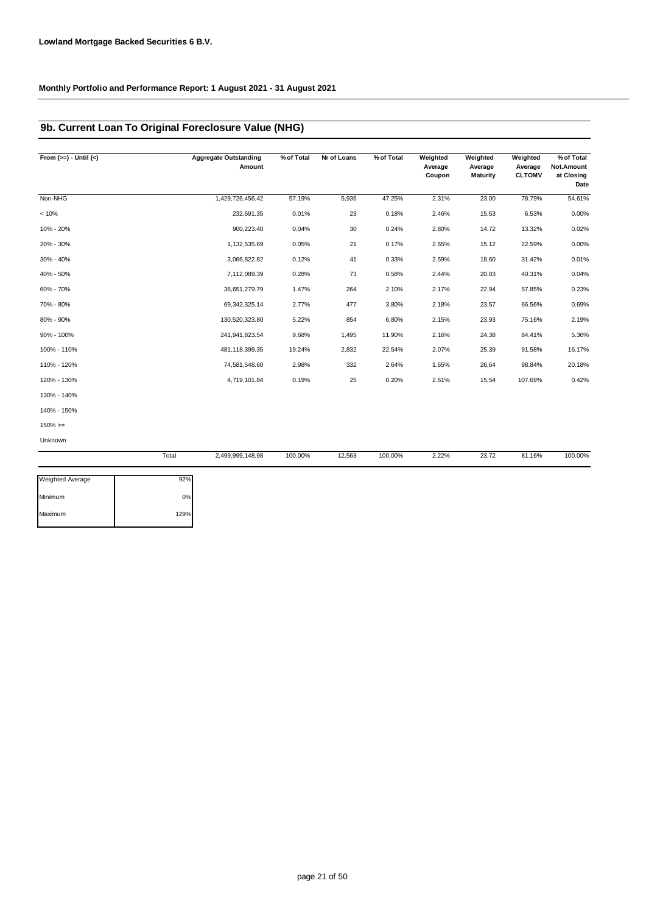**Lowland Mortgage Backed Securities 6 B.V.**

**Monthly Portfolio and Performance Report: 1 August 2021 - 31 August 2021**

## 9b. Current Loan To Original Foreclosure Value (NHG)

| From (>=) - Until (<) | Aggregate Outstanding Amount | % of Total | Nr of Loans | % of Total | Weighted Average Coupon | Weighted Average Maturity | Weighted Average CLTOMV | % of Total Not.Amount at Closing Date |
|---|---|---|---|---|---|---|---|---|
| Non-NHG | 1,429,726,456.42 | 57.19% | 5,936 | 47.25% | 2.31% | 23.00 | 78.79% | 54.61% |
| < 10% | 232,691.35 | 0.01% | 23 | 0.18% | 2.46% | 15.53 | 6.53% | 0.00% |
| 10% - 20% | 900,223.40 | 0.04% | 30 | 0.24% | 2.80% | 14.72 | 13.32% | 0.02% |
| 20% - 30% | 1,132,535.69 | 0.05% | 21 | 0.17% | 2.65% | 15.12 | 22.59% | 0.00% |
| 30% - 40% | 3,066,822.82 | 0.12% | 41 | 0.33% | 2.59% | 18.60 | 31.42% | 0.01% |
| 40% - 50% | 7,112,089.39 | 0.28% | 73 | 0.58% | 2.44% | 20.03 | 40.31% | 0.04% |
| 60% - 70% | 36,651,279.79 | 1.47% | 264 | 2.10% | 2.17% | 22.94 | 57.85% | 0.23% |
| 70% - 80% | 69,342,325.14 | 2.77% | 477 | 3.80% | 2.18% | 23.57 | 66.56% | 0.69% |
| 80% - 90% | 130,520,323.80 | 5.22% | 854 | 6.80% | 2.15% | 23.93 | 75.16% | 2.19% |
| 90% - 100% | 241,941,823.54 | 9.68% | 1,495 | 11.90% | 2.16% | 24.38 | 84.41% | 5.36% |
| 100% - 110% | 481,118,399.35 | 19.24% | 2,832 | 22.54% | 2.07% | 25.39 | 91.58% | 16.17% |
| 110% - 120% | 74,581,548.60 | 2.98% | 332 | 2.64% | 1.65% | 26.64 | 98.84% | 20.18% |
| 120% - 130% | 4,719,101.84 | 0.19% | 25 | 0.20% | 2.61% | 15.54 | 107.69% | 0.42% |
| 130% - 140% | | | | | | | | |
| 140% - 150% | | | | | | | | |
| 150% >= | | | | | | | | |
| Unknown | | | | | | | | |
| Total | 2,499,999,148.98 | 100.00% | 12,563 | 100.00% | 2.22% | 23.72 | 81.16% | 100.00% |

| | |
|---|---|
| Weighted Average | 92% |
| Minimum | 0% |
| Maximum | 129% |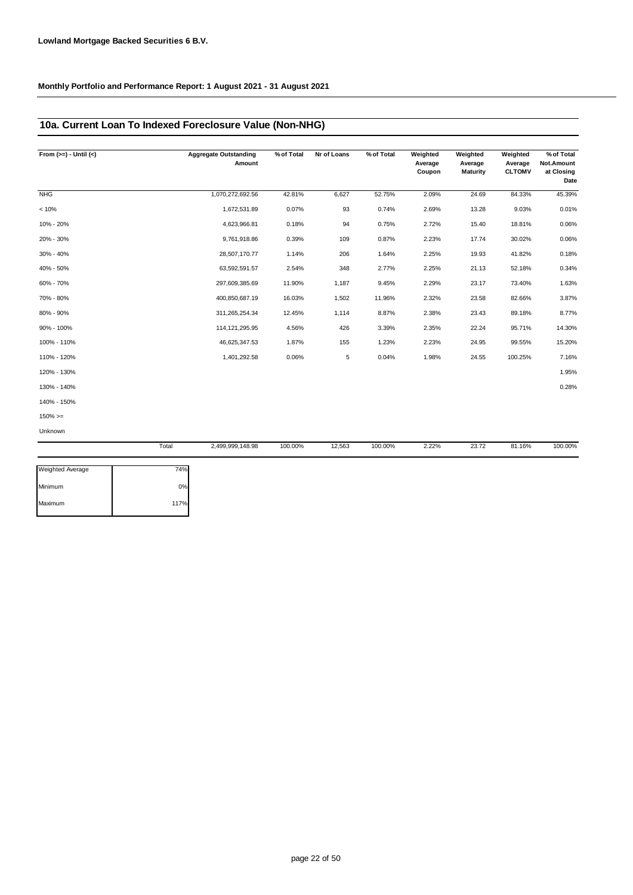**Lowland Mortgage Backed Securities 6 B.V.**

**Monthly Portfolio and Performance Report: 1 August 2021 - 31 August 2021**

## 10a. Current Loan To Indexed Foreclosure Value (Non-NHG)

| From (>=) - Until (<) | Aggregate Outstanding Amount | % of Total | Nr of Loans | % of Total | Weighted Average Coupon | Weighted Average Maturity | Weighted Average CLTOMV | % of Total Not.Amount at Closing Date |
|---|---|---|---|---|---|---|---|---|
| NHG | 1,070,272,692.56 | 42.81% | 6,627 | 52.75% | 2.09% | 24.69 | 84.33% | 45.39% |
| < 10% | 1,672,531.89 | 0.07% | 93 | 0.74% | 2.69% | 13.28 | 9.03% | 0.01% |
| 10% - 20% | 4,623,966.81 | 0.18% | 94 | 0.75% | 2.72% | 15.40 | 18.81% | 0.06% |
| 20% - 30% | 9,761,918.86 | 0.39% | 109 | 0.87% | 2.23% | 17.74 | 30.02% | 0.06% |
| 30% - 40% | 28,507,170.77 | 1.14% | 206 | 1.64% | 2.25% | 19.93 | 41.82% | 0.18% |
| 40% - 50% | 63,592,591.57 | 2.54% | 348 | 2.77% | 2.25% | 21.13 | 52.18% | 0.34% |
| 60% - 70% | 297,609,385.69 | 11.90% | 1,187 | 9.45% | 2.29% | 23.17 | 73.40% | 1.63% |
| 70% - 80% | 400,850,687.19 | 16.03% | 1,502 | 11.96% | 2.32% | 23.58 | 82.66% | 3.87% |
| 80% - 90% | 311,265,254.34 | 12.45% | 1,114 | 8.87% | 2.38% | 23.43 | 89.18% | 8.77% |
| 90% - 100% | 114,121,295.95 | 4.56% | 426 | 3.39% | 2.35% | 22.24 | 95.71% | 14.30% |
| 100% - 110% | 46,625,347.53 | 1.87% | 155 | 1.23% | 2.23% | 24.95 | 99.55% | 15.20% |
| 110% - 120% | 1,401,292.58 | 0.06% | 5 | 0.04% | 1.98% | 24.55 | 100.25% | 7.16% |
| 120% - 130% | | | | | | | | 1.95% |
| 130% - 140% | | | | | | | | 0.28% |
| 140% - 150% | | | | | | | | |
| 150% >= | | | | | | | | |
| Unknown | | | | | | | | |
| Total | 2,499,999,148.98 | 100.00% | 12,563 | 100.00% | 2.22% | 23.72 | 81.16% | 100.00% |

| | |
|---|---|
| Weighted Average | 74% |
| Minimum | 0% |
| Maximum | 117% |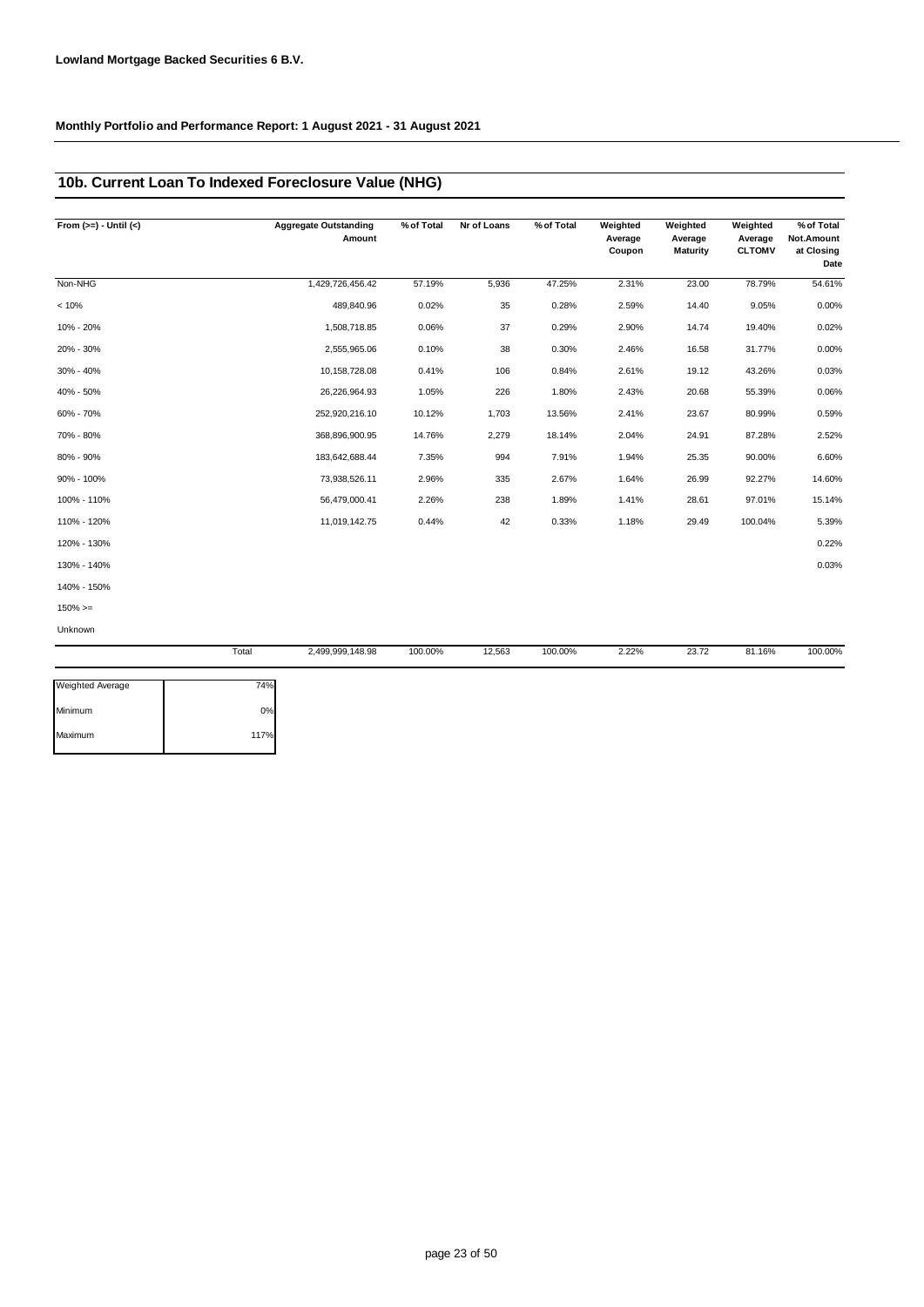**Lowland Mortgage Backed Securities 6 B.V.**

**Monthly Portfolio and Performance Report: 1 August 2021 - 31 August 2021**

## 10b. Current Loan To Indexed Foreclosure Value (NHG)

| From (>=) - Until (<) | Aggregate Outstanding Amount | % of Total | Nr of Loans | % of Total | Weighted Average Coupon | Weighted Average Maturity | Weighted Average CLTOMV | % of Total Not.Amount at Closing Date |
|---|---|---|---|---|---|---|---|---|
| Non-NHG | 1,429,726,456.42 | 57.19% | 5,936 | 47.25% | 2.31% | 23.00 | 78.79% | 54.61% |
| < 10% | 489,840.96 | 0.02% | 35 | 0.28% | 2.59% | 14.40 | 9.05% | 0.00% |
| 10% - 20% | 1,508,718.85 | 0.06% | 37 | 0.29% | 2.90% | 14.74 | 19.40% | 0.02% |
| 20% - 30% | 2,555,965.06 | 0.10% | 38 | 0.30% | 2.46% | 16.58 | 31.77% | 0.00% |
| 30% - 40% | 10,158,728.08 | 0.41% | 106 | 0.84% | 2.61% | 19.12 | 43.26% | 0.03% |
| 40% - 50% | 26,226,964.93 | 1.05% | 226 | 1.80% | 2.43% | 20.68 | 55.39% | 0.06% |
| 60% - 70% | 252,920,216.10 | 10.12% | 1,703 | 13.56% | 2.41% | 23.67 | 80.99% | 0.59% |
| 70% - 80% | 368,896,900.95 | 14.76% | 2,279 | 18.14% | 2.04% | 24.91 | 87.28% | 2.52% |
| 80% - 90% | 183,642,688.44 | 7.35% | 994 | 7.91% | 1.94% | 25.35 | 90.00% | 6.60% |
| 90% - 100% | 73,938,526.11 | 2.96% | 335 | 2.67% | 1.64% | 26.99 | 92.27% | 14.60% |
| 100% - 110% | 56,479,000.41 | 2.26% | 238 | 1.89% | 1.41% | 28.61 | 97.01% | 15.14% |
| 110% - 120% | 11,019,142.75 | 0.44% | 42 | 0.33% | 1.18% | 29.49 | 100.04% | 5.39% |
| 120% - 130% | | | | | | | | 0.22% |
| 130% - 140% | | | | | | | | 0.03% |
| 140% - 150% | | | | | | | | |
| 150% >= | | | | | | | | |
| Unknown | | | | | | | | |
| Total | 2,499,999,148.98 | 100.00% | 12,563 | 100.00% | 2.22% | 23.72 | 81.16% | 100.00% |

| | |
|---|---|
| Weighted Average | 74% |
| Minimum | 0% |
| Maximum | 117% |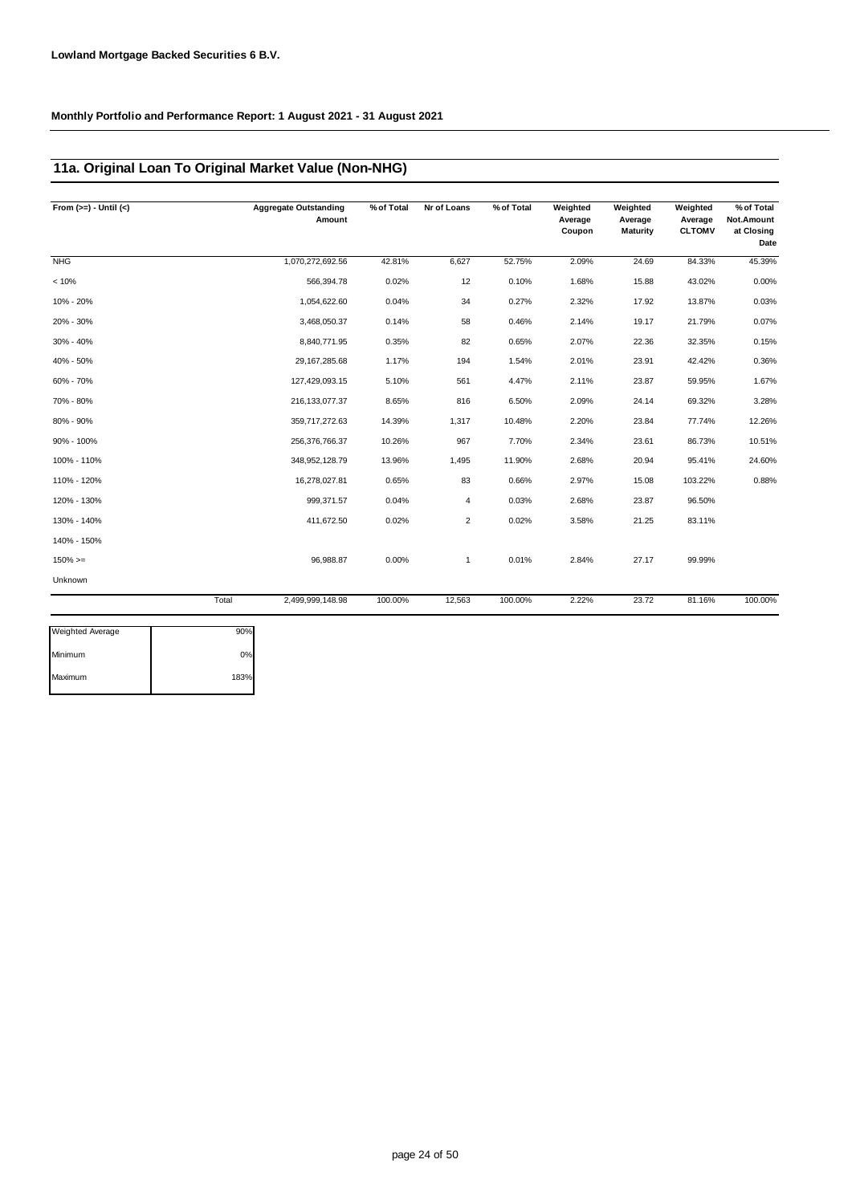**Lowland Mortgage Backed Securities 6 B.V.**

**Monthly Portfolio and Performance Report: 1 August 2021 - 31 August 2021**

## 11a. Original Loan To Original Market Value (Non-NHG)

| From (>=) - Until (<) | | Aggregate Outstanding Amount | % of Total | Nr of Loans | % of Total | Weighted Average Coupon | Weighted Average Maturity | Weighted Average CLTOMV | % of Total Not.Amount at Closing Date |
|---|---|---|---|---|---|---|---|---|---|
| NHG | | 1,070,272,692.56 | 42.81% | 6,627 | 52.75% | 2.09% | 24.69 | 84.33% | 45.39% |
| < 10% | | 566,394.78 | 0.02% | 12 | 0.10% | 1.68% | 15.88 | 43.02% | 0.00% |
| 10% - 20% | | 1,054,622.60 | 0.04% | 34 | 0.27% | 2.32% | 17.92 | 13.87% | 0.03% |
| 20% - 30% | | 3,468,050.37 | 0.14% | 58 | 0.46% | 2.14% | 19.17 | 21.79% | 0.07% |
| 30% - 40% | | 8,840,771.95 | 0.35% | 82 | 0.65% | 2.07% | 22.36 | 32.35% | 0.15% |
| 40% - 50% | | 29,167,285.68 | 1.17% | 194 | 1.54% | 2.01% | 23.91 | 42.42% | 0.36% |
| 60% - 70% | | 127,429,093.15 | 5.10% | 561 | 4.47% | 2.11% | 23.87 | 59.95% | 1.67% |
| 70% - 80% | | 216,133,077.37 | 8.65% | 816 | 6.50% | 2.09% | 24.14 | 69.32% | 3.28% |
| 80% - 90% | | 359,717,272.63 | 14.39% | 1,317 | 10.48% | 2.20% | 23.84 | 77.74% | 12.26% |
| 90% - 100% | | 256,376,766.37 | 10.26% | 967 | 7.70% | 2.34% | 23.61 | 86.73% | 10.51% |
| 100% - 110% | | 348,952,128.79 | 13.96% | 1,495 | 11.90% | 2.68% | 20.94 | 95.41% | 24.60% |
| 110% - 120% | | 16,278,027.81 | 0.65% | 83 | 0.66% | 2.97% | 15.08 | 103.22% | 0.88% |
| 120% - 130% | | 999,371.57 | 0.04% | 4 | 0.03% | 2.68% | 23.87 | 96.50% | |
| 130% - 140% | | 411,672.50 | 0.02% | 2 | 0.02% | 3.58% | 21.25 | 83.11% | |
| 140% - 150% | | | | | | | | | |
| 150% >= | | 96,988.87 | 0.00% | 1 | 0.01% | 2.84% | 27.17 | 99.99% | |
| Unknown | | | | | | | | | |
| | Total | 2,499,999,148.98 | 100.00% | 12,563 | 100.00% | 2.22% | 23.72 | 81.16% | 100.00% |

| | |
|---|---|
| Weighted Average | 90% |
| Minimum | 0% |
| Maximum | 183% |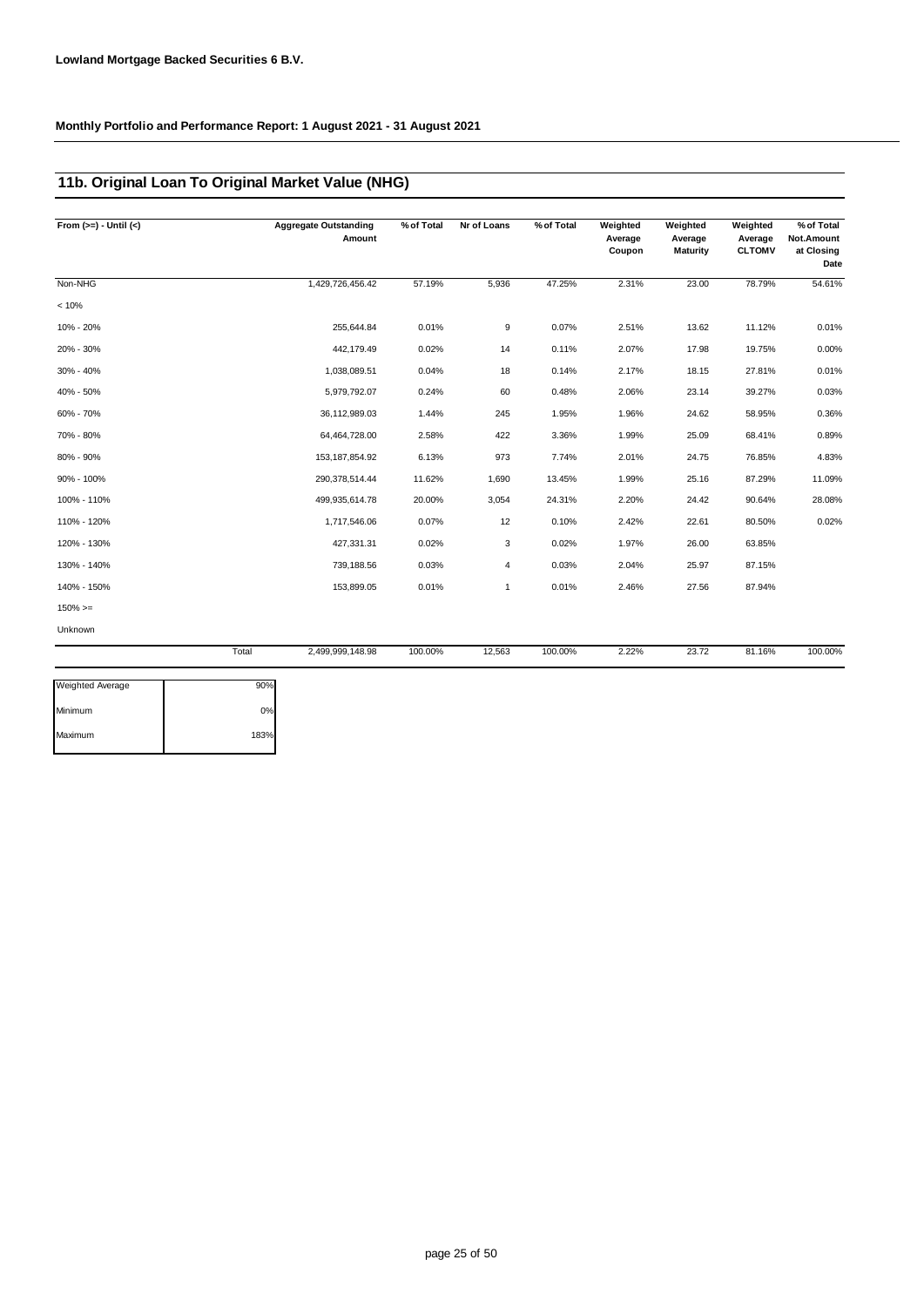**Lowland Mortgage Backed Securities 6 B.V.**

**Monthly Portfolio and Performance Report: 1 August 2021 - 31 August 2021**

## 11b. Original Loan To Original Market Value (NHG)

| From (>=) - Until (<) | Aggregate Outstanding Amount | % of Total | Nr of Loans | % of Total | Weighted Average Coupon | Weighted Average Maturity | Weighted Average CLTOMV | % of Total Not.Amount at Closing Date |
|---|---|---|---|---|---|---|---|---|
| Non-NHG | 1,429,726,456.42 | 57.19% | 5,936 | 47.25% | 2.31% | 23.00 | 78.79% | 54.61% |
| < 10% | | | | | | | | |
| 10% - 20% | 255,644.84 | 0.01% | 9 | 0.07% | 2.51% | 13.62 | 11.12% | 0.01% |
| 20% - 30% | 442,179.49 | 0.02% | 14 | 0.11% | 2.07% | 17.98 | 19.75% | 0.00% |
| 30% - 40% | 1,038,089.51 | 0.04% | 18 | 0.14% | 2.17% | 18.15 | 27.81% | 0.01% |
| 40% - 50% | 5,979,792.07 | 0.24% | 60 | 0.48% | 2.06% | 23.14 | 39.27% | 0.03% |
| 60% - 70% | 36,112,989.03 | 1.44% | 245 | 1.95% | 1.96% | 24.62 | 58.95% | 0.36% |
| 70% - 80% | 64,464,728.00 | 2.58% | 422 | 3.36% | 1.99% | 25.09 | 68.41% | 0.89% |
| 80% - 90% | 153,187,854.92 | 6.13% | 973 | 7.74% | 2.01% | 24.75 | 76.85% | 4.83% |
| 90% - 100% | 290,378,514.44 | 11.62% | 1,690 | 13.45% | 1.99% | 25.16 | 87.29% | 11.09% |
| 100% - 110% | 499,935,614.78 | 20.00% | 3,054 | 24.31% | 2.20% | 24.42 | 90.64% | 28.08% |
| 110% - 120% | 1,717,546.06 | 0.07% | 12 | 0.10% | 2.42% | 22.61 | 80.50% | 0.02% |
| 120% - 130% | 427,331.31 | 0.02% | 3 | 0.02% | 1.97% | 26.00 | 63.85% | |
| 130% - 140% | 739,188.56 | 0.03% | 4 | 0.03% | 2.04% | 25.97 | 87.15% | |
| 140% - 150% | 153,899.05 | 0.01% | 1 | 0.01% | 2.46% | 27.56 | 87.94% | |
| 150% >= | | | | | | | | |
| Unknown | | | | | | | | |
| Total | 2,499,999,148.98 | 100.00% | 12,563 | 100.00% | 2.22% | 23.72 | 81.16% | 100.00% |

| | |
|---|---|
| Weighted Average | 90% |
| Minimum | 0% |
| Maximum | 183% |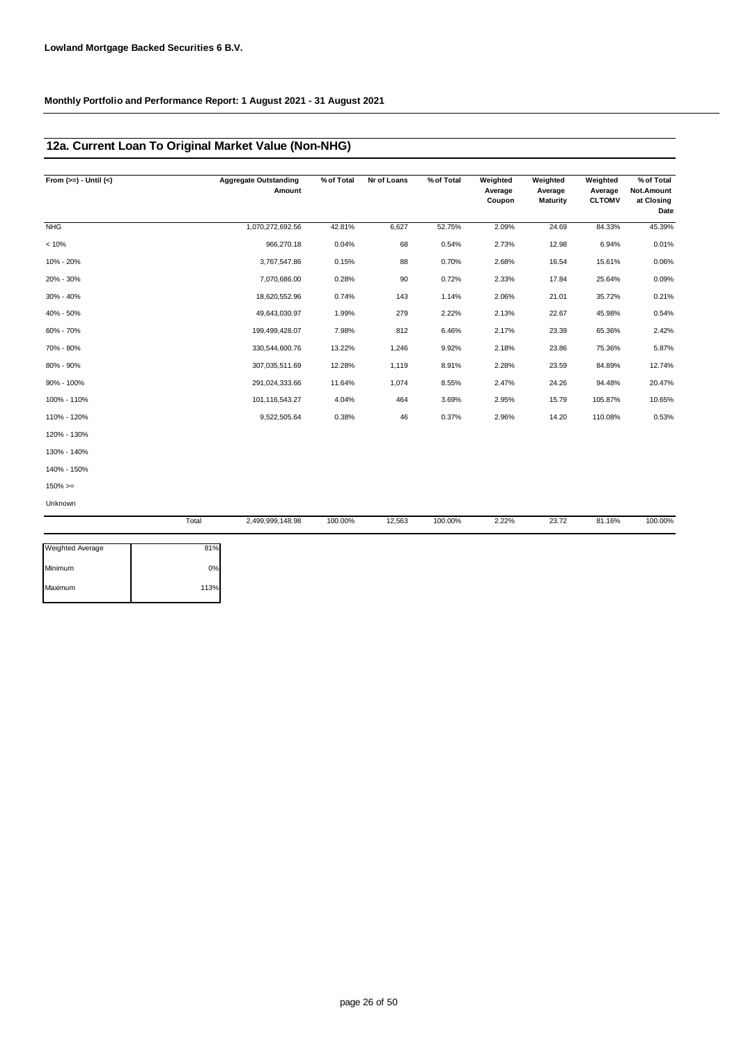**Lowland Mortgage Backed Securities 6 B.V.**

**Monthly Portfolio and Performance Report: 1 August 2021 - 31 August 2021**

## 12a. Current Loan To Original Market Value (Non-NHG)

| From (>=) - Until (<) | Aggregate Outstanding Amount | % of Total | Nr of Loans | % of Total | Weighted Average Coupon | Weighted Average Maturity | Weighted Average CLTOMV | % of Total Not.Amount at Closing Date |
|---|---|---|---|---|---|---|---|---|
| NHG | 1,070,272,692.56 | 42.81% | 6,627 | 52.75% | 2.09% | 24.69 | 84.33% | 45.39% |
| < 10% | 966,270.18 | 0.04% | 68 | 0.54% | 2.73% | 12.98 | 6.94% | 0.01% |
| 10% - 20% | 3,767,547.86 | 0.15% | 88 | 0.70% | 2.68% | 16.54 | 15.61% | 0.06% |
| 20% - 30% | 7,070,686.00 | 0.28% | 90 | 0.72% | 2.33% | 17.84 | 25.64% | 0.09% |
| 30% - 40% | 18,620,552.96 | 0.74% | 143 | 1.14% | 2.06% | 21.01 | 35.72% | 0.21% |
| 40% - 50% | 49,643,030.97 | 1.99% | 279 | 2.22% | 2.13% | 22.67 | 45.98% | 0.54% |
| 60% - 70% | 199,499,428.07 | 7.98% | 812 | 6.46% | 2.17% | 23.39 | 65.36% | 2.42% |
| 70% - 80% | 330,544,600.76 | 13.22% | 1,246 | 9.92% | 2.18% | 23.86 | 75.36% | 5.87% |
| 80% - 90% | 307,035,511.69 | 12.28% | 1,119 | 8.91% | 2.28% | 23.59 | 84.89% | 12.74% |
| 90% - 100% | 291,024,333.66 | 11.64% | 1,074 | 8.55% | 2.47% | 24.26 | 94.48% | 20.47% |
| 100% - 110% | 101,116,543.27 | 4.04% | 464 | 3.69% | 2.95% | 15.79 | 105.87% | 10.65% |
| 110% - 120% | 9,522,505.64 | 0.38% | 46 | 0.37% | 2.96% | 14.20 | 110.08% | 0.53% |
| 120% - 130% | | | | | | | | |
| 130% - 140% | | | | | | | | |
| 140% - 150% | | | | | | | | |
| 150% >= | | | | | | | | |
| Unknown | | | | | | | | |
| Total | 2,499,999,148.98 | 100.00% | 12,563 | 100.00% | 2.22% | 23.72 | 81.16% | 100.00% |

| | |
|---|---|
| Weighted Average | 81% |
| Minimum | 0% |
| Maximum | 113% |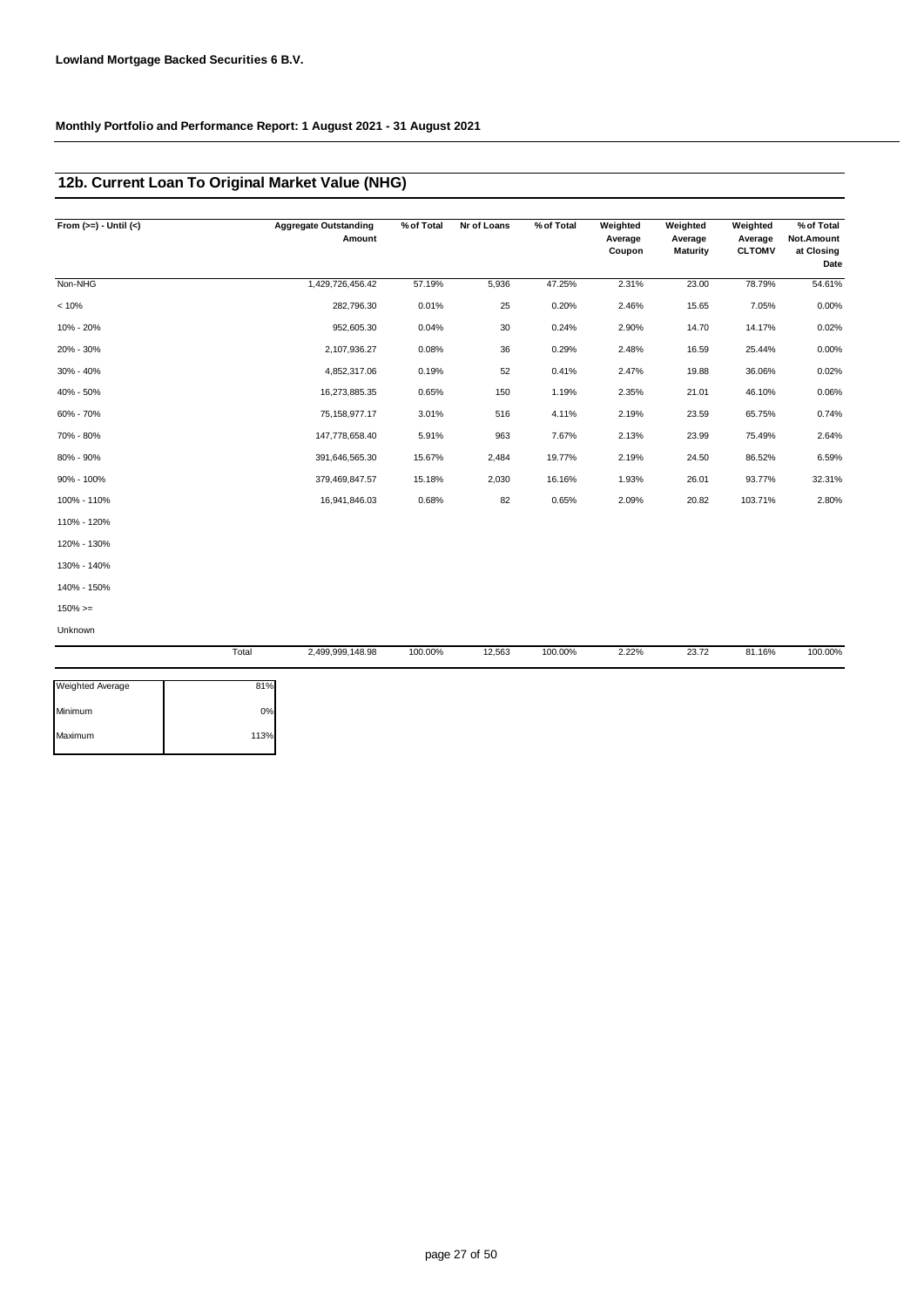**Lowland Mortgage Backed Securities 6 B.V.**

**Monthly Portfolio and Performance Report: 1 August 2021 - 31 August 2021**

## 12b. Current Loan To Original Market Value (NHG)

| From (>=) - Until (<) | Aggregate Outstanding Amount | % of Total | Nr of Loans | % of Total | Weighted Average Coupon | Weighted Average Maturity | Weighted Average CLTOMV | % of Total Not.Amount at Closing Date |
|---|---|---|---|---|---|---|---|---|
| Non-NHG | 1,429,726,456.42 | 57.19% | 5,936 | 47.25% | 2.31% | 23.00 | 78.79% | 54.61% |
| < 10% | 282,796.30 | 0.01% | 25 | 0.20% | 2.46% | 15.65 | 7.05% | 0.00% |
| 10% - 20% | 952,605.30 | 0.04% | 30 | 0.24% | 2.90% | 14.70 | 14.17% | 0.02% |
| 20% - 30% | 2,107,936.27 | 0.08% | 36 | 0.29% | 2.48% | 16.59 | 25.44% | 0.00% |
| 30% - 40% | 4,852,317.06 | 0.19% | 52 | 0.41% | 2.47% | 19.88 | 36.06% | 0.02% |
| 40% - 50% | 16,273,885.35 | 0.65% | 150 | 1.19% | 2.35% | 21.01 | 46.10% | 0.06% |
| 60% - 70% | 75,158,977.17 | 3.01% | 516 | 4.11% | 2.19% | 23.59 | 65.75% | 0.74% |
| 70% - 80% | 147,778,658.40 | 5.91% | 963 | 7.67% | 2.13% | 23.99 | 75.49% | 2.64% |
| 80% - 90% | 391,646,565.30 | 15.67% | 2,484 | 19.77% | 2.19% | 24.50 | 86.52% | 6.59% |
| 90% - 100% | 379,469,847.57 | 15.18% | 2,030 | 16.16% | 1.93% | 26.01 | 93.77% | 32.31% |
| 100% - 110% | 16,941,846.03 | 0.68% | 82 | 0.65% | 2.09% | 20.82 | 103.71% | 2.80% |
| 110% - 120% | | | | | | | | |
| 120% - 130% | | | | | | | | |
| 130% - 140% | | | | | | | | |
| 140% - 150% | | | | | | | | |
| 150% >= | | | | | | | | |
| Unknown | | | | | | | | |
| Total | 2,499,999,148.98 | 100.00% | 12,563 | 100.00% | 2.22% | 23.72 | 81.16% | 100.00% |

| | |
|---|---|
| Weighted Average | 81% |
| Minimum | 0% |
| Maximum | 113% |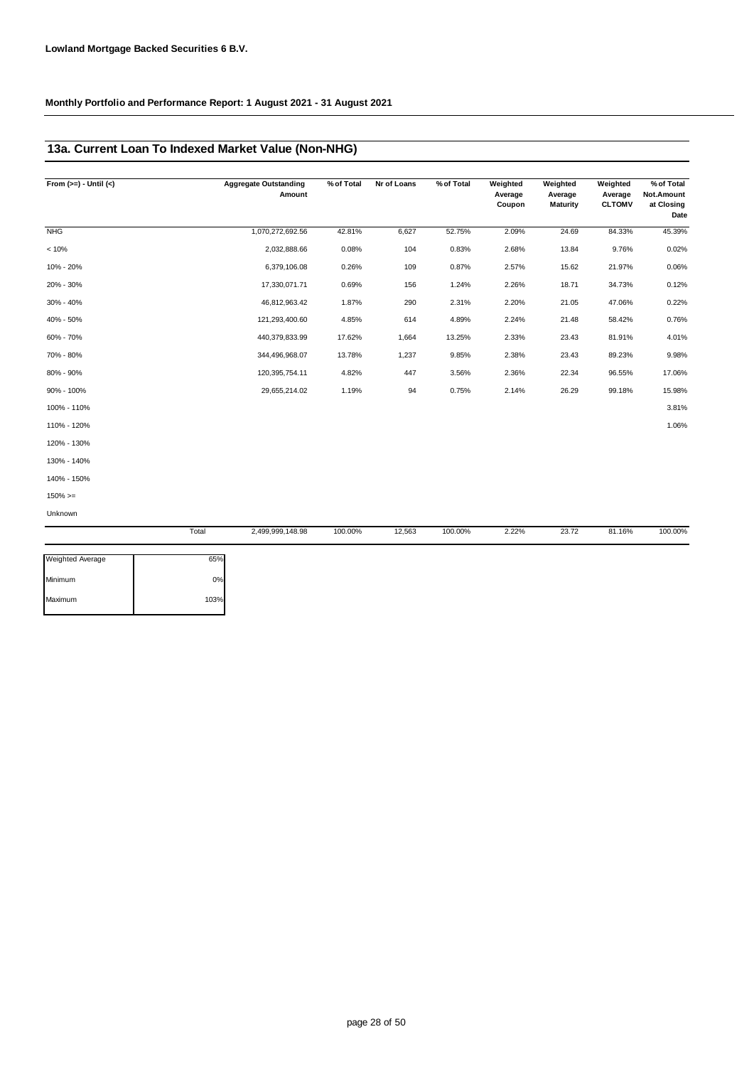**Lowland Mortgage Backed Securities 6 B.V.**

**Monthly Portfolio and Performance Report: 1 August 2021 - 31 August 2021**

## 13a. Current Loan To Indexed Market Value (Non-NHG)

| From (>=) - Until (<) | Aggregate Outstanding Amount | % of Total | Nr of Loans | % of Total | Weighted Average Coupon | Weighted Average Maturity | Weighted Average CLTOMV | % of Total Not.Amount at Closing Date |
|---|---|---|---|---|---|---|---|---|
| NHG | 1,070,272,692.56 | 42.81% | 6,627 | 52.75% | 2.09% | 24.69 | 84.33% | 45.39% |
| < 10% | 2,032,888.66 | 0.08% | 104 | 0.83% | 2.68% | 13.84 | 9.76% | 0.02% |
| 10% - 20% | 6,379,106.08 | 0.26% | 109 | 0.87% | 2.57% | 15.62 | 21.97% | 0.06% |
| 20% - 30% | 17,330,071.71 | 0.69% | 156 | 1.24% | 2.26% | 18.71 | 34.73% | 0.12% |
| 30% - 40% | 46,812,963.42 | 1.87% | 290 | 2.31% | 2.20% | 21.05 | 47.06% | 0.22% |
| 40% - 50% | 121,293,400.60 | 4.85% | 614 | 4.89% | 2.24% | 21.48 | 58.42% | 0.76% |
| 60% - 70% | 440,379,833.99 | 17.62% | 1,664 | 13.25% | 2.33% | 23.43 | 81.91% | 4.01% |
| 70% - 80% | 344,496,968.07 | 13.78% | 1,237 | 9.85% | 2.38% | 23.43 | 89.23% | 9.98% |
| 80% - 90% | 120,395,754.11 | 4.82% | 447 | 3.56% | 2.36% | 22.34 | 96.55% | 17.06% |
| 90% - 100% | 29,655,214.02 | 1.19% | 94 | 0.75% | 2.14% | 26.29 | 99.18% | 15.98% |
| 100% - 110% | | | | | | | | 3.81% |
| 110% - 120% | | | | | | | | 1.06% |
| 120% - 130% | | | | | | | | |
| 130% - 140% | | | | | | | | |
| 140% - 150% | | | | | | | | |
| 150% >= | | | | | | | | |
| Unknown | | | | | | | | |
| Total | 2,499,999,148.98 | 100.00% | 12,563 | 100.00% | 2.22% | 23.72 | 81.16% | 100.00% |

| | |
|---|---|
| Weighted Average | 65% |
| Minimum | 0% |
| Maximum | 103% |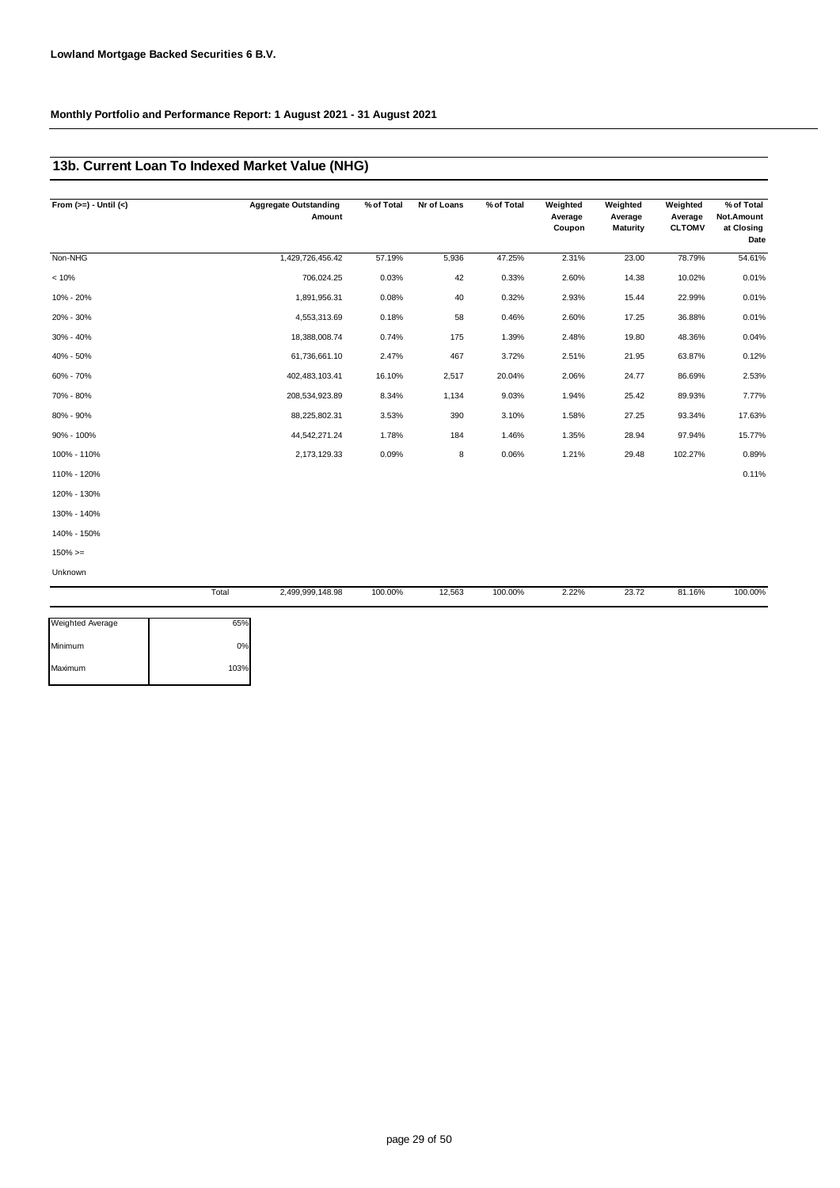**Lowland Mortgage Backed Securities 6 B.V.**

**Monthly Portfolio and Performance Report: 1 August 2021 - 31 August 2021**

## 13b. Current Loan To Indexed Market Value (NHG)

| From (>=) - Until (<) | | Aggregate Outstanding Amount | % of Total | Nr of Loans | % of Total | Weighted Average Coupon | Weighted Average Maturity | Weighted Average CLTOMV | % of Total Not.Amount at Closing Date |
|---|---|---|---|---|---|---|---|---|---|
| Non-NHG | | 1,429,726,456.42 | 57.19% | 5,936 | 47.25% | 2.31% | 23.00 | 78.79% | 54.61% |
| < 10% | | 706,024.25 | 0.03% | 42 | 0.33% | 2.60% | 14.38 | 10.02% | 0.01% |
| 10% - 20% | | 1,891,956.31 | 0.08% | 40 | 0.32% | 2.93% | 15.44 | 22.99% | 0.01% |
| 20% - 30% | | 4,553,313.69 | 0.18% | 58 | 0.46% | 2.60% | 17.25 | 36.88% | 0.01% |
| 30% - 40% | | 18,388,008.74 | 0.74% | 175 | 1.39% | 2.48% | 19.80 | 48.36% | 0.04% |
| 40% - 50% | | 61,736,661.10 | 2.47% | 467 | 3.72% | 2.51% | 21.95 | 63.87% | 0.12% |
| 60% - 70% | | 402,483,103.41 | 16.10% | 2,517 | 20.04% | 2.06% | 24.77 | 86.69% | 2.53% |
| 70% - 80% | | 208,534,923.89 | 8.34% | 1,134 | 9.03% | 1.94% | 25.42 | 89.93% | 7.77% |
| 80% - 90% | | 88,225,802.31 | 3.53% | 390 | 3.10% | 1.58% | 27.25 | 93.34% | 17.63% |
| 90% - 100% | | 44,542,271.24 | 1.78% | 184 | 1.46% | 1.35% | 28.94 | 97.94% | 15.77% |
| 100% - 110% | | 2,173,129.33 | 0.09% | 8 | 0.06% | 1.21% | 29.48 | 102.27% | 0.89% |
| 110% - 120% | | | | | | | | | 0.11% |
| 120% - 130% | | | | | | | | | |
| 130% - 140% | | | | | | | | | |
| 140% - 150% | | | | | | | | | |
| 150% >= | | | | | | | | | |
| Unknown | | | | | | | | | |
| | Total | 2,499,999,148.98 | 100.00% | 12,563 | 100.00% | 2.22% | 23.72 | 81.16% | 100.00% |

| | |
|---|---|
| Weighted Average | 65% |
| Minimum | 0% |
| Maximum | 103% |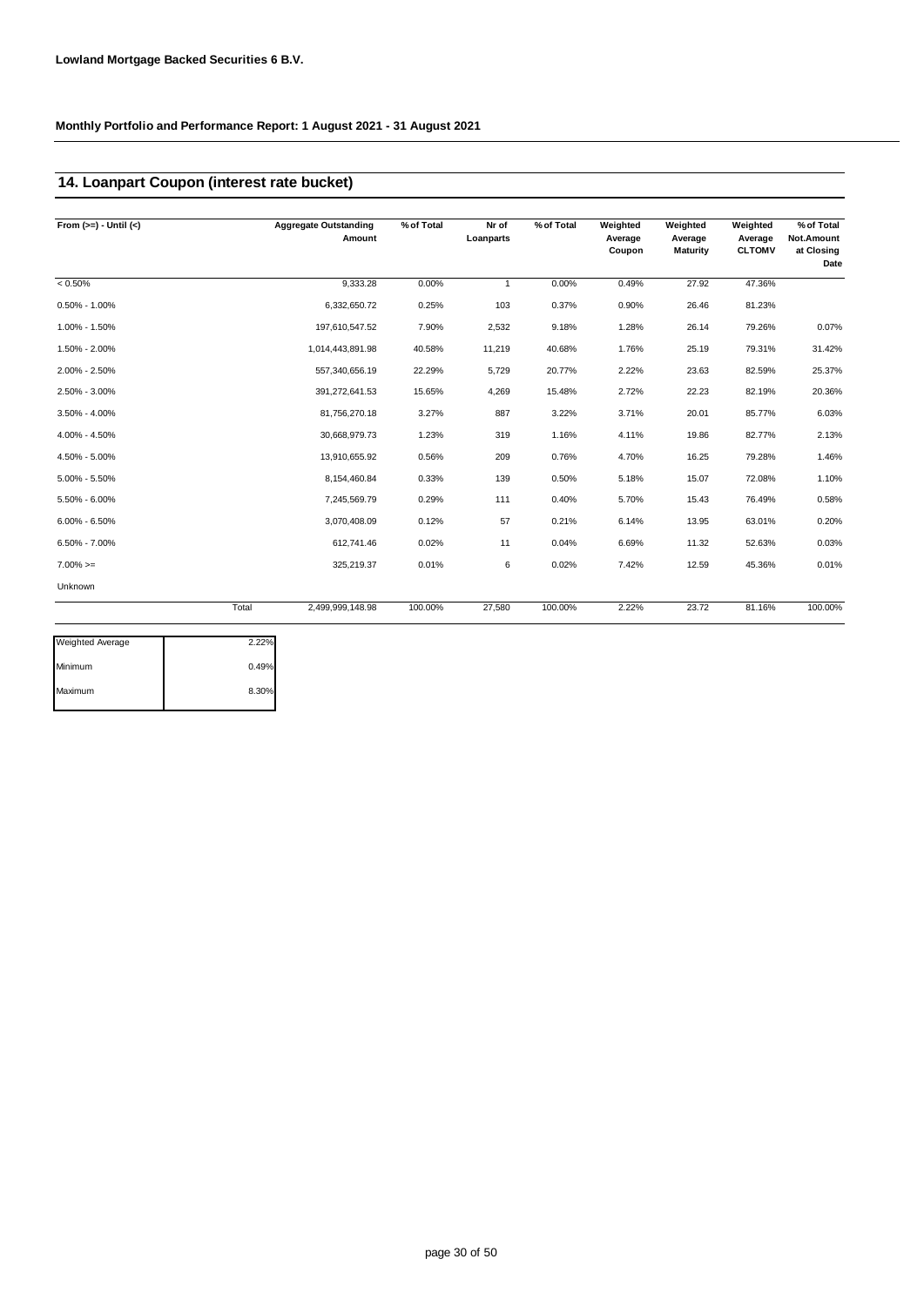Lowland Mortgage Backed Securities 6 B.V.

Monthly Portfolio and Performance Report: 1 August 2021 - 31 August 2021

## 14. Loanpart Coupon (interest rate bucket)

| From (>=) - Until (<) | Aggregate Outstanding Amount | % of Total | Nr of Loanparts | % of Total | Weighted Average Coupon | Weighted Average Maturity | Weighted Average CLTOMV | % of Total Not.Amount at Closing Date |
|---|---|---|---|---|---|---|---|---|
| < 0.50% | 9,333.28 | 0.00% | 1 | 0.00% | 0.49% | 27.92 | 47.36% | |
| 0.50% - 1.00% | 6,332,650.72 | 0.25% | 103 | 0.37% | 0.90% | 26.46 | 81.23% | |
| 1.00% - 1.50% | 197,610,547.52 | 7.90% | 2,532 | 9.18% | 1.28% | 26.14 | 79.26% | 0.07% |
| 1.50% - 2.00% | 1,014,443,891.98 | 40.58% | 11,219 | 40.68% | 1.76% | 25.19 | 79.31% | 31.42% |
| 2.00% - 2.50% | 557,340,656.19 | 22.29% | 5,729 | 20.77% | 2.22% | 23.63 | 82.59% | 25.37% |
| 2.50% - 3.00% | 391,272,641.53 | 15.65% | 4,269 | 15.48% | 2.72% | 22.23 | 82.19% | 20.36% |
| 3.50% - 4.00% | 81,756,270.18 | 3.27% | 887 | 3.22% | 3.71% | 20.01 | 85.77% | 6.03% |
| 4.00% - 4.50% | 30,668,979.73 | 1.23% | 319 | 1.16% | 4.11% | 19.86 | 82.77% | 2.13% |
| 4.50% - 5.00% | 13,910,655.92 | 0.56% | 209 | 0.76% | 4.70% | 16.25 | 79.28% | 1.46% |
| 5.00% - 5.50% | 8,154,460.84 | 0.33% | 139 | 0.50% | 5.18% | 15.07 | 72.08% | 1.10% |
| 5.50% - 6.00% | 7,245,569.79 | 0.29% | 111 | 0.40% | 5.70% | 15.43 | 76.49% | 0.58% |
| 6.00% - 6.50% | 3,070,408.09 | 0.12% | 57 | 0.21% | 6.14% | 13.95 | 63.01% | 0.20% |
| 6.50% - 7.00% | 612,741.46 | 0.02% | 11 | 0.04% | 6.69% | 11.32 | 52.63% | 0.03% |
| 7.00% >= | 325,219.37 | 0.01% | 6 | 0.02% | 7.42% | 12.59 | 45.36% | 0.01% |
| Unknown | | | | | | | | |
| Total | 2,499,999,148.98 | 100.00% | 27,580 | 100.00% | 2.22% | 23.72 | 81.16% | 100.00% |

| | |
|---|---|
| Weighted Average | 2.22% |
| Minimum | 0.49% |
| Maximum | 8.30% |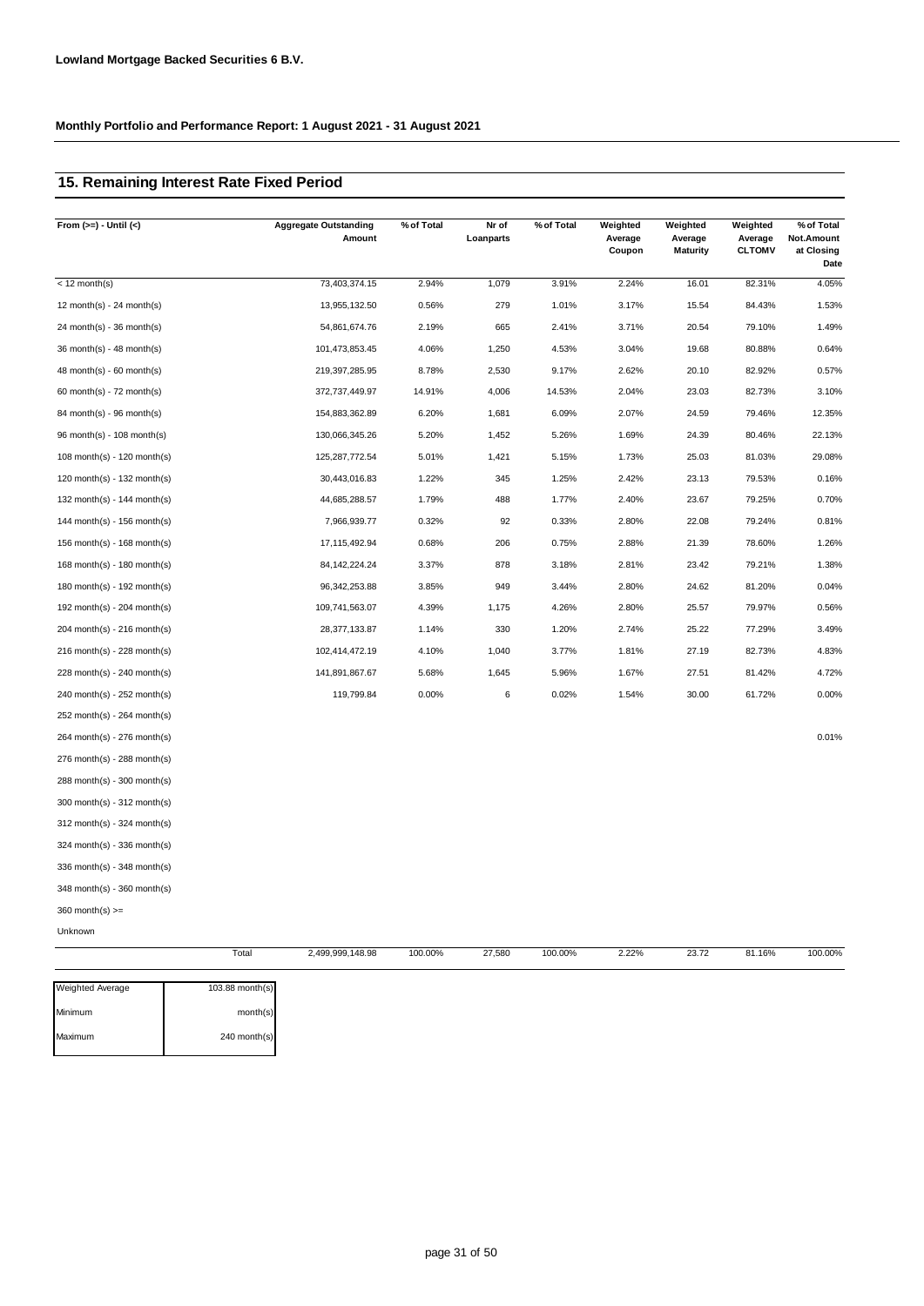**Lowland Mortgage Backed Securities 6 B.V.**

**Monthly Portfolio and Performance Report: 1 August 2021 - 31 August 2021**

## 15. Remaining Interest Rate Fixed Period

| From (>=) - Until (<) | Aggregate Outstanding Amount | % of Total | Nr of Loanparts | % of Total | Weighted Average Coupon | Weighted Average Maturity | Weighted Average CLTOMV | % of Total Not.Amount at Closing Date |
|---|---|---|---|---|---|---|---|---|
| < 12 month(s) | 73,403,374.15 | 2.94% | 1,079 | 3.91% | 2.24% | 16.01 | 82.31% | 4.05% |
| 12 month(s) - 24 month(s) | 13,955,132.50 | 0.56% | 279 | 1.01% | 3.17% | 15.54 | 84.43% | 1.53% |
| 24 month(s) - 36 month(s) | 54,861,674.76 | 2.19% | 665 | 2.41% | 3.71% | 20.54 | 79.10% | 1.49% |
| 36 month(s) - 48 month(s) | 101,473,853.45 | 4.06% | 1,250 | 4.53% | 3.04% | 19.68 | 80.88% | 0.64% |
| 48 month(s) - 60 month(s) | 219,397,285.95 | 8.78% | 2,530 | 9.17% | 2.62% | 20.10 | 82.92% | 0.57% |
| 60 month(s) - 72 month(s) | 372,737,449.97 | 14.91% | 4,006 | 14.53% | 2.04% | 23.03 | 82.73% | 3.10% |
| 84 month(s) - 96 month(s) | 154,883,362.89 | 6.20% | 1,681 | 6.09% | 2.07% | 24.59 | 79.46% | 12.35% |
| 96 month(s) - 108 month(s) | 130,066,345.26 | 5.20% | 1,452 | 5.26% | 1.69% | 24.39 | 80.46% | 22.13% |
| 108 month(s) - 120 month(s) | 125,287,772.54 | 5.01% | 1,421 | 5.15% | 1.73% | 25.03 | 81.03% | 29.08% |
| 120 month(s) - 132 month(s) | 30,443,016.83 | 1.22% | 345 | 1.25% | 2.42% | 23.13 | 79.53% | 0.16% |
| 132 month(s) - 144 month(s) | 44,685,288.57 | 1.79% | 488 | 1.77% | 2.40% | 23.67 | 79.25% | 0.70% |
| 144 month(s) - 156 month(s) | 7,966,939.77 | 0.32% | 92 | 0.33% | 2.80% | 22.08 | 79.24% | 0.81% |
| 156 month(s) - 168 month(s) | 17,115,492.94 | 0.68% | 206 | 0.75% | 2.88% | 21.39 | 78.60% | 1.26% |
| 168 month(s) - 180 month(s) | 84,142,224.24 | 3.37% | 878 | 3.18% | 2.81% | 23.42 | 79.21% | 1.38% |
| 180 month(s) - 192 month(s) | 96,342,253.88 | 3.85% | 949 | 3.44% | 2.80% | 24.62 | 81.20% | 0.04% |
| 192 month(s) - 204 month(s) | 109,741,563.07 | 4.39% | 1,175 | 4.26% | 2.80% | 25.57 | 79.97% | 0.56% |
| 204 month(s) - 216 month(s) | 28,377,133.87 | 1.14% | 330 | 1.20% | 2.74% | 25.22 | 77.29% | 3.49% |
| 216 month(s) - 228 month(s) | 102,414,472.19 | 4.10% | 1,040 | 3.77% | 1.81% | 27.19 | 82.73% | 4.83% |
| 228 month(s) - 240 month(s) | 141,891,867.67 | 5.68% | 1,645 | 5.96% | 1.67% | 27.51 | 81.42% | 4.72% |
| 240 month(s) - 252 month(s) | 119,799.84 | 0.00% | 6 | 0.02% | 1.54% | 30.00 | 61.72% | 0.00% |
| 252 month(s) - 264 month(s) | | | | | | | | |
| 264 month(s) - 276 month(s) | | | | | | | | 0.01% |
| 276 month(s) - 288 month(s) | | | | | | | | |
| 288 month(s) - 300 month(s) | | | | | | | | |
| 300 month(s) - 312 month(s) | | | | | | | | |
| 312 month(s) - 324 month(s) | | | | | | | | |
| 324 month(s) - 336 month(s) | | | | | | | | |
| 336 month(s) - 348 month(s) | | | | | | | | |
| 348 month(s) - 360 month(s) | | | | | | | | |
| 360 month(s) >= | | | | | | | | |
| Unknown | | | | | | | | |
| Total | 2,499,999,148.98 | 100.00% | 27,580 | 100.00% | 2.22% | 23.72 | 81.16% | 100.00% |

| | |
|---|---|
| Weighted Average | 103.88 month(s) |
| Minimum | month(s) |
| Maximum | 240 month(s) |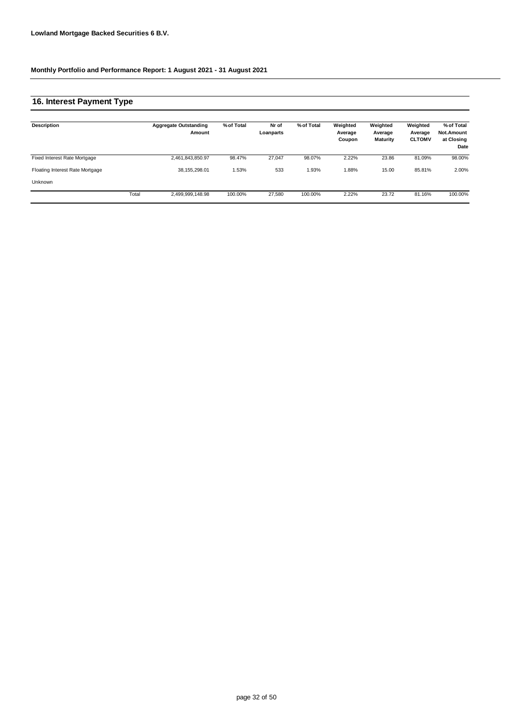**Lowland Mortgage Backed Securities 6 B.V.**

**Monthly Portfolio and Performance Report: 1 August 2021 - 31 August 2021**

## 16. Interest Payment Type

| Description | | Aggregate Outstanding Amount | % of Total | Nr of Loanparts | % of Total | Weighted Average Coupon | Weighted Average Maturity | Weighted Average CLTOMV | % of Total Not.Amount at Closing Date |
|---|---|---|---|---|---|---|---|---|---|
| Fixed Interest Rate Mortgage | | 2,461,843,850.97 | 98.47% | 27,047 | 98.07% | 2.22% | 23.86 | 81.09% | 98.00% |
| Floating Interest Rate Mortgage | | 38,155,298.01 | 1.53% | 533 | 1.93% | 1.88% | 15.00 | 85.81% | 2.00% |
| Unknown | | | | | | | | | |
| | Total | 2,499,999,148.98 | 100.00% | 27,580 | 100.00% | 2.22% | 23.72 | 81.16% | 100.00% |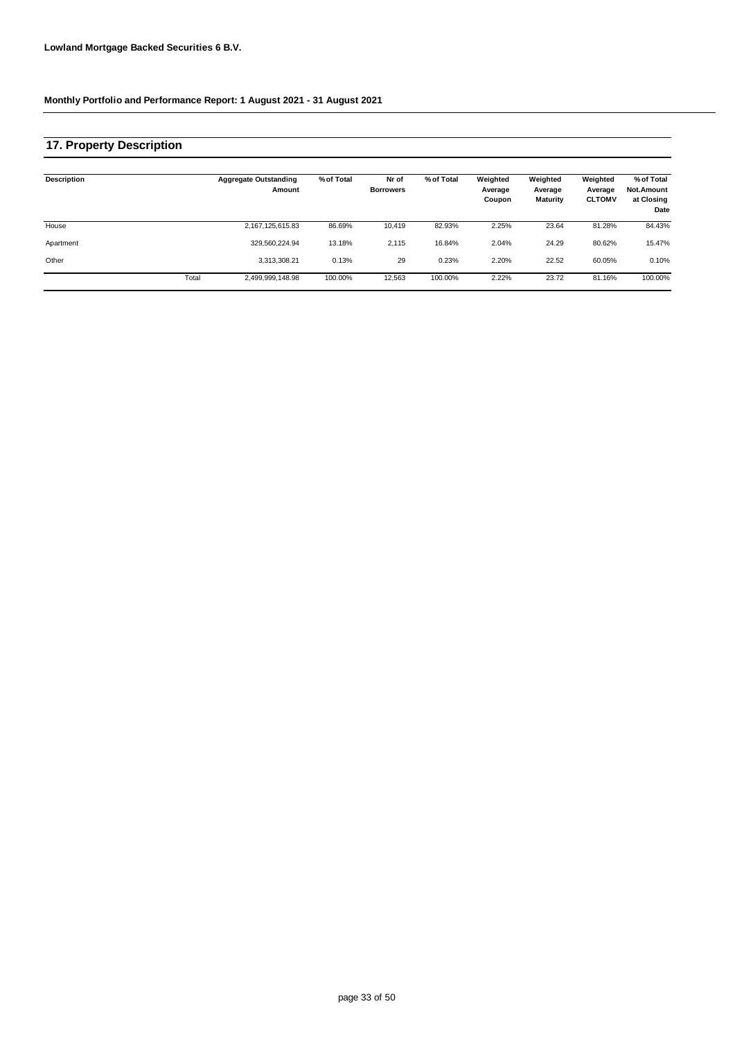**Lowland Mortgage Backed Securities 6 B.V.**

**Monthly Portfolio and Performance Report: 1 August 2021 - 31 August 2021**

## 17. Property Description

| Description | | Aggregate Outstanding Amount | % of Total | Nr of Borrowers | % of Total | Weighted Average Coupon | Weighted Average Maturity | Weighted Average CLTOMV | % of Total Not.Amount at Closing Date |
|---|---|---|---|---|---|---|---|---|---|
| House | | 2,167,125,615.83 | 86.69% | 10,419 | 82.93% | 2.25% | 23.64 | 81.28% | 84.43% |
| Apartment | | 329,560,224.94 | 13.18% | 2,115 | 16.84% | 2.04% | 24.29 | 80.62% | 15.47% |
| Other | | 3,313,308.21 | 0.13% | 29 | 0.23% | 2.20% | 22.52 | 60.05% | 0.10% |
| | Total | 2,499,999,148.98 | 100.00% | 12,563 | 100.00% | 2.22% | 23.72 | 81.16% | 100.00% |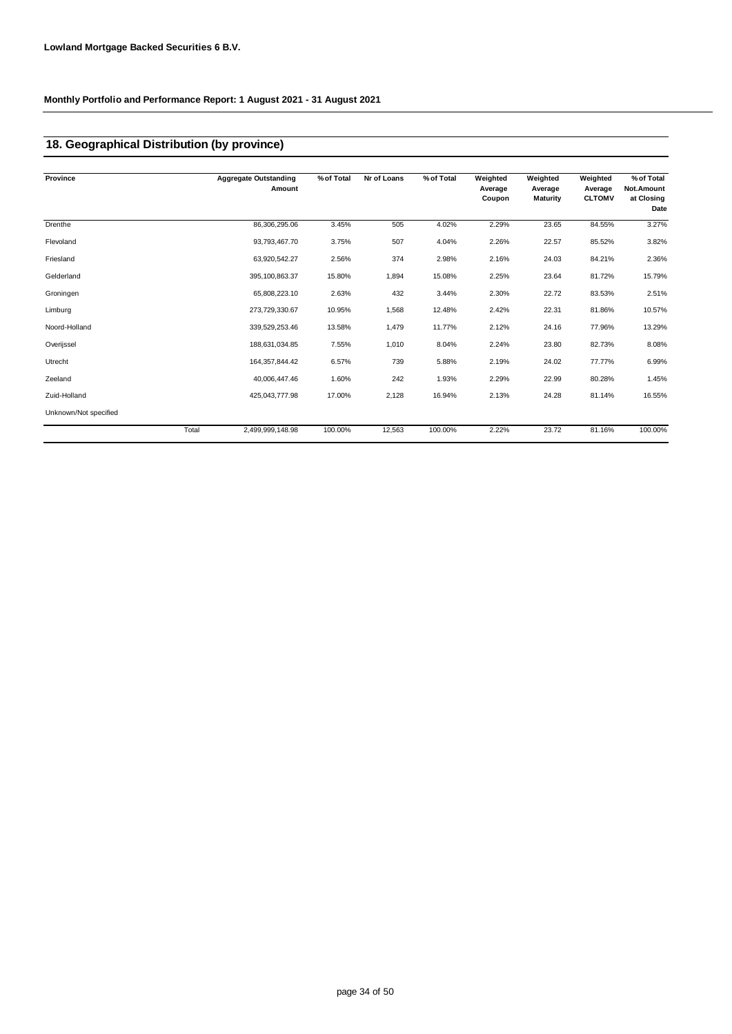**Lowland Mortgage Backed Securities 6 B.V.**

**Monthly Portfolio and Performance Report: 1 August 2021 - 31 August 2021**

## 18. Geographical Distribution (by province)

| Province | | Aggregate Outstanding Amount | % of Total | Nr of Loans | % of Total | Weighted Average Coupon | Weighted Average Maturity | Weighted Average CLTOMV | % of Total Not.Amount at Closing Date |
|---|---|---|---|---|---|---|---|---|---|
| Drenthe | | 86,306,295.06 | 3.45% | 505 | 4.02% | 2.29% | 23.65 | 84.55% | 3.27% |
| Flevoland | | 93,793,467.70 | 3.75% | 507 | 4.04% | 2.26% | 22.57 | 85.52% | 3.82% |
| Friesland | | 63,920,542.27 | 2.56% | 374 | 2.98% | 2.16% | 24.03 | 84.21% | 2.36% |
| Gelderland | | 395,100,863.37 | 15.80% | 1,894 | 15.08% | 2.25% | 23.64 | 81.72% | 15.79% |
| Groningen | | 65,808,223.10 | 2.63% | 432 | 3.44% | 2.30% | 22.72 | 83.53% | 2.51% |
| Limburg | | 273,729,330.67 | 10.95% | 1,568 | 12.48% | 2.42% | 22.31 | 81.86% | 10.57% |
| Noord-Holland | | 339,529,253.46 | 13.58% | 1,479 | 11.77% | 2.12% | 24.16 | 77.96% | 13.29% |
| Overijssel | | 188,631,034.85 | 7.55% | 1,010 | 8.04% | 2.24% | 23.80 | 82.73% | 8.08% |
| Utrecht | | 164,357,844.42 | 6.57% | 739 | 5.88% | 2.19% | 24.02 | 77.77% | 6.99% |
| Zeeland | | 40,006,447.46 | 1.60% | 242 | 1.93% | 2.29% | 22.99 | 80.28% | 1.45% |
| Zuid-Holland | | 425,043,777.98 | 17.00% | 2,128 | 16.94% | 2.13% | 24.28 | 81.14% | 16.55% |
| Unknown/Not specified | | | | | | | | | |
| | Total | 2,499,999,148.98 | 100.00% | 12,563 | 100.00% | 2.22% | 23.72 | 81.16% | 100.00% |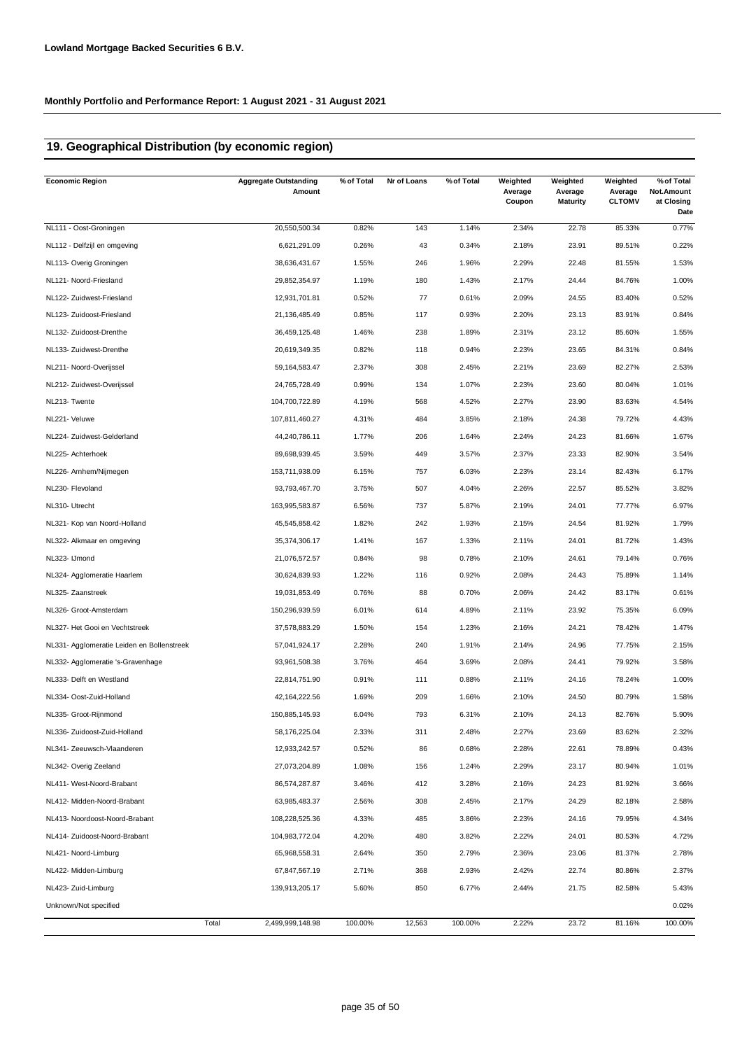**Lowland Mortgage Backed Securities 6 B.V.**

**Monthly Portfolio and Performance Report: 1 August 2021 - 31 August 2021**

## 19. Geographical Distribution (by economic region)

| Economic Region | Aggregate Outstanding Amount | % of Total | Nr of Loans | % of Total | Weighted Average Coupon | Weighted Average Maturity | Weighted Average CLTOMV | % of Total Not.Amount at Closing Date |
|---|---|---|---|---|---|---|---|---|
| NL111 - Oost-Groningen | 20,550,500.34 | 0.82% | 143 | 1.14% | 2.34% | 22.78 | 85.33% | 0.77% |
| NL112 - Delfzijl en omgeving | 6,621,291.09 | 0.26% | 43 | 0.34% | 2.18% | 23.91 | 89.51% | 0.22% |
| NL113- Overig Groningen | 38,636,431.67 | 1.55% | 246 | 1.96% | 2.29% | 22.48 | 81.55% | 1.53% |
| NL121- Noord-Friesland | 29,852,354.97 | 1.19% | 180 | 1.43% | 2.17% | 24.44 | 84.76% | 1.00% |
| NL122- Zuidwest-Friesland | 12,931,701.81 | 0.52% | 77 | 0.61% | 2.09% | 24.55 | 83.40% | 0.52% |
| NL123- Zuidoost-Friesland | 21,136,485.49 | 0.85% | 117 | 0.93% | 2.20% | 23.13 | 83.91% | 0.84% |
| NL132- Zuidoost-Drenthe | 36,459,125.48 | 1.46% | 238 | 1.89% | 2.31% | 23.12 | 85.60% | 1.55% |
| NL133- Zuidwest-Drenthe | 20,619,349.35 | 0.82% | 118 | 0.94% | 2.23% | 23.65 | 84.31% | 0.84% |
| NL211- Noord-Overijssel | 59,164,583.47 | 2.37% | 308 | 2.45% | 2.21% | 23.69 | 82.27% | 2.53% |
| NL212- Zuidwest-Overijssel | 24,765,728.49 | 0.99% | 134 | 1.07% | 2.23% | 23.60 | 80.04% | 1.01% |
| NL213- Twente | 104,700,722.89 | 4.19% | 568 | 4.52% | 2.27% | 23.90 | 83.63% | 4.54% |
| NL221- Veluwe | 107,811,460.27 | 4.31% | 484 | 3.85% | 2.18% | 24.38 | 79.72% | 4.43% |
| NL224- Zuidwest-Gelderland | 44,240,786.11 | 1.77% | 206 | 1.64% | 2.24% | 24.23 | 81.66% | 1.67% |
| NL225- Achterhoek | 89,698,939.45 | 3.59% | 449 | 3.57% | 2.37% | 23.33 | 82.90% | 3.54% |
| NL226- Arnhem/Nijmegen | 153,711,938.09 | 6.15% | 757 | 6.03% | 2.23% | 23.14 | 82.43% | 6.17% |
| NL230- Flevoland | 93,793,467.70 | 3.75% | 507 | 4.04% | 2.26% | 22.57 | 85.52% | 3.82% |
| NL310- Utrecht | 163,995,583.87 | 6.56% | 737 | 5.87% | 2.19% | 24.01 | 77.77% | 6.97% |
| NL321- Kop van Noord-Holland | 45,545,858.42 | 1.82% | 242 | 1.93% | 2.15% | 24.54 | 81.92% | 1.79% |
| NL322- Alkmaar en omgeving | 35,374,306.17 | 1.41% | 167 | 1.33% | 2.11% | 24.01 | 81.72% | 1.43% |
| NL323- IJmond | 21,076,572.57 | 0.84% | 98 | 0.78% | 2.10% | 24.61 | 79.14% | 0.76% |
| NL324- Agglomeratie Haarlem | 30,624,839.93 | 1.22% | 116 | 0.92% | 2.08% | 24.43 | 75.89% | 1.14% |
| NL325- Zaanstreek | 19,031,853.49 | 0.76% | 88 | 0.70% | 2.06% | 24.42 | 83.17% | 0.61% |
| NL326- Groot-Amsterdam | 150,296,939.59 | 6.01% | 614 | 4.89% | 2.11% | 23.92 | 75.35% | 6.09% |
| NL327- Het Gooi en Vechtstreek | 37,578,883.29 | 1.50% | 154 | 1.23% | 2.16% | 24.21 | 78.42% | 1.47% |
| NL331- Agglomeratie Leiden en Bollenstreek | 57,041,924.17 | 2.28% | 240 | 1.91% | 2.14% | 24.96 | 77.75% | 2.15% |
| NL332- Agglomeratie 's-Gravenhage | 93,961,508.38 | 3.76% | 464 | 3.69% | 2.08% | 24.41 | 79.92% | 3.58% |
| NL333- Delft en Westland | 22,814,751.90 | 0.91% | 111 | 0.88% | 2.11% | 24.16 | 78.24% | 1.00% |
| NL334- Oost-Zuid-Holland | 42,164,222.56 | 1.69% | 209 | 1.66% | 2.10% | 24.50 | 80.79% | 1.58% |
| NL335- Groot-Rijnmond | 150,885,145.93 | 6.04% | 793 | 6.31% | 2.10% | 24.13 | 82.76% | 5.90% |
| NL336- Zuidoost-Zuid-Holland | 58,176,225.04 | 2.33% | 311 | 2.48% | 2.27% | 23.69 | 83.62% | 2.32% |
| NL341- Zeeuwsch-Vlaanderen | 12,933,242.57 | 0.52% | 86 | 0.68% | 2.28% | 22.61 | 78.89% | 0.43% |
| NL342- Overig Zeeland | 27,073,204.89 | 1.08% | 156 | 1.24% | 2.29% | 23.17 | 80.94% | 1.01% |
| NL411- West-Noord-Brabant | 86,574,287.87 | 3.46% | 412 | 3.28% | 2.16% | 24.23 | 81.92% | 3.66% |
| NL412- Midden-Noord-Brabant | 63,985,483.37 | 2.56% | 308 | 2.45% | 2.17% | 24.29 | 82.18% | 2.58% |
| NL413- Noordoost-Noord-Brabant | 108,228,525.36 | 4.33% | 485 | 3.86% | 2.23% | 24.16 | 79.95% | 4.34% |
| NL414- Zuidoost-Noord-Brabant | 104,983,772.04 | 4.20% | 480 | 3.82% | 2.22% | 24.01 | 80.53% | 4.72% |
| NL421- Noord-Limburg | 65,968,558.31 | 2.64% | 350 | 2.79% | 2.36% | 23.06 | 81.37% | 2.78% |
| NL422- Midden-Limburg | 67,847,567.19 | 2.71% | 368 | 2.93% | 2.42% | 22.74 | 80.86% | 2.37% |
| NL423- Zuid-Limburg | 139,913,205.17 | 5.60% | 850 | 6.77% | 2.44% | 21.75 | 82.58% | 5.43% |
| Unknown/Not specified | | | | | | | | 0.02% |
| Total | 2,499,999,148.98 | 100.00% | 12,563 | 100.00% | 2.22% | 23.72 | 81.16% | 100.00% |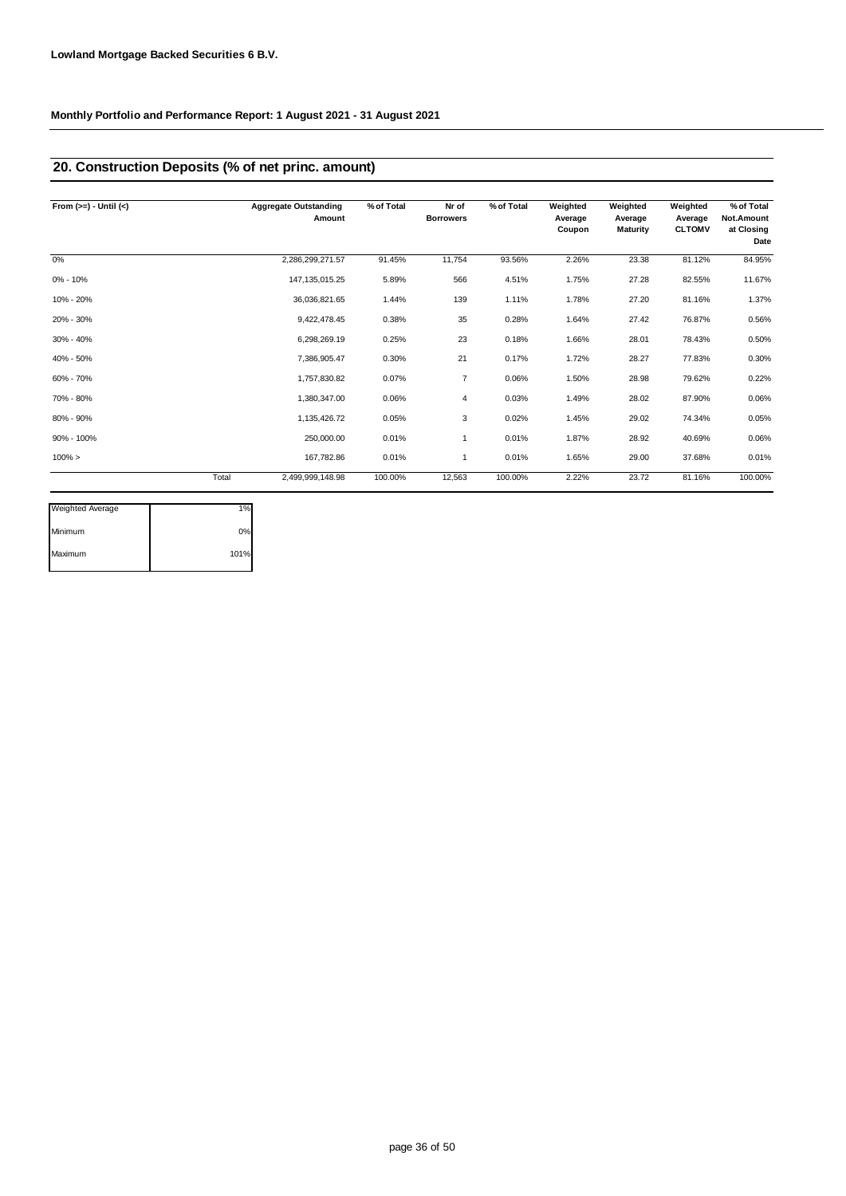**Lowland Mortgage Backed Securities 6 B.V.**

**Monthly Portfolio and Performance Report: 1 August 2021 - 31 August 2021**

## 20. Construction Deposits (% of net princ. amount)

| From (>=) - Until (<) | | Aggregate Outstanding Amount | % of Total | Nr of Borrowers | % of Total | Weighted Average Coupon | Weighted Average Maturity | Weighted Average CLTOMV | % of Total Not.Amount at Closing Date |
|---|---|---|---|---|---|---|---|---|---|
| 0% | | 2,286,299,271.57 | 91.45% | 11,754 | 93.56% | 2.26% | 23.38 | 81.12% | 84.95% |
| 0% - 10% | | 147,135,015.25 | 5.89% | 566 | 4.51% | 1.75% | 27.28 | 82.55% | 11.67% |
| 10% - 20% | | 36,036,821.65 | 1.44% | 139 | 1.11% | 1.78% | 27.20 | 81.16% | 1.37% |
| 20% - 30% | | 9,422,478.45 | 0.38% | 35 | 0.28% | 1.64% | 27.42 | 76.87% | 0.56% |
| 30% - 40% | | 6,298,269.19 | 0.25% | 23 | 0.18% | 1.66% | 28.01 | 78.43% | 0.50% |
| 40% - 50% | | 7,386,905.47 | 0.30% | 21 | 0.17% | 1.72% | 28.27 | 77.83% | 0.30% |
| 60% - 70% | | 1,757,830.82 | 0.07% | 7 | 0.06% | 1.50% | 28.98 | 79.62% | 0.22% |
| 70% - 80% | | 1,380,347.00 | 0.06% | 4 | 0.03% | 1.49% | 28.02 | 87.90% | 0.06% |
| 80% - 90% | | 1,135,426.72 | 0.05% | 3 | 0.02% | 1.45% | 29.02 | 74.34% | 0.05% |
| 90% - 100% | | 250,000.00 | 0.01% | 1 | 0.01% | 1.87% | 28.92 | 40.69% | 0.06% |
| 100% > | | 167,782.86 | 0.01% | 1 | 0.01% | 1.65% | 29.00 | 37.68% | 0.01% |
| | Total | 2,499,999,148.98 | 100.00% | 12,563 | 100.00% | 2.22% | 23.72 | 81.16% | 100.00% |

| | |
|---|---|
| Weighted Average | 1% |
| Minimum | 0% |
| Maximum | 101% |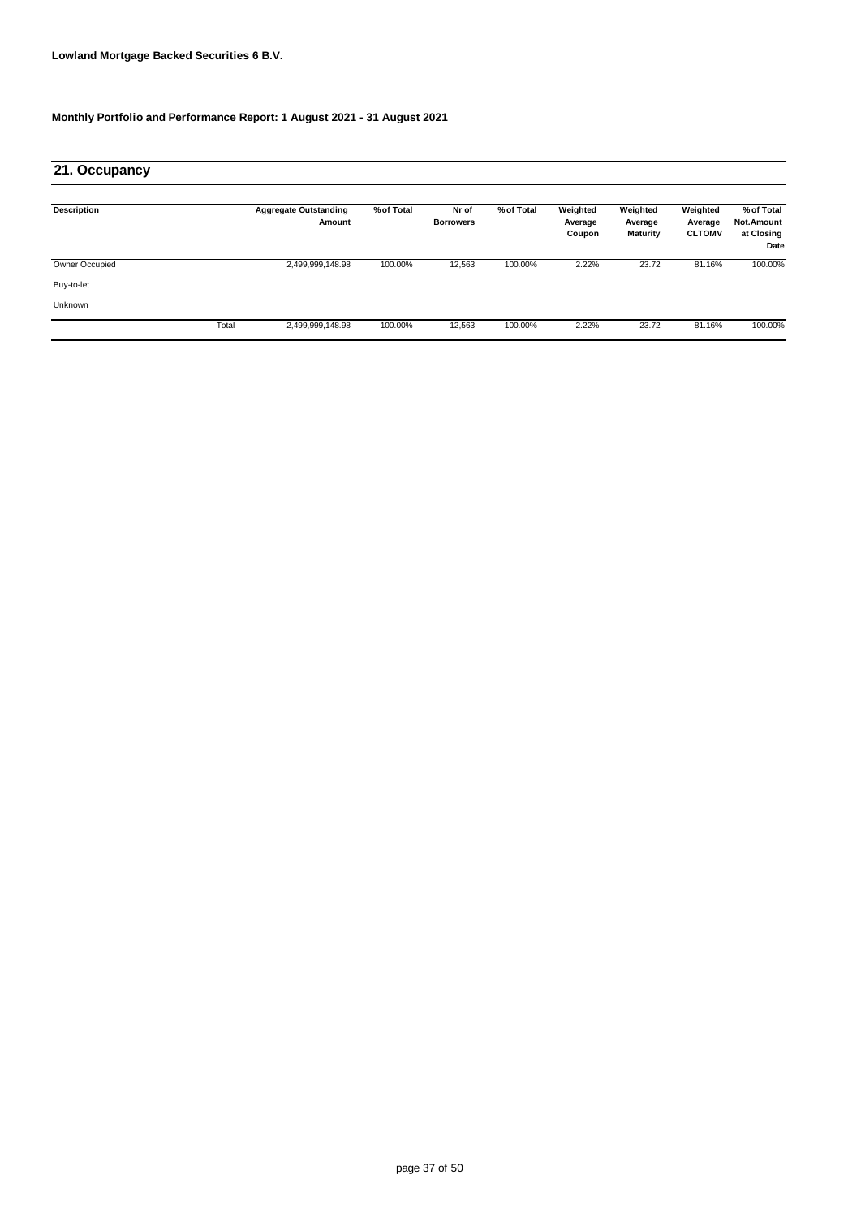**Lowland Mortgage Backed Securities 6 B.V.**

**Monthly Portfolio and Performance Report: 1 August 2021 - 31 August 2021**

## 21. Occupancy

| Description | | Aggregate Outstanding Amount | % of Total | Nr of Borrowers | % of Total | Weighted Average Coupon | Weighted Average Maturity | Weighted Average CLTOMV | % of Total Not.Amount at Closing Date |
|---|---|---|---|---|---|---|---|---|---|
| Owner Occupied | | 2,499,999,148.98 | 100.00% | 12,563 | 100.00% | 2.22% | 23.72 | 81.16% | 100.00% |
| Buy-to-let | | | | | | | | | |
| Unknown | | | | | | | | | |
| | Total | 2,499,999,148.98 | 100.00% | 12,563 | 100.00% | 2.22% | 23.72 | 81.16% | 100.00% |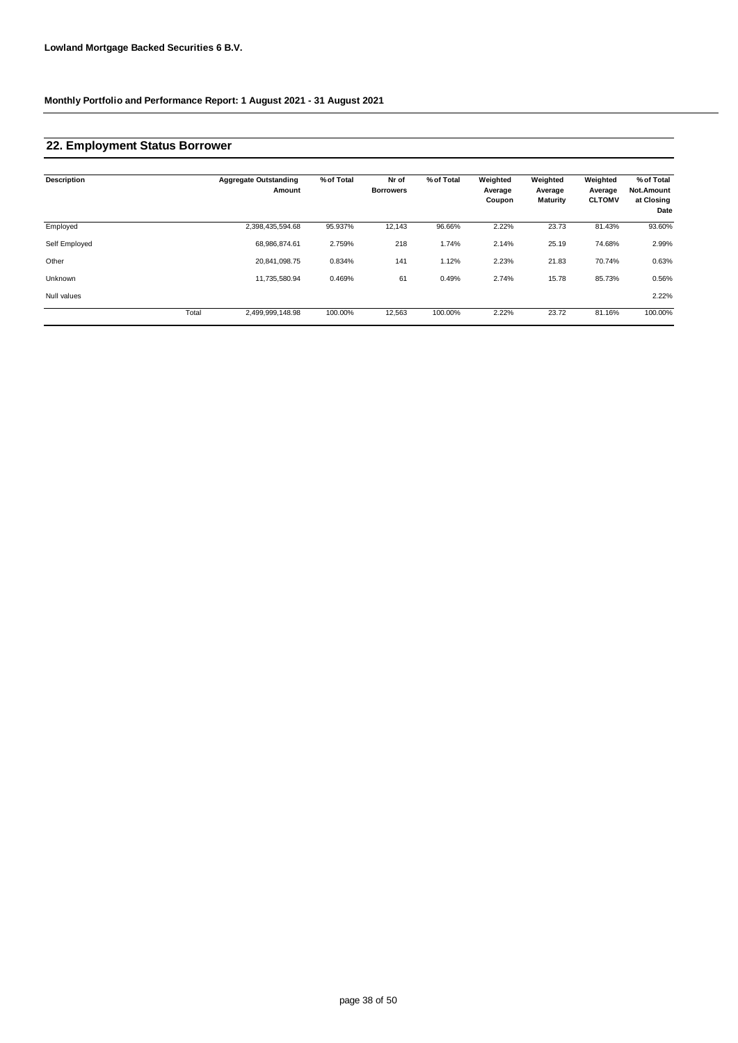Lowland Mortgage Backed Securities 6 B.V.

Monthly Portfolio and Performance Report: 1 August 2021 - 31 August 2021

## 22. Employment Status Borrower

| Description | | Aggregate Outstanding Amount | % of Total | Nr of Borrowers | % of Total | Weighted Average Coupon | Weighted Average Maturity | Weighted Average CLTOMV | % of Total Not.Amount at Closing Date |
|---|---|---|---|---|---|---|---|---|---|
| Employed | | 2,398,435,594.68 | 95.937% | 12,143 | 96.66% | 2.22% | 23.73 | 81.43% | 93.60% |
| Self Employed | | 68,986,874.61 | 2.759% | 218 | 1.74% | 2.14% | 25.19 | 74.68% | 2.99% |
| Other | | 20,841,098.75 | 0.834% | 141 | 1.12% | 2.23% | 21.83 | 70.74% | 0.63% |
| Unknown | | 11,735,580.94 | 0.469% | 61 | 0.49% | 2.74% | 15.78 | 85.73% | 0.56% |
| Null values | | | | | | | | | 2.22% |
| | Total | 2,499,999,148.98 | 100.00% | 12,563 | 100.00% | 2.22% | 23.72 | 81.16% | 100.00% |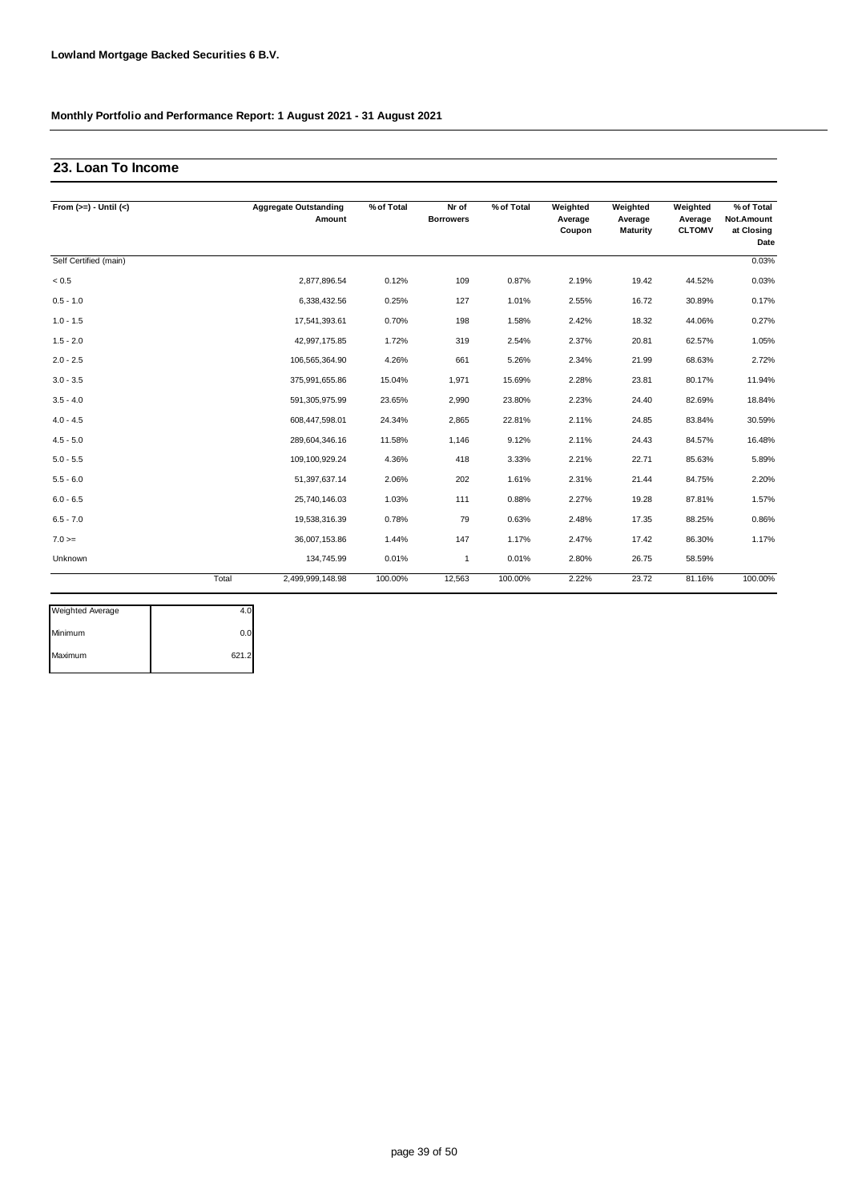**Lowland Mortgage Backed Securities 6 B.V.**

**Monthly Portfolio and Performance Report: 1 August 2021 - 31 August 2021**

## 23. Loan To Income

| From (>=) - Until (<) | Aggregate Outstanding Amount | % of Total | Nr of Borrowers | % of Total | Weighted Average Coupon | Weighted Average Maturity | Weighted Average CLTOMV | % of Total Not.Amount at Closing Date |
|---|---|---|---|---|---|---|---|---|
| Self Certified (main) | | | | | | | | 0.03% |
| < 0.5 | 2,877,896.54 | 0.12% | 109 | 0.87% | 2.19% | 19.42 | 44.52% | 0.03% |
| 0.5 - 1.0 | 6,338,432.56 | 0.25% | 127 | 1.01% | 2.55% | 16.72 | 30.89% | 0.17% |
| 1.0 - 1.5 | 17,541,393.61 | 0.70% | 198 | 1.58% | 2.42% | 18.32 | 44.06% | 0.27% |
| 1.5 - 2.0 | 42,997,175.85 | 1.72% | 319 | 2.54% | 2.37% | 20.81 | 62.57% | 1.05% |
| 2.0 - 2.5 | 106,565,364.90 | 4.26% | 661 | 5.26% | 2.34% | 21.99 | 68.63% | 2.72% |
| 3.0 - 3.5 | 375,991,655.86 | 15.04% | 1,971 | 15.69% | 2.28% | 23.81 | 80.17% | 11.94% |
| 3.5 - 4.0 | 591,305,975.99 | 23.65% | 2,990 | 23.80% | 2.23% | 24.40 | 82.69% | 18.84% |
| 4.0 - 4.5 | 608,447,598.01 | 24.34% | 2,865 | 22.81% | 2.11% | 24.85 | 83.84% | 30.59% |
| 4.5 - 5.0 | 289,604,346.16 | 11.58% | 1,146 | 9.12% | 2.11% | 24.43 | 84.57% | 16.48% |
| 5.0 - 5.5 | 109,100,929.24 | 4.36% | 418 | 3.33% | 2.21% | 22.71 | 85.63% | 5.89% |
| 5.5 - 6.0 | 51,397,637.14 | 2.06% | 202 | 1.61% | 2.31% | 21.44 | 84.75% | 2.20% |
| 6.0 - 6.5 | 25,740,146.03 | 1.03% | 111 | 0.88% | 2.27% | 19.28 | 87.81% | 1.57% |
| 6.5 - 7.0 | 19,538,316.39 | 0.78% | 79 | 0.63% | 2.48% | 17.35 | 88.25% | 0.86% |
| 7.0 >= | 36,007,153.86 | 1.44% | 147 | 1.17% | 2.47% | 17.42 | 86.30% | 1.17% |
| Unknown | 134,745.99 | 0.01% | 1 | 0.01% | 2.80% | 26.75 | 58.59% | |
| Total | 2,499,999,148.98 | 100.00% | 12,563 | 100.00% | 2.22% | 23.72 | 81.16% | 100.00% |

| | |
|---|---|
| Weighted Average | 4.0 |
| Minimum | 0.0 |
| Maximum | 621.2 |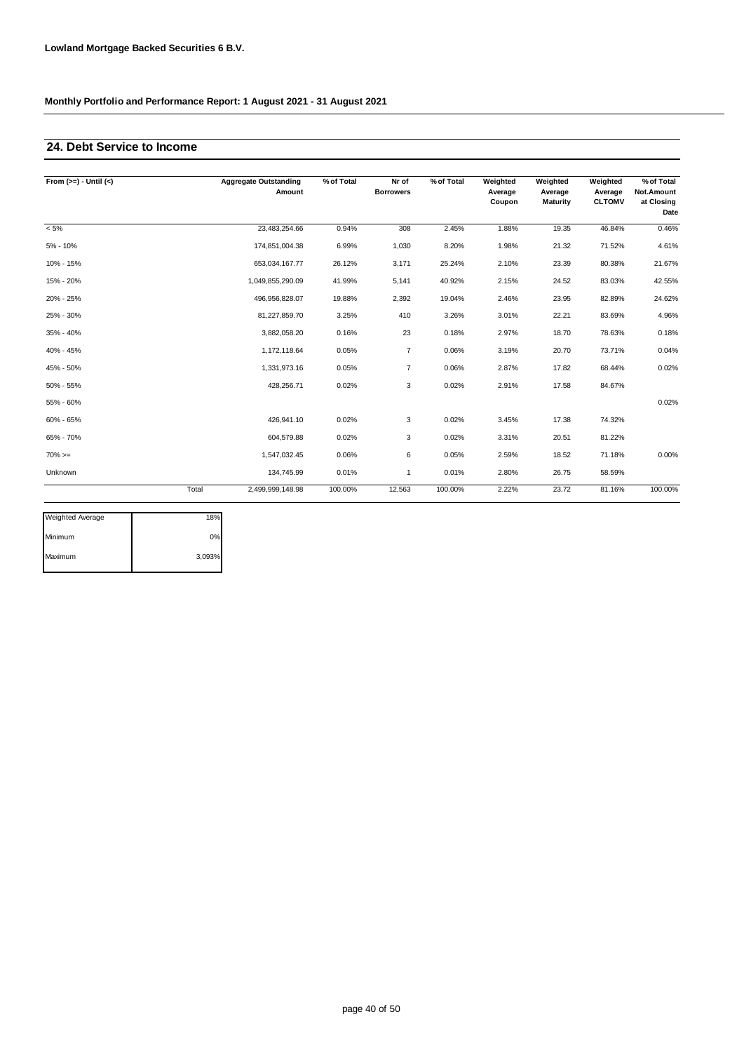**Lowland Mortgage Backed Securities 6 B.V.**

**Monthly Portfolio and Performance Report: 1 August 2021 - 31 August 2021**

## 24. Debt Service to Income

| From (>=) - Until (<) | | Aggregate Outstanding Amount | % of Total | Nr of Borrowers | % of Total | Weighted Average Coupon | Weighted Average Maturity | Weighted Average CLTOMV | % of Total Not.Amount at Closing Date |
|---|---|---|---|---|---|---|---|---|---|
| < 5% | | 23,483,254.66 | 0.94% | 308 | 2.45% | 1.88% | 19.35 | 46.84% | 0.46% |
| 5% - 10% | | 174,851,004.38 | 6.99% | 1,030 | 8.20% | 1.98% | 21.32 | 71.52% | 4.61% |
| 10% - 15% | | 653,034,167.77 | 26.12% | 3,171 | 25.24% | 2.10% | 23.39 | 80.38% | 21.67% |
| 15% - 20% | | 1,049,855,290.09 | 41.99% | 5,141 | 40.92% | 2.15% | 24.52 | 83.03% | 42.55% |
| 20% - 25% | | 496,956,828.07 | 19.88% | 2,392 | 19.04% | 2.46% | 23.95 | 82.89% | 24.62% |
| 25% - 30% | | 81,227,859.70 | 3.25% | 410 | 3.26% | 3.01% | 22.21 | 83.69% | 4.96% |
| 35% - 40% | | 3,882,058.20 | 0.16% | 23 | 0.18% | 2.97% | 18.70 | 78.63% | 0.18% |
| 40% - 45% | | 1,172,118.64 | 0.05% | 7 | 0.06% | 3.19% | 20.70 | 73.71% | 0.04% |
| 45% - 50% | | 1,331,973.16 | 0.05% | 7 | 0.06% | 2.87% | 17.82 | 68.44% | 0.02% |
| 50% - 55% | | 428,256.71 | 0.02% | 3 | 0.02% | 2.91% | 17.58 | 84.67% | |
| 55% - 60% | | | | | | | | | 0.02% |
| 60% - 65% | | 426,941.10 | 0.02% | 3 | 0.02% | 3.45% | 17.38 | 74.32% | |
| 65% - 70% | | 604,579.88 | 0.02% | 3 | 0.02% | 3.31% | 20.51 | 81.22% | |
| 70% >= | | 1,547,032.45 | 0.06% | 6 | 0.05% | 2.59% | 18.52 | 71.18% | 0.00% |
| Unknown | | 134,745.99 | 0.01% | 1 | 0.01% | 2.80% | 26.75 | 58.59% | |
| | Total | 2,499,999,148.98 | 100.00% | 12,563 | 100.00% | 2.22% | 23.72 | 81.16% | 100.00% |

| | |
|---|---|
| Weighted Average | 18% |
| Minimum | 0% |
| Maximum | 3,093% |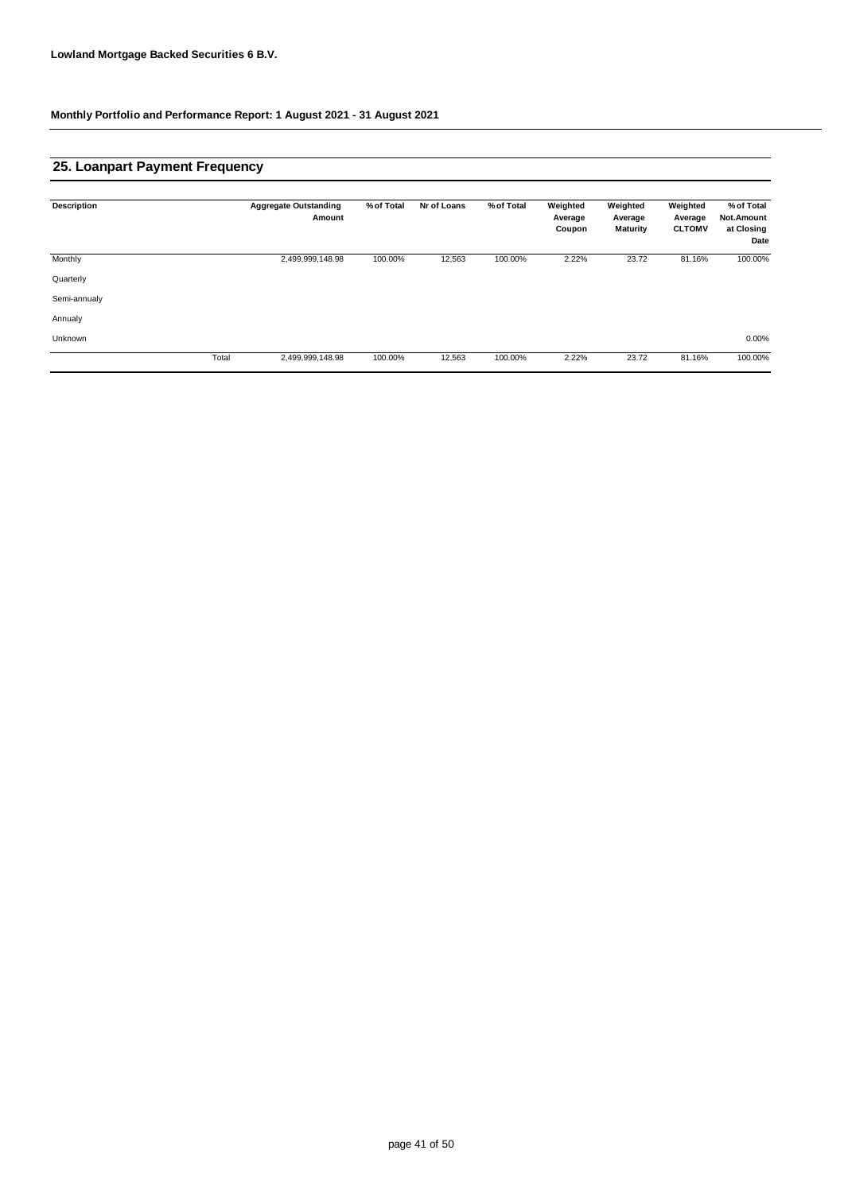**Lowland Mortgage Backed Securities 6 B.V.**

**Monthly Portfolio and Performance Report: 1 August 2021 - 31 August 2021**

## 25. Loanpart Payment Frequency

| Description | | Aggregate Outstanding Amount | % of Total | Nr of Loans | % of Total | Weighted Average Coupon | Weighted Average Maturity | Weighted Average CLTOMV | % of Total Not.Amount at Closing Date |
|---|---|---|---|---|---|---|---|---|---|
| Monthly | | 2,499,999,148.98 | 100.00% | 12,563 | 100.00% | 2.22% | 23.72 | 81.16% | 100.00% |
| Quarterly | | | | | | | | | |
| Semi-annualy | | | | | | | | | |
| Annualy | | | | | | | | | |
| Unknown | | | | | | | | | 0.00% |
| | Total | 2,499,999,148.98 | 100.00% | 12,563 | 100.00% | 2.22% | 23.72 | 81.16% | 100.00% |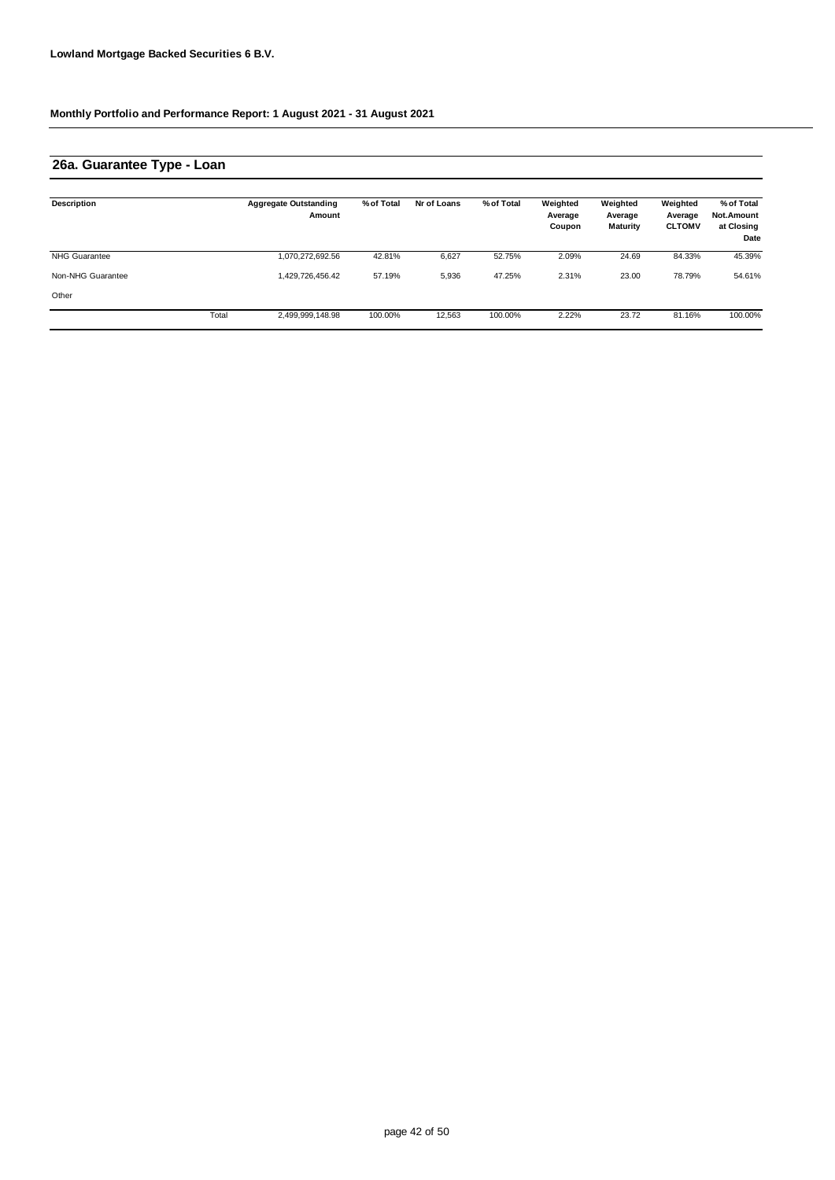**Lowland Mortgage Backed Securities 6 B.V.**

**Monthly Portfolio and Performance Report: 1 August 2021 - 31 August 2021**

## 26a. Guarantee Type - Loan

| Description | | Aggregate Outstanding Amount | % of Total | Nr of Loans | % of Total | Weighted Average Coupon | Weighted Average Maturity | Weighted Average CLTOMV | % of Total Not.Amount at Closing Date |
|---|---|---|---|---|---|---|---|---|---|
| NHG Guarantee | | 1,070,272,692.56 | 42.81% | 6,627 | 52.75% | 2.09% | 24.69 | 84.33% | 45.39% |
| Non-NHG Guarantee | | 1,429,726,456.42 | 57.19% | 5,936 | 47.25% | 2.31% | 23.00 | 78.79% | 54.61% |
| Other | | | | | | | | | |
| | Total | 2,499,999,148.98 | 100.00% | 12,563 | 100.00% | 2.22% | 23.72 | 81.16% | 100.00% |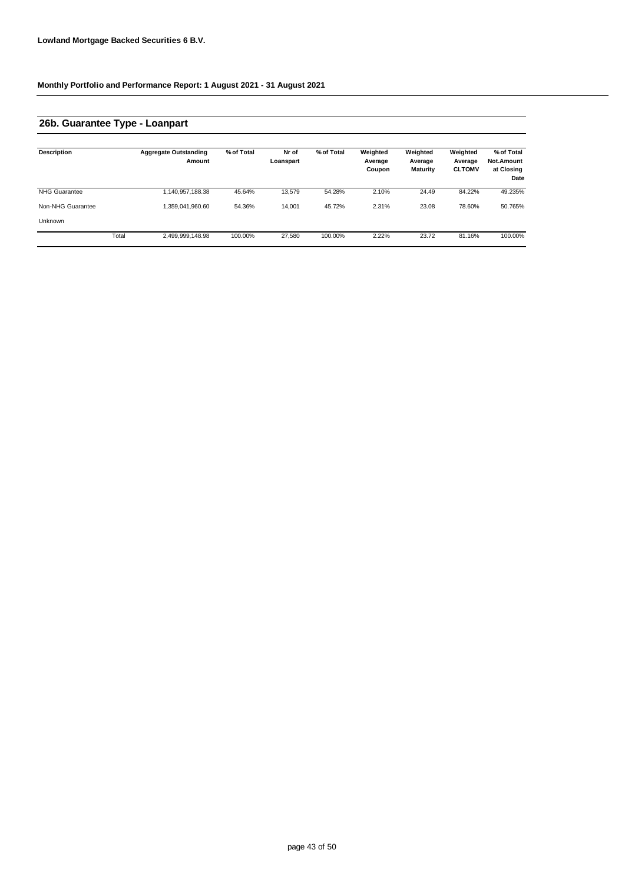**Lowland Mortgage Backed Securities 6 B.V.**

**Monthly Portfolio and Performance Report: 1 August 2021 - 31 August 2021**

## 26b. Guarantee Type - Loanpart

| Description | | Aggregate Outstanding Amount | % of Total | Nr of Loanspart | % of Total | Weighted Average Coupon | Weighted Average Maturity | Weighted Average CLTOMV | % of Total Not.Amount at Closing Date |
|---|---|---|---|---|---|---|---|---|---|
| NHG Guarantee | | 1,140,957,188.38 | 45.64% | 13,579 | 54.28% | 2.10% | 24.49 | 84.22% | 49.235% |
| Non-NHG Guarantee | | 1,359,041,960.60 | 54.36% | 14,001 | 45.72% | 2.31% | 23.08 | 78.60% | 50.765% |
| Unknown | | | | | | | | | |
| | Total | 2,499,999,148.98 | 100.00% | 27,580 | 100.00% | 2.22% | 23.72 | 81.16% | 100.00% |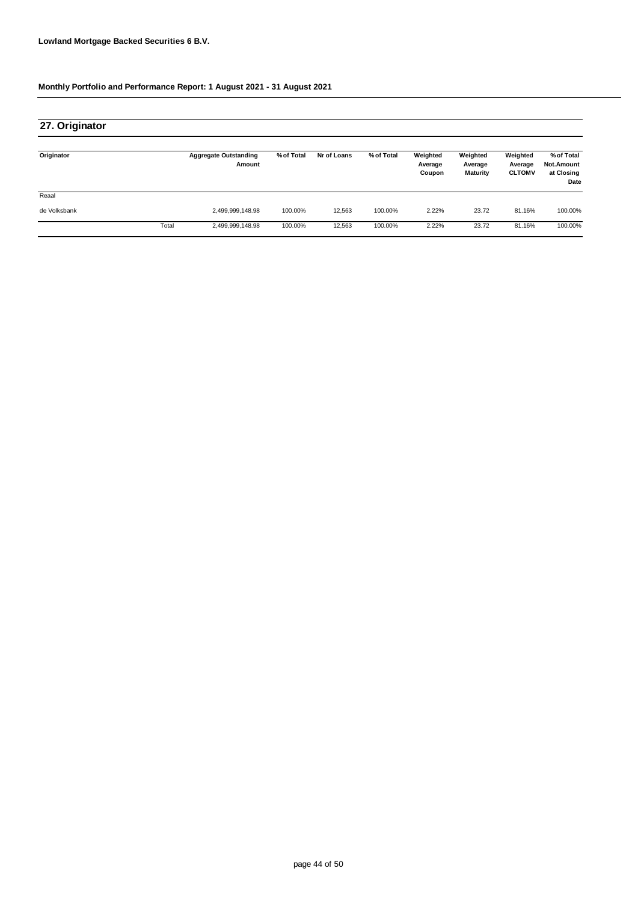**Lowland Mortgage Backed Securities 6 B.V.**

**Monthly Portfolio and Performance Report: 1 August 2021 - 31 August 2021**

## 27. Originator

| Originator | | Aggregate Outstanding Amount | % of Total | Nr of Loans | % of Total | Weighted Average Coupon | Weighted Average Maturity | Weighted Average CLTOMV | % of Total Not.Amount at Closing Date |
|---|---|---|---|---|---|---|---|---|---|
| Reaal | | | | | | | | | |
| de Volksbank | | 2,499,999,148.98 | 100.00% | 12,563 | 100.00% | 2.22% | 23.72 | 81.16% | 100.00% |
| | Total | 2,499,999,148.98 | 100.00% | 12,563 | 100.00% | 2.22% | 23.72 | 81.16% | 100.00% |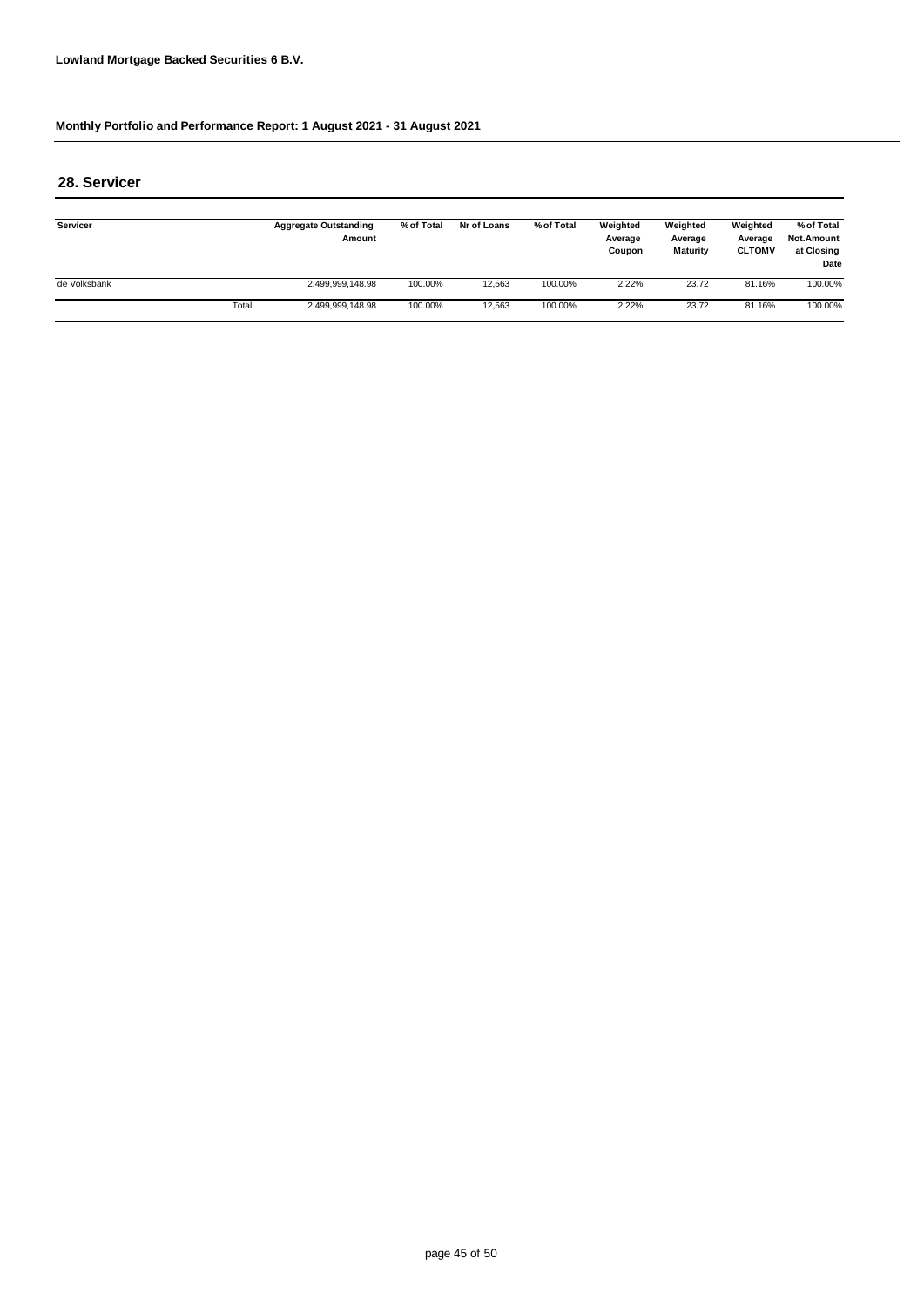**Lowland Mortgage Backed Securities 6 B.V.**

**Monthly Portfolio and Performance Report: 1 August 2021 - 31 August 2021**

## 28. Servicer

| Servicer | | Aggregate Outstanding Amount | % of Total | Nr of Loans | % of Total | Weighted Average Coupon | Weighted Average Maturity | Weighted Average CLTOMV | % of Total Not.Amount at Closing Date |
|---|---|---|---|---|---|---|---|---|---|
| de Volksbank | | 2,499,999,148.98 | 100.00% | 12,563 | 100.00% | 2.22% | 23.72 | 81.16% | 100.00% |
| | Total | 2,499,999,148.98 | 100.00% | 12,563 | 100.00% | 2.22% | 23.72 | 81.16% | 100.00% |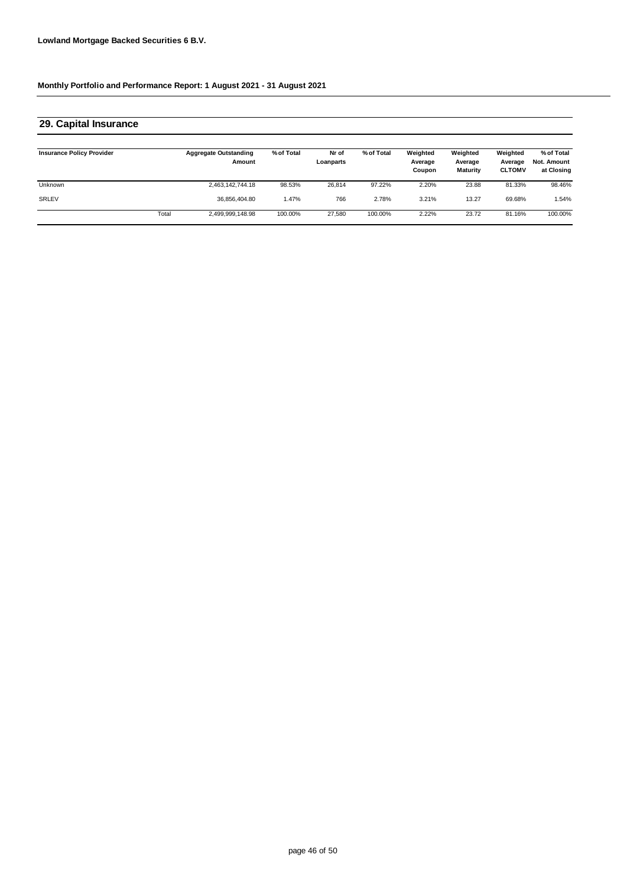**Lowland Mortgage Backed Securities 6 B.V.**

**Monthly Portfolio and Performance Report: 1 August 2021 - 31 August 2021**

## 29. Capital Insurance

| Insurance Policy Provider | | Aggregate Outstanding Amount | % of Total | Nr of Loanparts | % of Total | Weighted Average Coupon | Weighted Average Maturity | Weighted Average CLTOMV | % of Total Not. Amount at Closing |
|---|---|---|---|---|---|---|---|---|---|
| Unknown | | 2,463,142,744.18 | 98.53% | 26,814 | 97.22% | 2.20% | 23.88 | 81.33% | 98.46% |
| SRLEV | | 36,856,404.80 | 1.47% | 766 | 2.78% | 3.21% | 13.27 | 69.68% | 1.54% |
| | Total | 2,499,999,148.98 | 100.00% | 27,580 | 100.00% | 2.22% | 23.72 | 81.16% | 100.00% |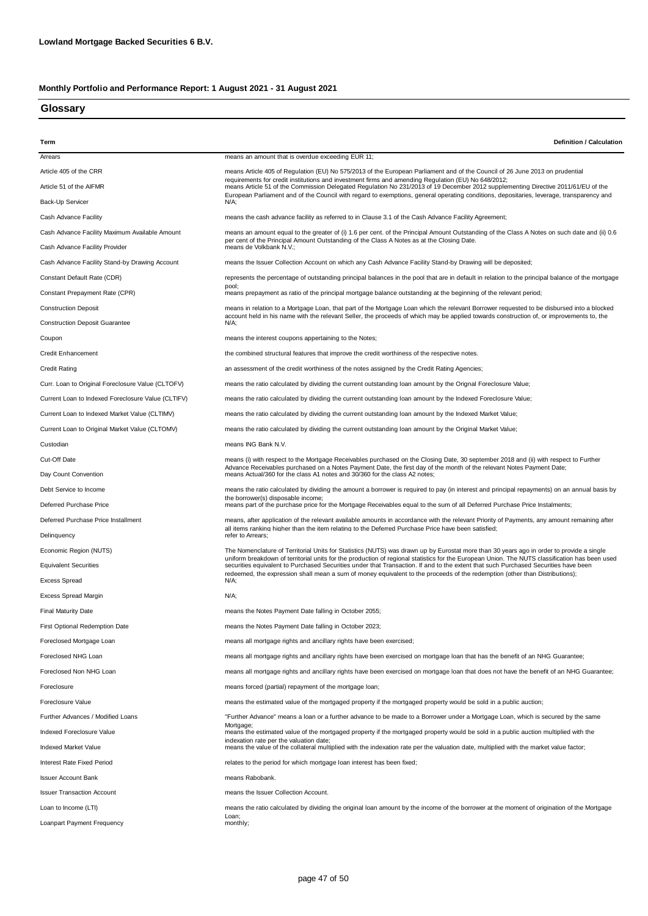**Lowland Mortgage Backed Securities 6 B.V.**

**Monthly Portfolio and Performance Report: 1 August 2021 - 31 August 2021**

## Glossary

| Term | Definition / Calculation |
|---|---|
| Arrears | means an amount that is overdue exceeding EUR 11; |
| Article 405 of the CRR | means Article 405 of Regulation (EU) No 575/2013 of the European Parliament and of the Council of 26 June 2013 on prudential requirements for credit institutions and investment firms and amending Regulation (EU) No 648/2012; |
| Article 51 of the AIFMR | means Article 51 of the Commission Delegated Regulation No 231/2013 of 19 December 2012 supplementing Directive 2011/61/EU of the European Parliament and of the Council with regard to exemptions, general operating conditions, depositaries, leverage, transparency and |
| Back-Up Servicer | N/A; |
| Cash Advance Facility | means the cash advance facility as referred to in Clause 3.1 of the Cash Advance Facility Agreement; |
| Cash Advance Facility Maximum Available Amount | means an amount equal to the greater of (i) 1.6 per cent. of the Principal Amount Outstanding of the Class A Notes on such date and (ii) 0.6 per cent of the Principal Amount Outstanding of the Class A Notes as at the Closing Date. |
| Cash Advance Facility Provider | means de Volkbank N.V.; |
| Cash Advance Facility Stand-by Drawing Account | means the Issuer Collection Account on which any Cash Advance Facility Stand-by Drawing will be deposited; |
| Constant Default Rate (CDR) | represents the percentage of outstanding principal balances in the pool that are in default in relation to the principal balance of the mortgage pool; |
| Constant Prepayment Rate (CPR) | means prepayment as ratio of the principal mortgage balance outstanding at the beginning of the relevant period; |
| Construction Deposit | means in relation to a Mortgage Loan, that part of the Mortgage Loan which the relevant Borrower requested to be disbursed into a blocked account held in his name with the relevant Seller, the proceeds of which may be applied towards construction of, or improvements to, the |
| Construction Deposit Guarantee | N/A; |
| Coupon | means the interest coupons appertaining to the Notes; |
| Credit Enhancement | the combined structural features that improve the credit worthiness of the respective notes. |
| Credit Rating | an assessment of the credit worthiness of the notes assigned by the Credit Rating Agencies; |
| Curr. Loan to Original Foreclosure Value (CLTOFV) | means the ratio calculated by dividing the current outstanding loan amount by the Orignal Foreclosure Value; |
| Current Loan to Indexed Foreclosure Value (CLTIFV) | means the ratio calculated by dividing the current outstanding loan amount by the Indexed Foreclosure Value; |
| Current Loan to Indexed Market Value (CLTIMV) | means the ratio calculated by dividing the current outstanding loan amount by the Indexed Market Value; |
| Current Loan to Original Market Value (CLTOMV) | means the ratio calculated by dividing the current outstanding loan amount by the Original Market Value; |
| Custodian | means ING Bank N.V. |
| Cut-Off Date | means (i) with respect to the Mortgage Receivables purchased on the Closing Date, 30 september 2018 and (ii) with respect to Further Advance Receivables purchased on a Notes Payment Date, the first day of the month of the relevant Notes Payment Date; |
| Day Count Convention | means Actual/360 for the class A1 notes and 30/360 for the class A2 notes; |
| Debt Service to Income | means the ratio calculated by dividing the amount a borrower is required to pay (in interest and principal repayments) on an annual basis by the borrower(s) disposable income; |
| Deferred Purchase Price | means part of the purchase price for the Mortgage Receivables equal to the sum of all Deferred Purchase Price Instalments; |
| Deferred Purchase Price Installment | means, after application of the relevant available amounts in accordance with the relevant Priority of Payments, any amount remaining after all items ranking higher than the item relating to the Deferred Purchase Price have been satisfied; |
| Delinquency | refer to Arrears; |
| Economic Region (NUTS) | The Nomenclature of Territorial Units for Statistics (NUTS) was drawn up by Eurostat more than 30 years ago in order to provide a single uniform breakdown of territorial units for the production of regional statistics for the European Union. The NUTS classification has been used |
| Equivalent Securities | securities equivalent to Purchased Securities under that Transaction. If and to the extent that such Purchased Securities have been redeemed, the expression shall mean a sum of money equivalent to the proceeds of the redemption (other than Distributions); |
| Excess Spread | N/A; |
| Excess Spread Margin | N/A; |
| Final Maturity Date | means the Notes Payment Date falling in October 2055; |
| First Optional Redemption Date | means the Notes Payment Date falling in October 2023; |
| Foreclosed Mortgage Loan | means all mortgage rights and ancillary rights have been exercised; |
| Foreclosed NHG Loan | means all mortgage rights and ancillary rights have been exercised on mortgage loan that has the benefit of an NHG Guarantee; |
| Foreclosed Non NHG Loan | means all mortgage rights and ancillary rights have been exercised on mortgage loan that does not have the benefit of an NHG Guarantee; |
| Foreclosure | means forced (partial) repayment of the mortgage loan; |
| Foreclosure Value | means the estimated value of the mortgaged property if the mortgaged property would be sold in a public auction; |
| Further Advances / Modified Loans | "Further Advance" means a loan or a further advance to be made to a Borrower under a Mortgage Loan, which is secured by the same Mortgage; |
| Indexed Foreclosure Value | means the estimated value of the mortgaged property if the mortgaged property would be sold in a public auction multiplied with the indexation rate per the valuation date; |
| Indexed Market Value | means the value of the collateral multiplied with the indexation rate per the valuation date, multiplied with the market value factor; |
| Interest Rate Fixed Period | relates to the period for which mortgage loan interest has been fixed; |
| Issuer Account Bank | means Rabobank. |
| Issuer Transaction Account | means the Issuer Collection Account. |
| Loan to Income (LTI) | means the ratio calculated by dividing the original loan amount by the income of the borrower at the moment of origination of the Mortgage Loan; |
| Loanpart Payment Frequency | monthly; |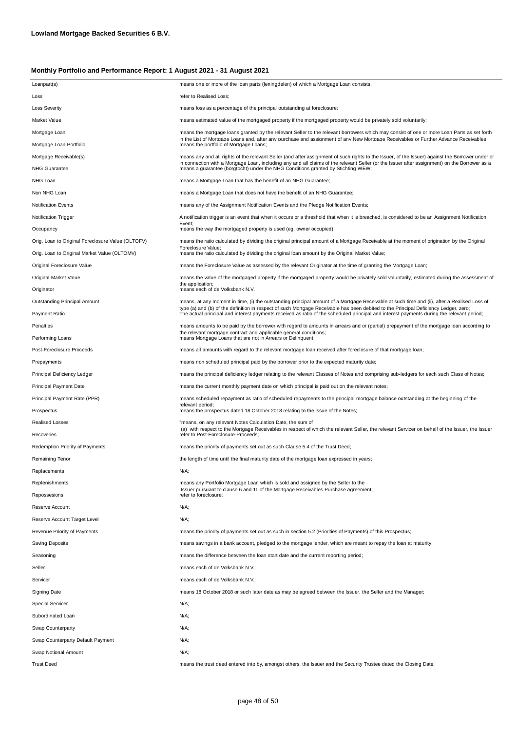**Lowland Mortgage Backed Securities 6 B.V.**

**Monthly Portfolio and Performance Report: 1 August 2021 - 31 August 2021**

| | |
|---|---|
| Loanpart(s) | means one or more of the loan parts (leningdelen) of which a Mortgage Loan consists; |
| Loss | refer to Realised Loss; |
| Loss Severity | means loss as a percentage of the principal outstanding at foreclosure; |
| Market Value | means estimated value of the mortgaged property if the mortgaged property would be privately sold voluntarily; |
| Mortgage Loan | means the mortgage loans granted by the relevant Seller to the relevant borrowers which may consist of one or more Loan Parts as set forth in the List of Mortgage Loans and, after any purchase and assignment of any New Mortgage Receivables or Further Advance Receivables |
| Mortgage Loan Portfolio | means the portfolio of Mortgage Loans; |
| Mortgage Receivable(s) | means any and all rights of the relevant Seller (and after assignment of such rights to the Issuer, of the Issuer) against the Borrower under or in connection with a Mortgage Loan, including any and all claims of the relevant Seller (or the Issuer after assignment) on the Borrower as a |
| NHG Guarantee | means a guarantee (borgtocht) under the NHG Conditions granted by Stichting WEW; |
| NHG Loan | means a Mortgage Loan that has the benefit of an NHG Guarantee; |
| Non NHG Loan | means a Mortgage Loan that does not have the benefit of an NHG Guarantee; |
| Notification Events | means any of the Assignment Notification Events and the Pledge Notification Events; |
| Notification Trigger | A notification trigger is an event that when it occurs or a threshold that when it is breached, is considered to be an Assignment Notification Event; |
| Occupancy | means the way the mortgaged property is used (eg. owner occupied); |
| Orig. Loan to Original Foreclosure Value (OLTOFV) | means the ratio calculated by dividing the original principal amount of a Mortgage Receivable at the moment of origination by the Original Foreclosure Value; |
| Orig. Loan to Original Market Value (OLTOMV) | means the ratio calculated by dividing the original loan amount by the Original Market Value; |
| Original Foreclosure Value | means the Foreclosure Value as assessed by the relevant Originator at the time of granting the Mortgage Loan; |
| Original Market Value | means the value of the mortgaged property if the mortgaged property would be privately sold voluntarily, estimated during the assessment of the application; |
| Originator | means each of de Volksbank N.V. |
| Outstanding Principal Amount | means, at any moment in time, (i) the outstanding principal amount of a Mortgage Receivable at such time and (ii), after a Realised Loss of type (a) and (b) of the definition in respect of such Mortgage Receivable has been debited to the Principal Deficiency Ledger, zero; |
| Payment Ratio | The actual principal and interest payments received as ratio of the scheduled principal and interest payments during the relevant period; |
| Penalties | means amounts to be paid by the borrower with regard to amounts in arrears and or (partial) prepayment of the mortgage loan according to the relevant mortgage contract and applicable general conditions; |
| Performing Loans | means Mortgage Loans that are not in Arrears or Delinquent; |
| Post-Foreclosure Proceeds | means all amounts with regard to the relevant mortgage loan received after foreclosure of that mortgage loan; |
| Prepayments | means non scheduled principal paid by the borrower prior to the expected maturity date; |
| Principal Deficiency Ledger | means the principal deficiency ledger relating to the relevant Classes of Notes and comprising sub-ledgers for each such Class of Notes; |
| Principal Payment Date | means the current monthly payment date on which principal is paid out on the relevant notes; |
| Principal Payment Rate (PPR) | means scheduled repayment as ratio of scheduled repayments to the principal mortgage balance outstanding at the beginning of the relevant period; |
| Prospectus | means the prospectus dated 18 October 2018 relating to the issue of the Notes; |
| Realised Losses | "means, on any relevant Notes Calculation Date, the sum of (a) with respect to the Mortgage Receivables in respect of which the relevant Seller, the relevant Servicer on behalf of the Issuer, the Issuer |
| Recoveries | refer to Post-Foreclosure-Proceeds; |
| Redemption Priority of Payments | means the priority of payments set out as such Clause 5.4 of the Trust Deed; |
| Remaining Tenor | the length of time until the final maturity date of the mortgage loan expressed in years; |
| Replacements | N/A; |
| Replenishments | means any Portfolio Mortgage Loan which is sold and assigned by the Seller to the Issuer pursuant to clause 6 and 11 of the Mortgage Receivables Purchase Agreement; |
| Repossesions | refer to foreclosure; |
| Reserve Account | N/A; |
| Reserve Account Target Level | N/A; |
| Revenue Priority of Payments | means the priority of payments set out as such in section 5.2 (Priorities of Payments) of this Prospectus; |
| Saving Deposits | means savings in a bank account, pledged to the mortgage lender, which are meant to repay the loan at maturity; |
| Seasoning | means the difference between the loan start date and the current reporting period; |
| Seller | means each of de Volksbank N.V.; |
| Servicer | means each of de Volksbank N.V.; |
| Signing Date | means 18 October 2018 or such later date as may be agreed between the Issuer, the Seller and the Manager; |
| Special Servicer | N/A; |
| Subordinated Loan | N/A; |
| Swap Counterparty | N/A; |
| Swap Counterparty Default Payment | N/A; |
| Swap Notional Amount | N/A; |
| Trust Deed | means the trust deed entered into by, amongst others, the Issuer and the Security Trustee dated the Closing Date; |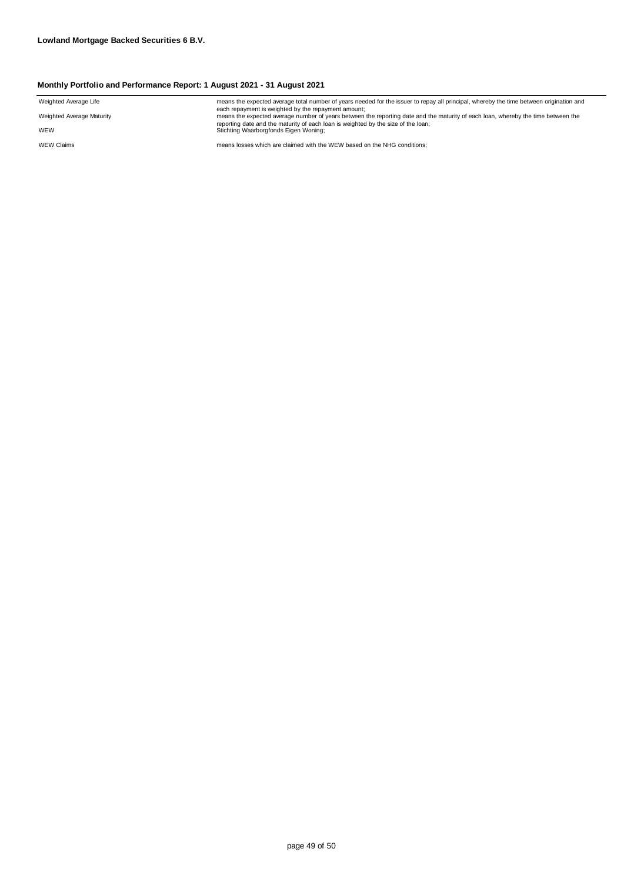**Lowland Mortgage Backed Securities 6 B.V.**

**Monthly Portfolio and Performance Report: 1 August 2021 - 31 August 2021**

| | |
|---|---|
| Weighted Average Life | means the expected average total number of years needed for the issuer to repay all principal, whereby the time between origination and each repayment is weighted by the repayment amount; |
| Weighted Average Maturity | means the expected average number of years between the reporting date and the maturity of each loan, whereby the time between the reporting date and the maturity of each loan is weighted by the size of the loan; |
| WEW | Stichting Waarborgfonds Eigen Woning; |
| WEW Claims | means losses which are claimed with the WEW based on the NHG conditions; |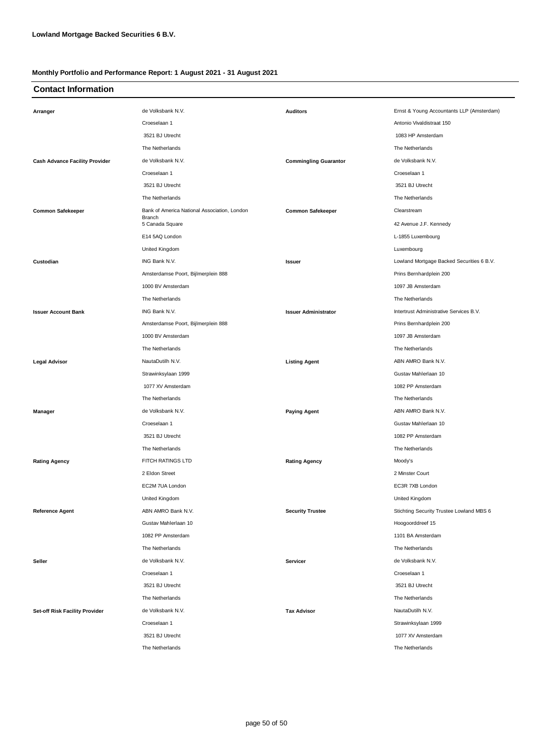**Lowland Mortgage Backed Securities 6 B.V.**

**Monthly Portfolio and Performance Report: 1 August 2021 - 31 August 2021**

## Contact Information

| | | | |
|---|---|---|---|
| **Arranger** | de Volksbank N.V. | **Auditors** | Ernst & Young Accountants LLP (Amsterdam) |
| | Croeselaan 1 | | Antonio Vivaldistraat 150 |
| | 3521 BJ Utrecht | | 1083 HP Amsterdam |
| | The Netherlands | | The Netherlands |
| **Cash Advance Facility Provider** | de Volksbank N.V. | **Commingling Guarantor** | de Volksbank N.V. |
| | Croeselaan 1 | | Croeselaan 1 |
| | 3521 BJ Utrecht | | 3521 BJ Utrecht |
| | The Netherlands | | The Netherlands |
| **Common Safekeeper** | Bank of America National Association, London Branch | **Common Safekeeper** | Clearstream |
| | 5 Canada Square | | 42 Avenue J.F. Kennedy |
| | E14 5AQ London | | L-1855 Luxembourg |
| | United Kingdom | | Luxembourg |
| **Custodian** | ING Bank N.V. | **Issuer** | Lowland Mortgage Backed Securities 6 B.V. |
| | Amsterdamse Poort, Bijlmerplein 888 | | Prins Bernhardplein 200 |
| | 1000 BV Amsterdam | | 1097 JB Amsterdam |
| | The Netherlands | | The Netherlands |
| **Issuer Account Bank** | ING Bank N.V. | **Issuer Administrator** | Intertrust Administrative Services B.V. |
| | Amsterdamse Poort, Bijlmerplein 888 | | Prins Bernhardplein 200 |
| | 1000 BV Amsterdam | | 1097 JB Amsterdam |
| | The Netherlands | | The Netherlands |
| **Legal Advisor** | NautaDutilh N.V. | **Listing Agent** | ABN AMRO Bank N.V. |
| | Strawinksylaan 1999 | | Gustav Mahlerlaan 10 |
| | 1077 XV Amsterdam | | 1082 PP Amsterdam |
| | The Netherlands | | The Netherlands |
| **Manager** | de Volksbank N.V. | **Paying Agent** | ABN AMRO Bank N.V. |
| | Croeselaan 1 | | Gustav Mahlerlaan 10 |
| | 3521 BJ Utrecht | | 1082 PP Amsterdam |
| | The Netherlands | | The Netherlands |
| **Rating Agency** | FITCH RATINGS LTD | **Rating Agency** | Moody's |
| | 2 Eldon Street | | 2 Minster Court |
| | EC2M 7UA London | | EC3R 7XB London |
| | United Kingdom | | United Kingdom |
| **Reference Agent** | ABN AMRO Bank N.V. | **Security Trustee** | Stichting Security Trustee Lowland MBS 6 |
| | Gustav Mahlerlaan 10 | | Hoogoorddreef 15 |
| | 1082 PP Amsterdam | | 1101 BA Amsterdam |
| | The Netherlands | | The Netherlands |
| **Seller** | de Volksbank N.V. | **Servicer** | de Volksbank N.V. |
| | Croeselaan 1 | | Croeselaan 1 |
| | 3521 BJ Utrecht | | 3521 BJ Utrecht |
| | The Netherlands | | The Netherlands |
| **Set-off Risk Facility Provider** | de Volksbank N.V. | **Tax Advisor** | NautaDutilh N.V. |
| | Croeselaan 1 | | Strawinksylaan 1999 |
| | 3521 BJ Utrecht | | 1077 XV Amsterdam |
| | The Netherlands | | The Netherlands |